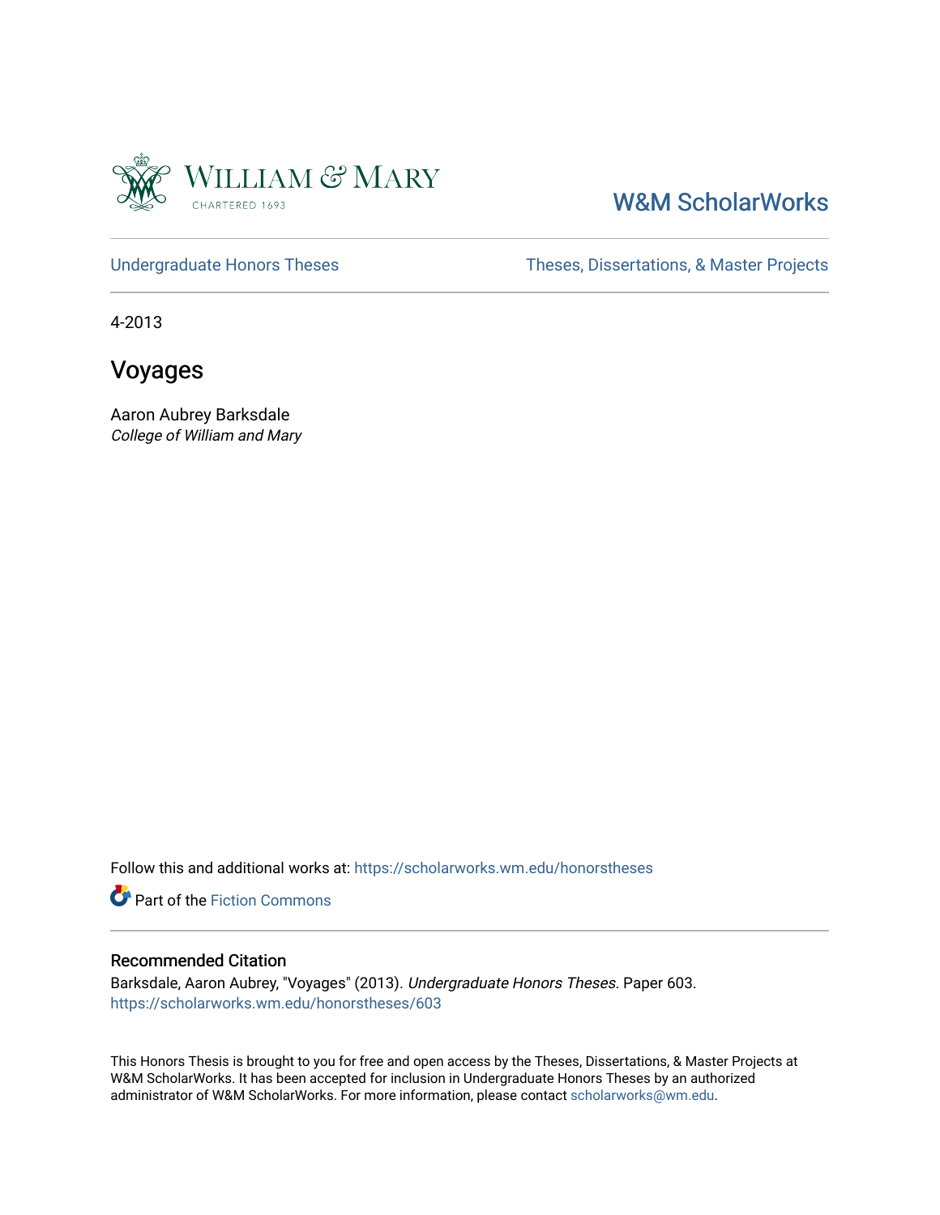William & Mary
CHARTERED 1693

W&M ScholarWorks

Undergraduate Honors Theses | Theses, Dissertations, & Master Projects

4-2013

# Voyages

Aaron Aubrey Barksdale
*College of William and Mary*

Follow this and additional works at: https://scholarworks.wm.edu/honorstheses

Part of the Fiction Commons

## Recommended Citation

Barksdale, Aaron Aubrey, "Voyages" (2013). *Undergraduate Honors Theses.* Paper 603.
https://scholarworks.wm.edu/honorstheses/603

This Honors Thesis is brought to you for free and open access by the Theses, Dissertations, & Master Projects at W&M ScholarWorks. It has been accepted for inclusion in Undergraduate Honors Theses by an authorized administrator of W&M ScholarWorks. For more information, please contact scholarworks@wm.edu.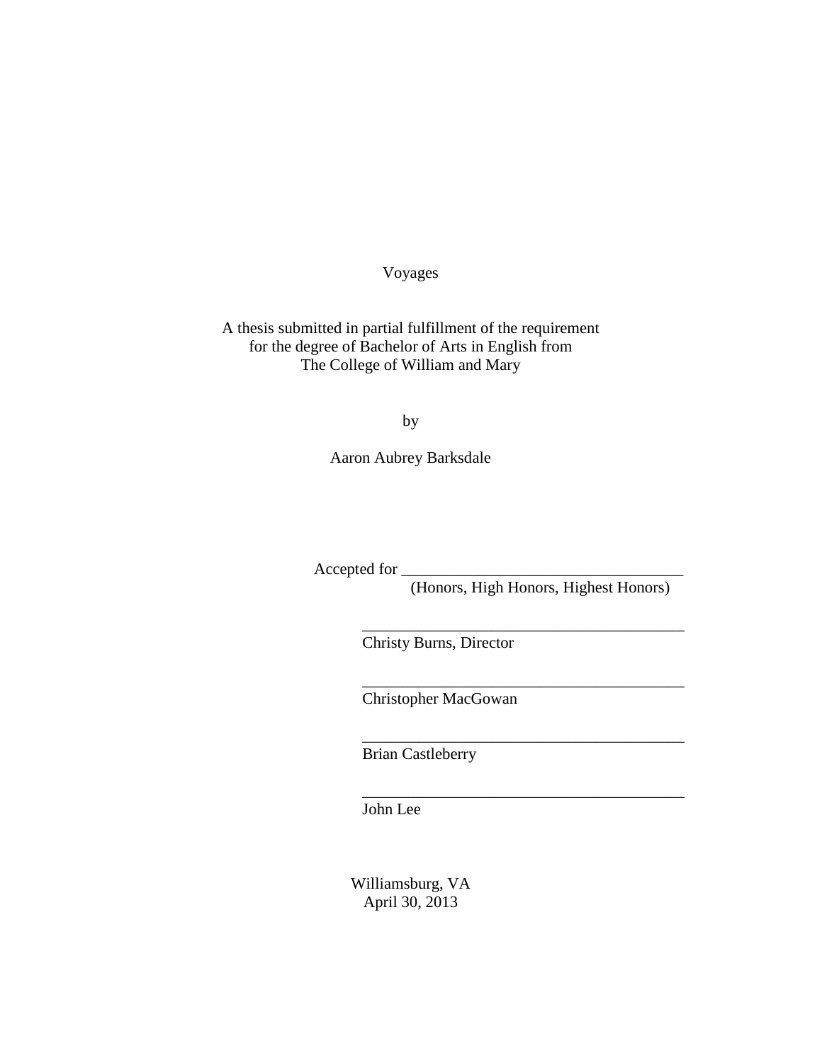# Voyages

A thesis submitted in partial fulfillment of the requirement
for the degree of Bachelor of Arts in English from
The College of William and Mary

by

Aaron Aubrey Barksdale

Accepted for ___________________________________
(Honors, High Honors, Highest Honors)

________________________________________
Christy Burns, Director

________________________________________
Christopher MacGowan

________________________________________
Brian Castleberry

________________________________________
John Lee

Williamsburg, VA
April 30, 2013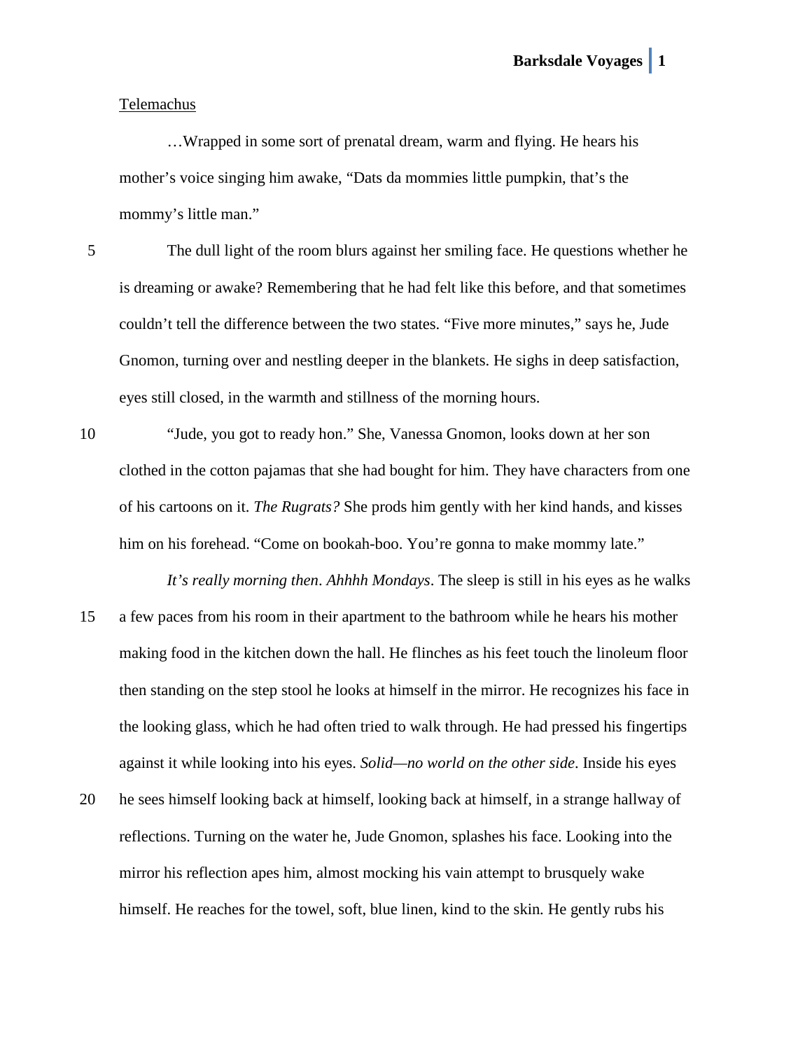Telemachus

…Wrapped in some sort of prenatal dream, warm and flying. He hears his mother's voice singing him awake, "Dats da mommies little pumpkin, that's the mommy's little man."

The dull light of the room blurs against her smiling face. He questions whether he is dreaming or awake? Remembering that he had felt like this before, and that sometimes couldn't tell the difference between the two states. "Five more minutes," says he, Jude Gnomon, turning over and nestling deeper in the blankets. He sighs in deep satisfaction, eyes still closed, in the warmth and stillness of the morning hours.

"Jude, you got to ready hon." She, Vanessa Gnomon, looks down at her son clothed in the cotton pajamas that she had bought for him. They have characters from one of his cartoons on it. *The Rugrats?* She prods him gently with her kind hands, and kisses him on his forehead. "Come on bookah-boo. You're gonna to make mommy late."

*It's really morning then*. *Ahhhh Mondays*. The sleep is still in his eyes as he walks a few paces from his room in their apartment to the bathroom while he hears his mother making food in the kitchen down the hall. He flinches as his feet touch the linoleum floor then standing on the step stool he looks at himself in the mirror. He recognizes his face in the looking glass, which he had often tried to walk through. He had pressed his fingertips against it while looking into his eyes. *Solid—no world on the other side*. Inside his eyes he sees himself looking back at himself, looking back at himself, in a strange hallway of reflections. Turning on the water he, Jude Gnomon, splashes his face. Looking into the mirror his reflection apes him, almost mocking his vain attempt to brusquely wake himself. He reaches for the towel, soft, blue linen, kind to the skin. He gently rubs his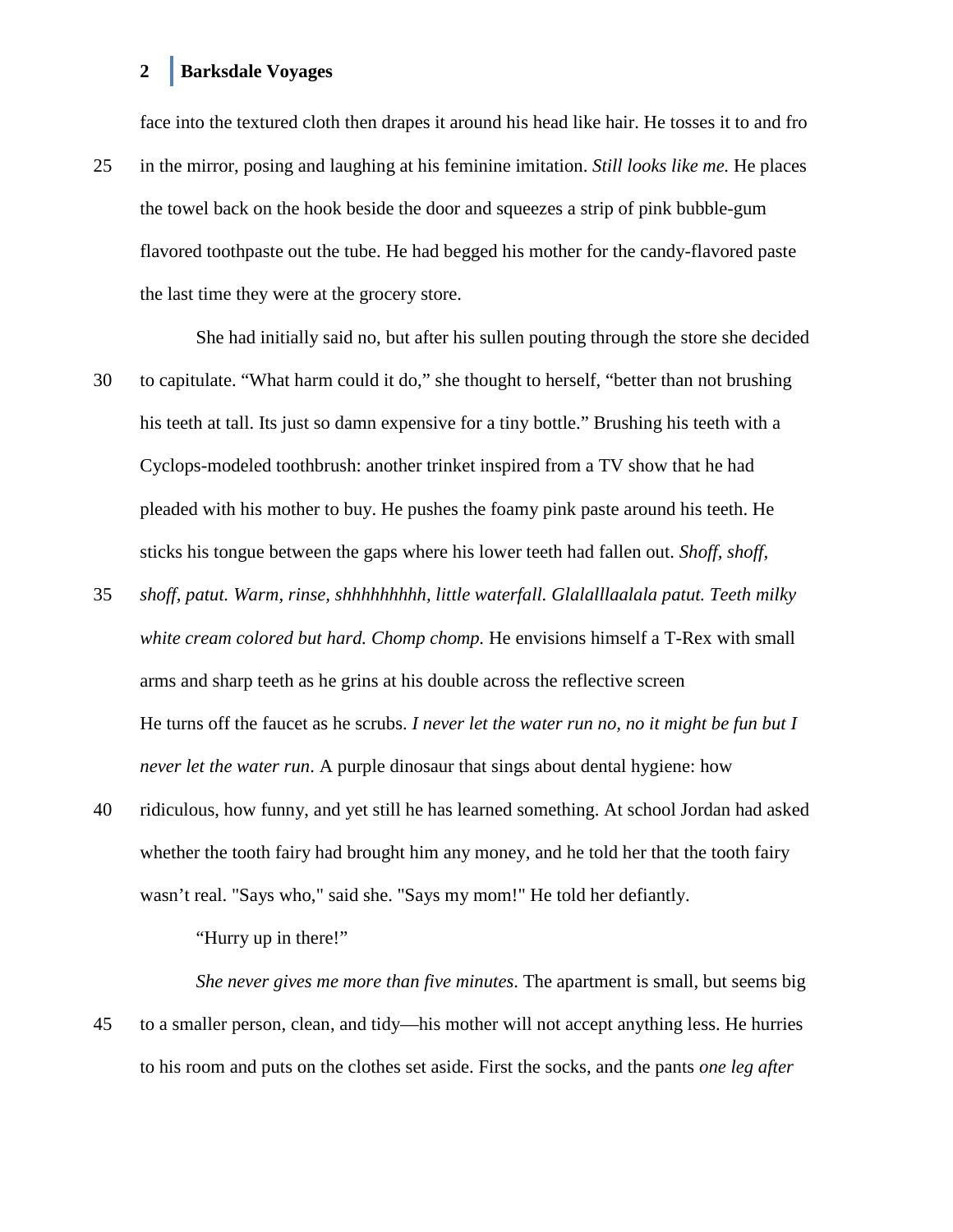face into the textured cloth then drapes it around his head like hair. He tosses it to and fro in the mirror, posing and laughing at his feminine imitation. *Still looks like me.* He places the towel back on the hook beside the door and squeezes a strip of pink bubble-gum flavored toothpaste out the tube. He had begged his mother for the candy-flavored paste the last time they were at the grocery store.

She had initially said no, but after his sullen pouting through the store she decided to capitulate. "What harm could it do," she thought to herself, "better than not brushing his teeth at tall. Its just so damn expensive for a tiny bottle." Brushing his teeth with a Cyclops-modeled toothbrush: another trinket inspired from a TV show that he had pleaded with his mother to buy. He pushes the foamy pink paste around his teeth. He sticks his tongue between the gaps where his lower teeth had fallen out. *Shoff, shoff, shoff, patut. Warm, rinse, shhhhhhhhh, little waterfall. Glalalllaalala patut. Teeth milky white cream colored but hard. Chomp chomp.* He envisions himself a T-Rex with small arms and sharp teeth as he grins at his double across the reflective screen He turns off the faucet as he scrubs. *I never let the water run no, no it might be fun but I never let the water run*. A purple dinosaur that sings about dental hygiene: how ridiculous, how funny, and yet still he has learned something. At school Jordan had asked whether the tooth fairy had brought him any money, and he told her that the tooth fairy wasn't real. "Says who," said she. "Says my mom!" He told her defiantly.

"Hurry up in there!"

*She never gives me more than five minutes*. The apartment is small, but seems big to a smaller person, clean, and tidy—his mother will not accept anything less. He hurries to his room and puts on the clothes set aside. First the socks, and the pants *one leg after*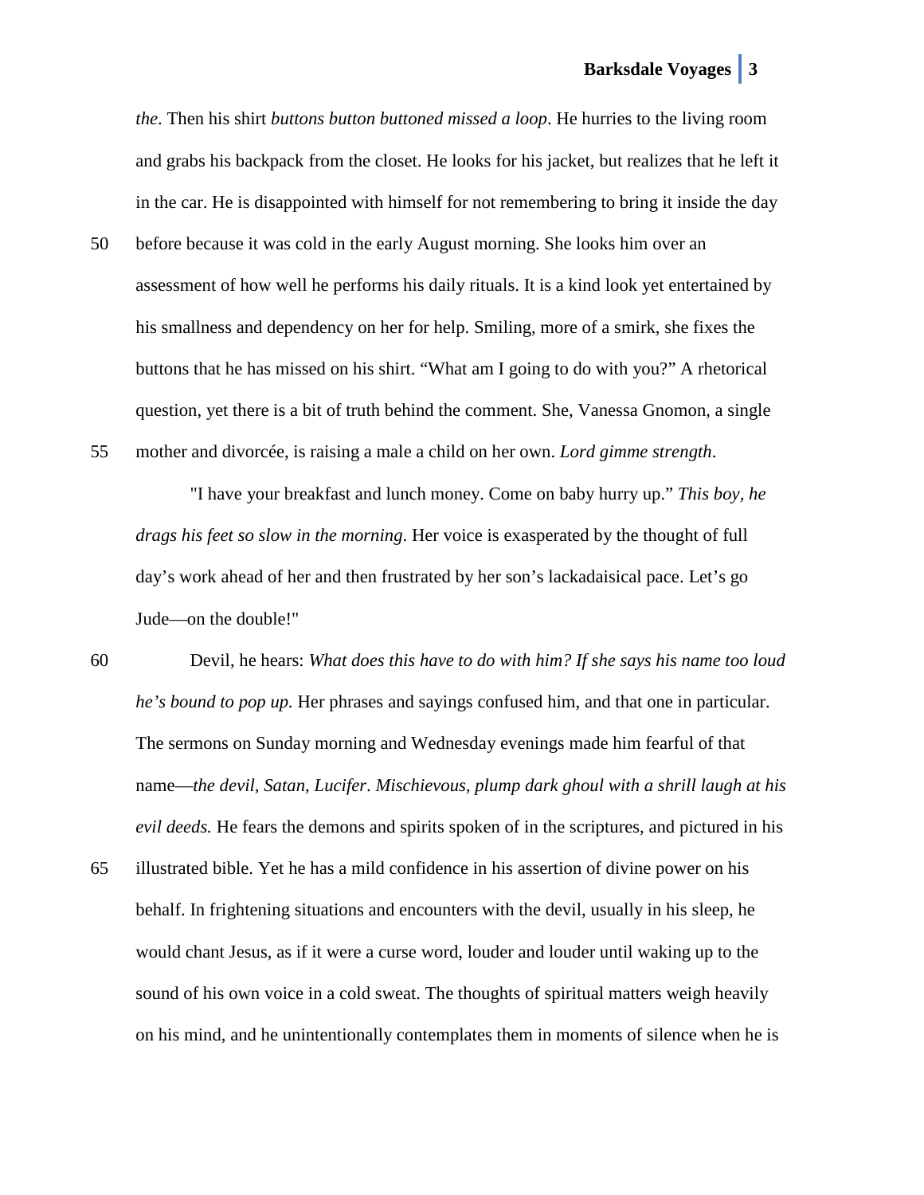*the*. Then his shirt *buttons button buttoned missed a loop*. He hurries to the living room and grabs his backpack from the closet. He looks for his jacket, but realizes that he left it in the car. He is disappointed with himself for not remembering to bring it inside the day before because it was cold in the early August morning. She looks him over an assessment of how well he performs his daily rituals. It is a kind look yet entertained by his smallness and dependency on her for help. Smiling, more of a smirk, she fixes the buttons that he has missed on his shirt. "What am I going to do with you?" A rhetorical question, yet there is a bit of truth behind the comment. She, Vanessa Gnomon, a single mother and divorcée, is raising a male a child on her own. *Lord gimme strength*.

"I have your breakfast and lunch money. Come on baby hurry up." *This boy, he drags his feet so slow in the morning*. Her voice is exasperated by the thought of full day's work ahead of her and then frustrated by her son's lackadaisical pace. Let's go Jude—on the double!"

Devil, he hears: *What does this have to do with him? If she says his name too loud he's bound to pop up.* Her phrases and sayings confused him, and that one in particular. The sermons on Sunday morning and Wednesday evenings made him fearful of that name—*the devil, Satan, Lucifer*. *Mischievous, plump dark ghoul with a shrill laugh at his evil deeds.* He fears the demons and spirits spoken of in the scriptures, and pictured in his illustrated bible. Yet he has a mild confidence in his assertion of divine power on his behalf. In frightening situations and encounters with the devil, usually in his sleep, he would chant Jesus, as if it were a curse word, louder and louder until waking up to the sound of his own voice in a cold sweat. The thoughts of spiritual matters weigh heavily on his mind, and he unintentionally contemplates them in moments of silence when he is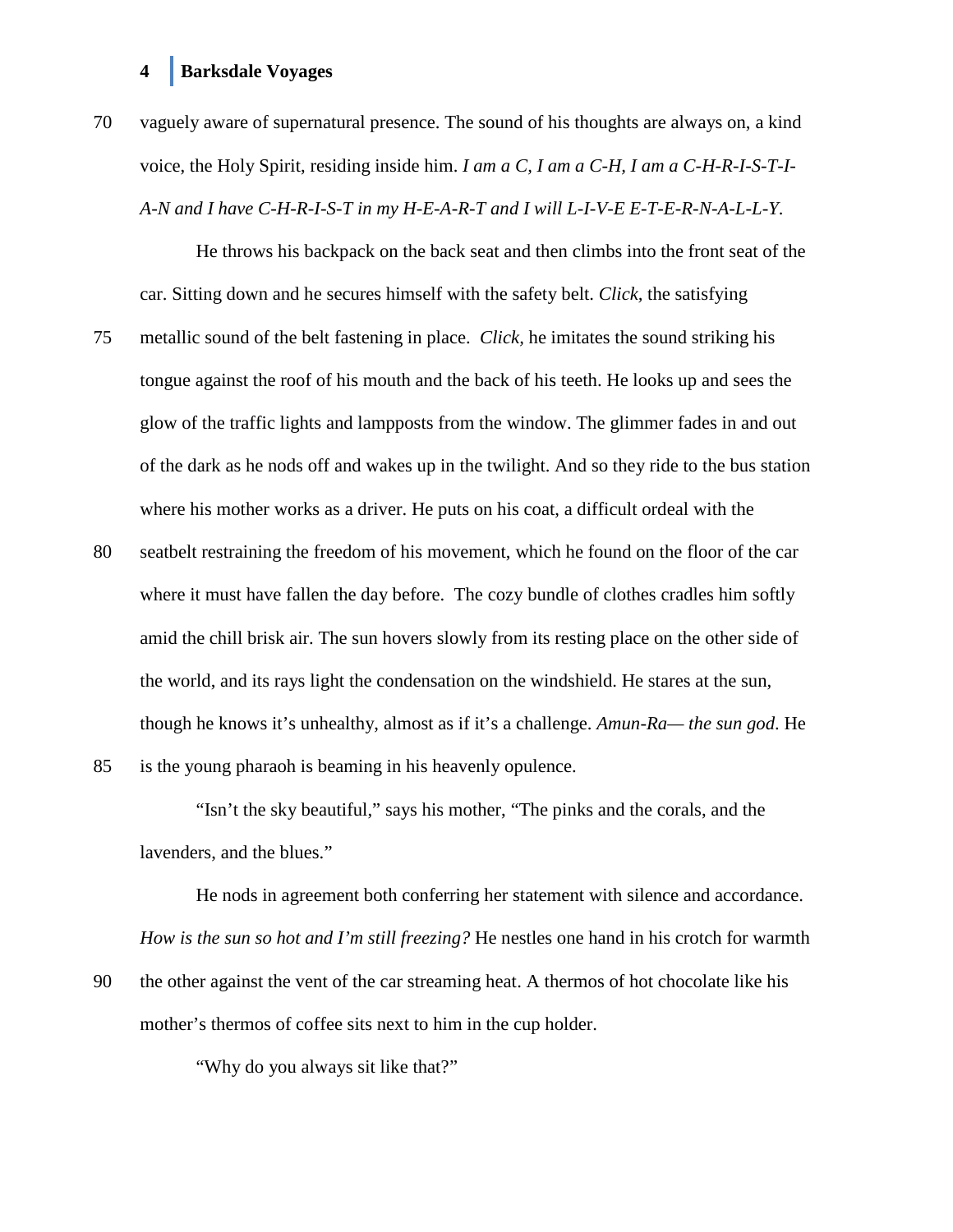vaguely aware of supernatural presence. The sound of his thoughts are always on, a kind voice, the Holy Spirit, residing inside him. *I am a C, I am a C-H, I am a C-H-R-I-S-T-I-A-N and I have C-H-R-I-S-T in my H-E-A-R-T and I will L-I-V-E E-T-E-R-N-A-L-L-Y.*

He throws his backpack on the back seat and then climbs into the front seat of the car. Sitting down and he secures himself with the safety belt. *Click,* the satisfying metallic sound of the belt fastening in place. *Click,* he imitates the sound striking his tongue against the roof of his mouth and the back of his teeth. He looks up and sees the glow of the traffic lights and lampposts from the window. The glimmer fades in and out of the dark as he nods off and wakes up in the twilight. And so they ride to the bus station where his mother works as a driver. He puts on his coat, a difficult ordeal with the seatbelt restraining the freedom of his movement, which he found on the floor of the car where it must have fallen the day before. The cozy bundle of clothes cradles him softly amid the chill brisk air. The sun hovers slowly from its resting place on the other side of the world, and its rays light the condensation on the windshield. He stares at the sun, though he knows it's unhealthy, almost as if it's a challenge. *Amun-Ra— the sun god*. He is the young pharaoh is beaming in his heavenly opulence.

"Isn't the sky beautiful," says his mother, "The pinks and the corals, and the lavenders, and the blues."

He nods in agreement both conferring her statement with silence and accordance. *How is the sun so hot and I'm still freezing?* He nestles one hand in his crotch for warmth the other against the vent of the car streaming heat. A thermos of hot chocolate like his mother's thermos of coffee sits next to him in the cup holder.

"Why do you always sit like that?"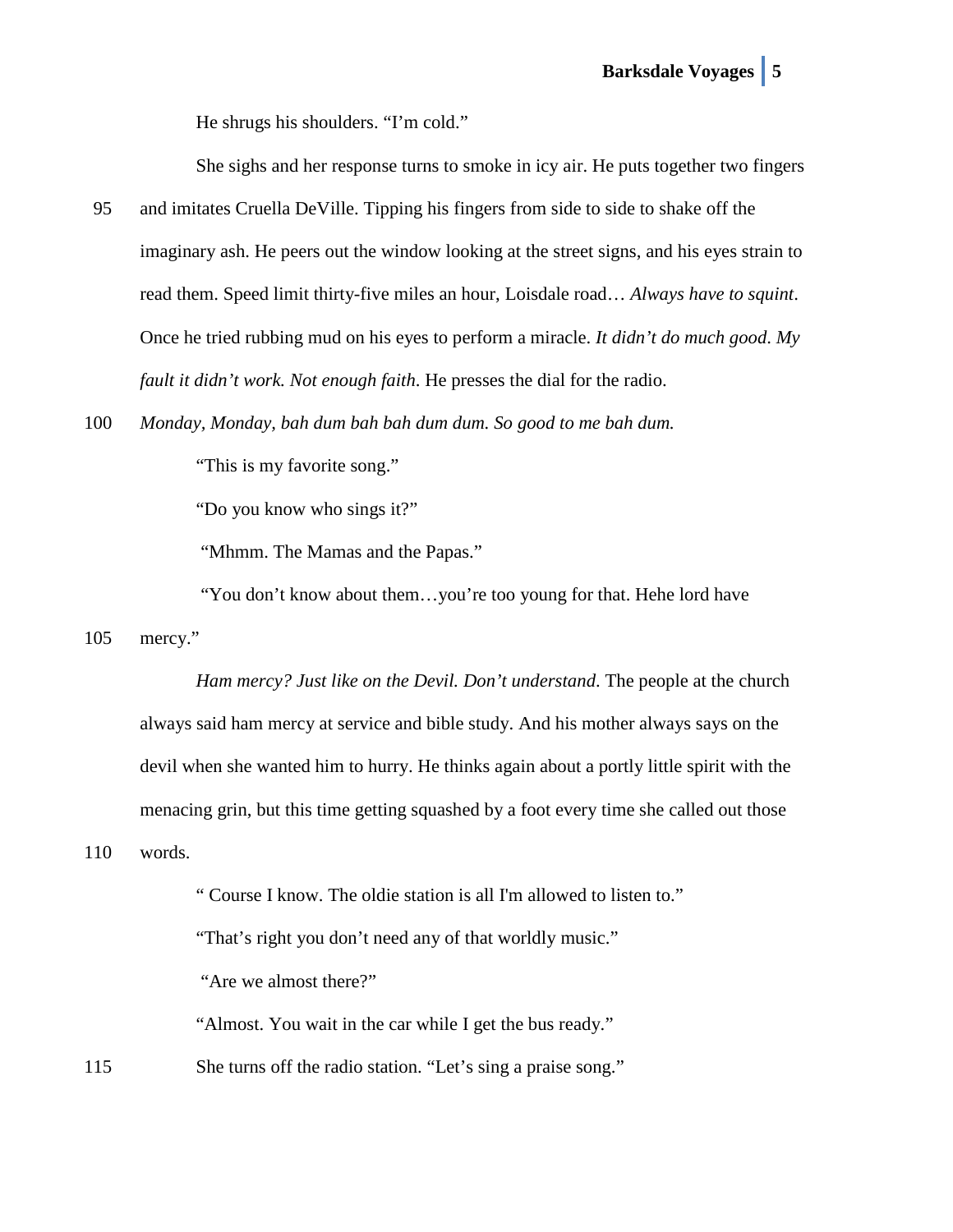He shrugs his shoulders. “I’m cold.”

She sighs and her response turns to smoke in icy air. He puts together two fingers and imitates Cruella DeVille. Tipping his fingers from side to side to shake off the imaginary ash. He peers out the window looking at the street signs, and his eyes strain to read them. Speed limit thirty-five miles an hour, Loisdale road… *Always have to squint*. Once he tried rubbing mud on his eyes to perform a miracle. *It didn’t do much good. My fault it didn’t work. Not enough faith*. He presses the dial for the radio.

*Monday, Monday, bah dum bah bah dum dum. So good to me bah dum.*

“This is my favorite song.”

“Do you know who sings it?”

“Mhmm. The Mamas and the Papas.”

“You don’t know about them…you’re too young for that. Hehe lord have mercy.”

*Ham mercy? Just like on the Devil. Don’t understand*. The people at the church always said ham mercy at service and bible study. And his mother always says on the devil when she wanted him to hurry. He thinks again about a portly little spirit with the menacing grin, but this time getting squashed by a foot every time she called out those words.

“ Course I know. The oldie station is all I'm allowed to listen to.”

“That’s right you don’t need any of that worldly music.”

“Are we almost there?”

“Almost. You wait in the car while I get the bus ready.”

She turns off the radio station. “Let’s sing a praise song.”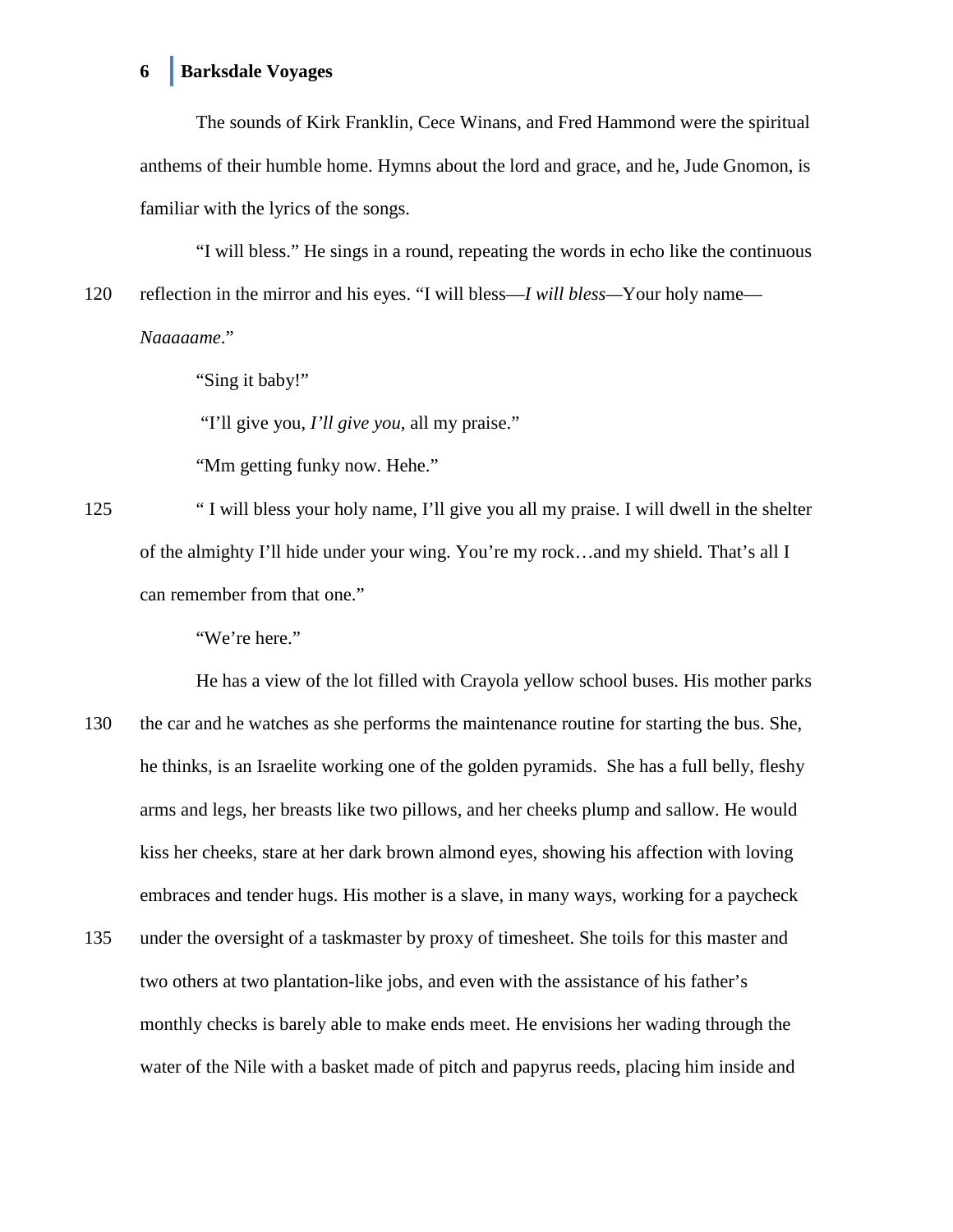The sounds of Kirk Franklin, Cece Winans, and Fred Hammond were the spiritual anthems of their humble home. Hymns about the lord and grace, and he, Jude Gnomon, is familiar with the lyrics of the songs.

"I will bless." He sings in a round, repeating the words in echo like the continuous reflection in the mirror and his eyes. "I will bless—*I will bless*—Your holy name—*Naaaaame*."

"Sing it baby!"

"I'll give you, *I'll give you,* all my praise."

"Mm getting funky now. Hehe."

" I will bless your holy name, I'll give you all my praise. I will dwell in the shelter of the almighty I'll hide under your wing. You're my rock…and my shield. That's all I can remember from that one."

"We're here."

He has a view of the lot filled with Crayola yellow school buses. His mother parks the car and he watches as she performs the maintenance routine for starting the bus. She, he thinks, is an Israelite working one of the golden pyramids. She has a full belly, fleshy arms and legs, her breasts like two pillows, and her cheeks plump and sallow. He would kiss her cheeks, stare at her dark brown almond eyes, showing his affection with loving embraces and tender hugs. His mother is a slave, in many ways, working for a paycheck under the oversight of a taskmaster by proxy of timesheet. She toils for this master and two others at two plantation-like jobs, and even with the assistance of his father's monthly checks is barely able to make ends meet. He envisions her wading through the water of the Nile with a basket made of pitch and papyrus reeds, placing him inside and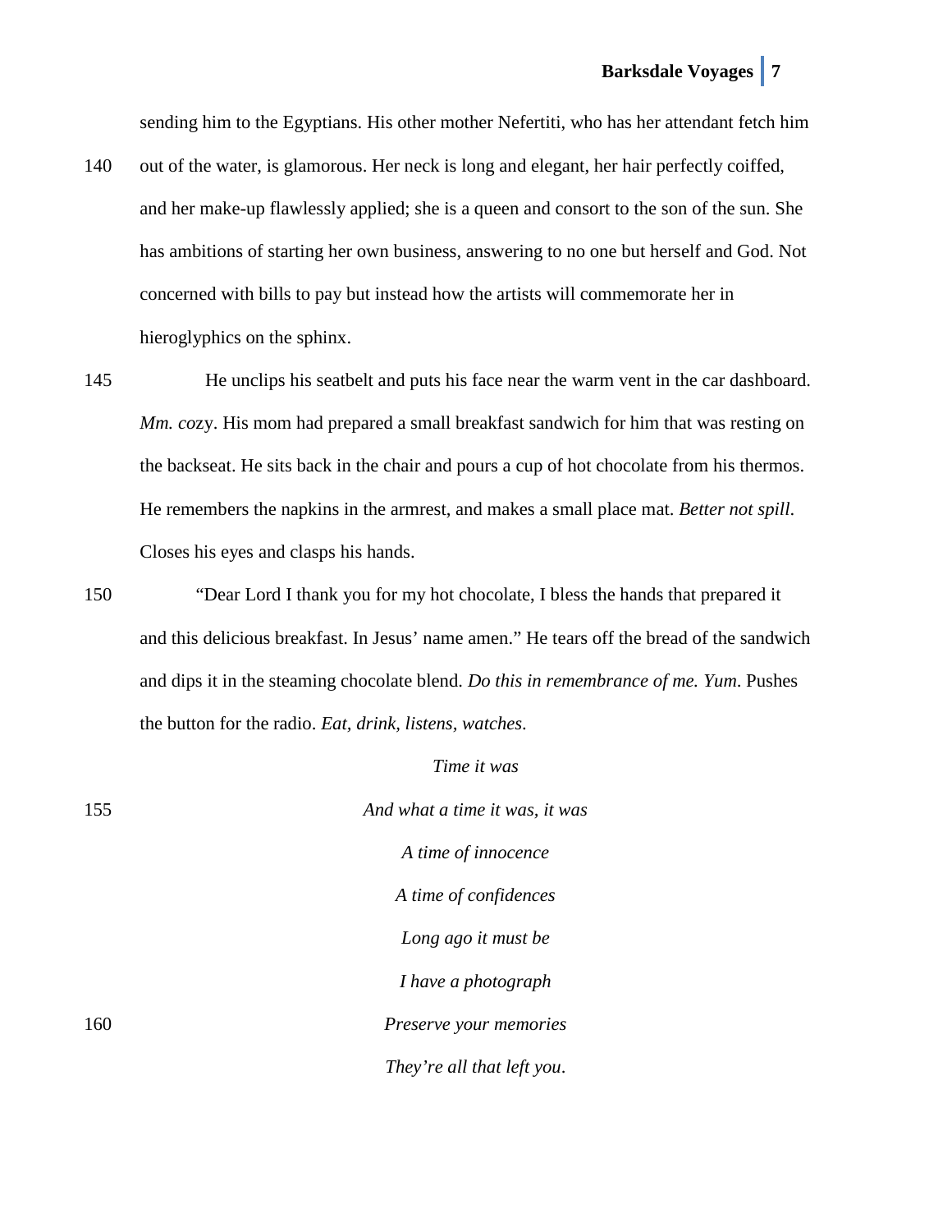sending him to the Egyptians. His other mother Nefertiti, who has her attendant fetch him out of the water, is glamorous. Her neck is long and elegant, her hair perfectly coiffed, and her make-up flawlessly applied; she is a queen and consort to the son of the sun. She has ambitions of starting her own business, answering to no one but herself and God. Not concerned with bills to pay but instead how the artists will commemorate her in hieroglyphics on the sphinx.

He unclips his seatbelt and puts his face near the warm vent in the car dashboard. *Mm. co*zy. His mom had prepared a small breakfast sandwich for him that was resting on the backseat. He sits back in the chair and pours a cup of hot chocolate from his thermos. He remembers the napkins in the armrest, and makes a small place mat. *Better not spill*. Closes his eyes and clasps his hands.

"Dear Lord I thank you for my hot chocolate, I bless the hands that prepared it and this delicious breakfast. In Jesus' name amen." He tears off the bread of the sandwich and dips it in the steaming chocolate blend. *Do this in remembrance of me. Yum*. Pushes the button for the radio. *Eat, drink, listens, watches*.

*Time it was*

*And what a time it was, it was*

*A time of innocence*

*A time of confidences*

*Long ago it must be*

*I have a photograph*

*Preserve your memories*

*They're all that left you*.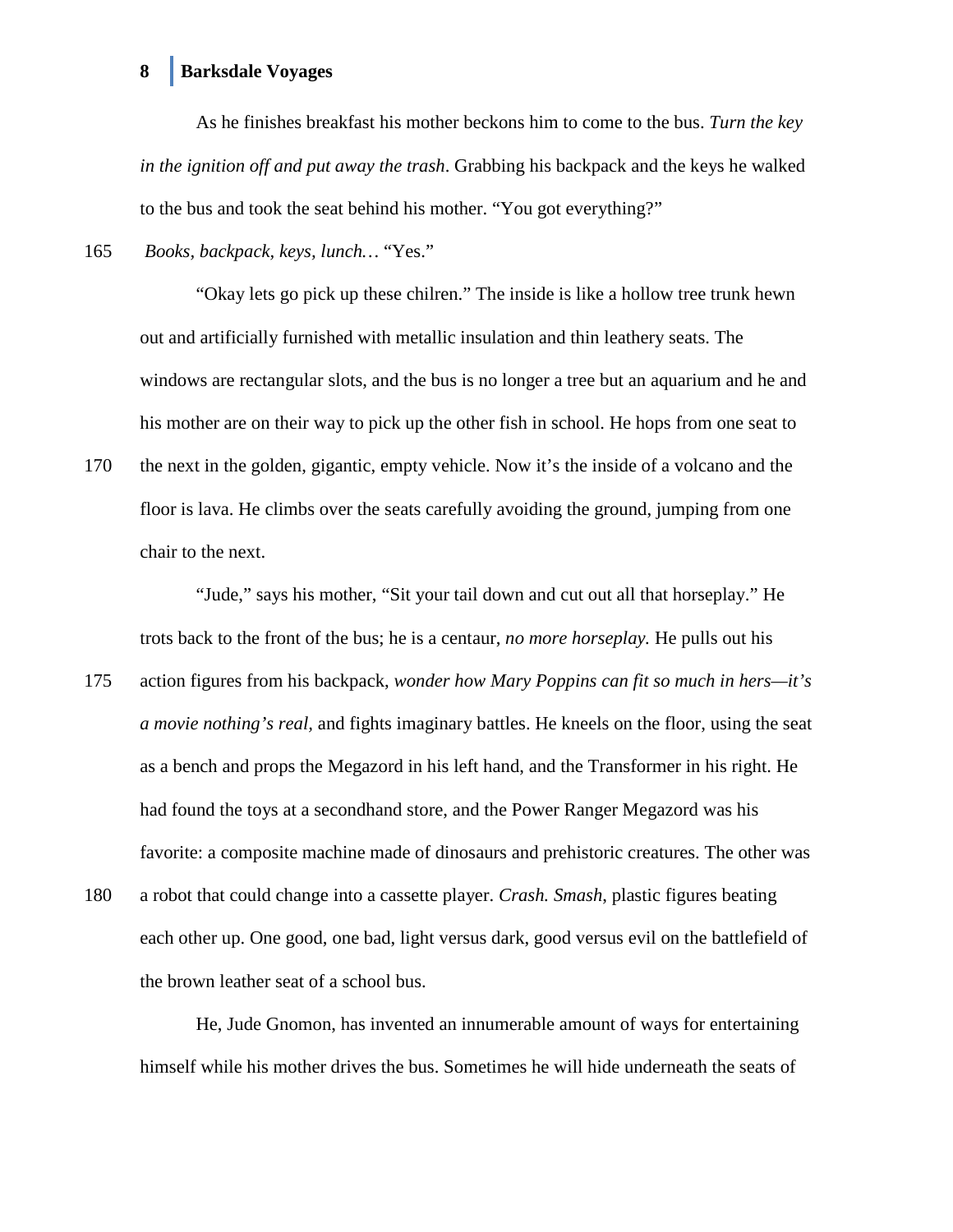As he finishes breakfast his mother beckons him to come to the bus. *Turn the key in the ignition off and put away the trash*. Grabbing his backpack and the keys he walked to the bus and took the seat behind his mother. "You got everything?"

*Books, backpack, keys, lunch…* "Yes."

"Okay lets go pick up these chilren." The inside is like a hollow tree trunk hewn out and artificially furnished with metallic insulation and thin leathery seats. The windows are rectangular slots, and the bus is no longer a tree but an aquarium and he and his mother are on their way to pick up the other fish in school. He hops from one seat to the next in the golden, gigantic, empty vehicle. Now it's the inside of a volcano and the floor is lava. He climbs over the seats carefully avoiding the ground, jumping from one chair to the next.

"Jude," says his mother, "Sit your tail down and cut out all that horseplay." He trots back to the front of the bus; he is a centaur, *no more horseplay.* He pulls out his action figures from his backpack, *wonder how Mary Poppins can fit so much in hers—it's a movie nothing's real,* and fights imaginary battles. He kneels on the floor, using the seat as a bench and props the Megazord in his left hand, and the Transformer in his right. He had found the toys at a secondhand store, and the Power Ranger Megazord was his favorite: a composite machine made of dinosaurs and prehistoric creatures. The other was a robot that could change into a cassette player. *Crash. Smash*, plastic figures beating each other up. One good, one bad, light versus dark, good versus evil on the battlefield of the brown leather seat of a school bus.

He, Jude Gnomon, has invented an innumerable amount of ways for entertaining himself while his mother drives the bus. Sometimes he will hide underneath the seats of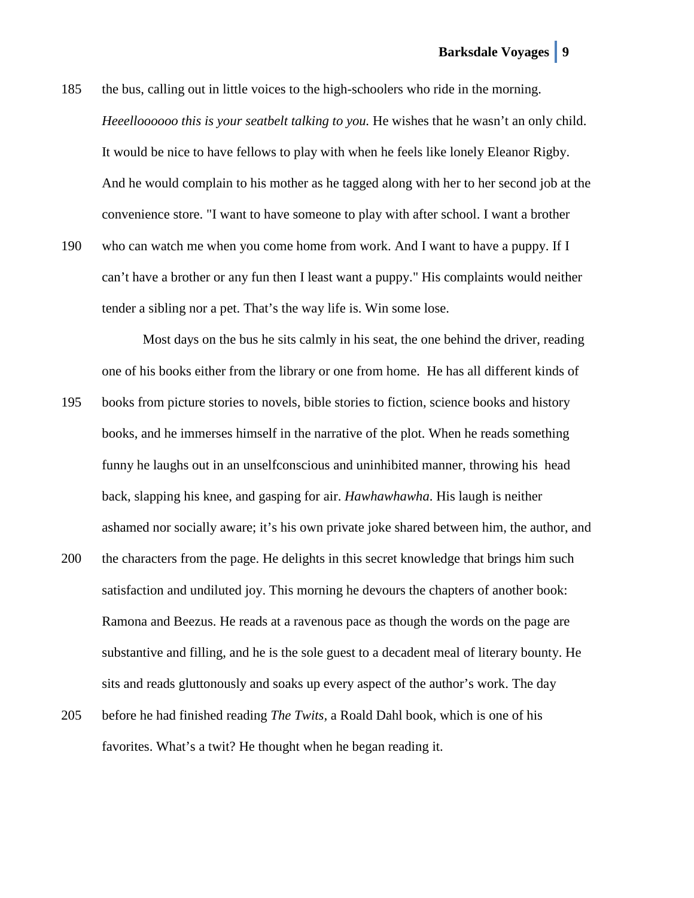the bus, calling out in little voices to the high-schoolers who ride in the morning. *Heeelloooooo this is your seatbelt talking to you.* He wishes that he wasn't an only child. It would be nice to have fellows to play with when he feels like lonely Eleanor Rigby. And he would complain to his mother as he tagged along with her to her second job at the convenience store. "I want to have someone to play with after school. I want a brother who can watch me when you come home from work. And I want to have a puppy. If I can't have a brother or any fun then I least want a puppy." His complaints would neither tender a sibling nor a pet. That's the way life is. Win some lose.

Most days on the bus he sits calmly in his seat, the one behind the driver, reading one of his books either from the library or one from home. He has all different kinds of books from picture stories to novels, bible stories to fiction, science books and history books, and he immerses himself in the narrative of the plot. When he reads something funny he laughs out in an unselfconscious and uninhibited manner, throwing his head back, slapping his knee, and gasping for air. *Hawhawhawha*. His laugh is neither ashamed nor socially aware; it's his own private joke shared between him, the author, and the characters from the page. He delights in this secret knowledge that brings him such satisfaction and undiluted joy. This morning he devours the chapters of another book: Ramona and Beezus. He reads at a ravenous pace as though the words on the page are substantive and filling, and he is the sole guest to a decadent meal of literary bounty. He sits and reads gluttonously and soaks up every aspect of the author's work. The day before he had finished reading *The Twits*, a Roald Dahl book, which is one of his favorites. What's a twit? He thought when he began reading it.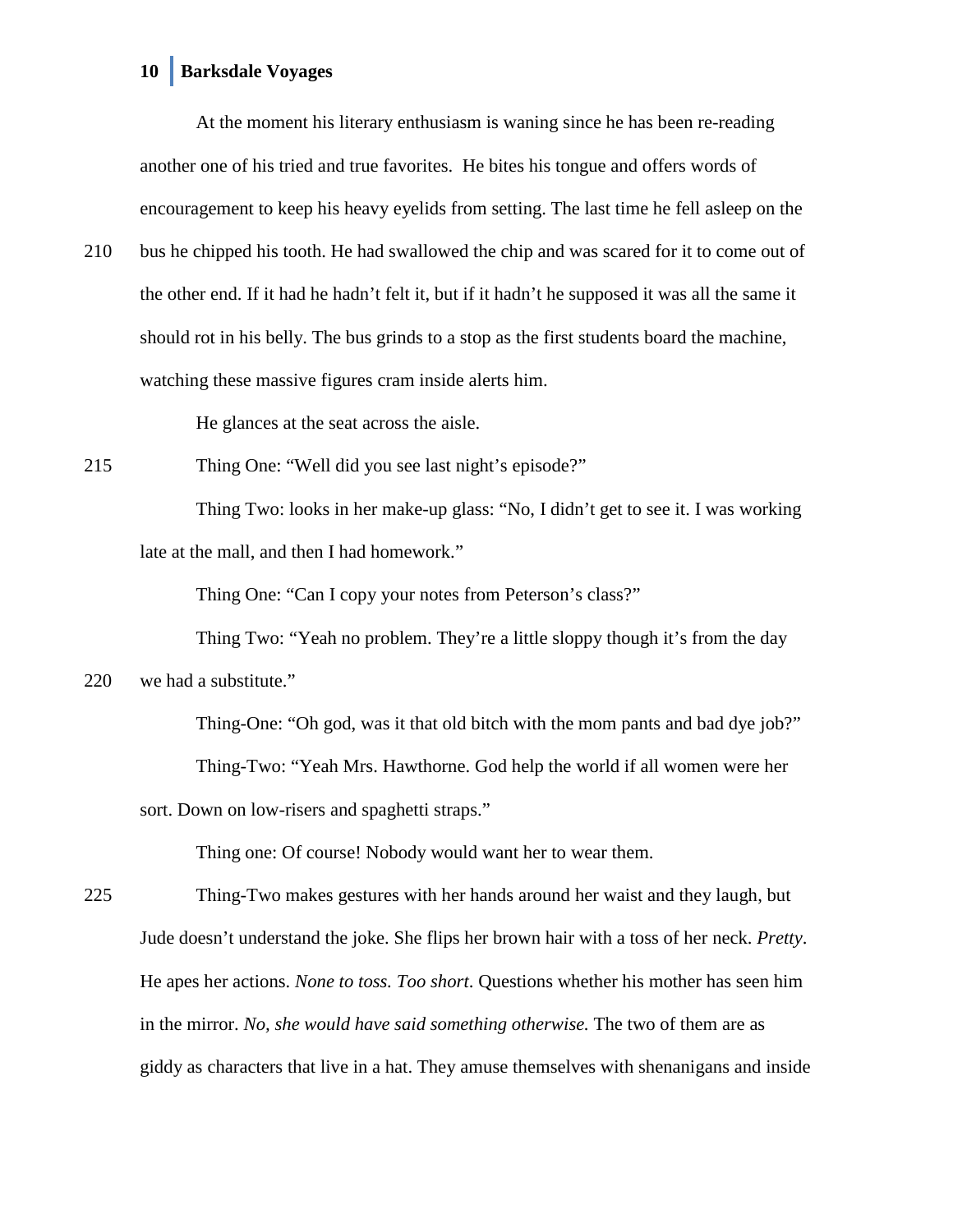At the moment his literary enthusiasm is waning since he has been re-reading another one of his tried and true favorites.  He bites his tongue and offers words of encouragement to keep his heavy eyelids from setting. The last time he fell asleep on the bus he chipped his tooth. He had swallowed the chip and was scared for it to come out of the other end. If it had he hadn't felt it, but if it hadn't he supposed it was all the same it should rot in his belly. The bus grinds to a stop as the first students board the machine, watching these massive figures cram inside alerts him.

He glances at the seat across the aisle.

Thing One: "Well did you see last night's episode?"

Thing Two: looks in her make-up glass: "No, I didn't get to see it. I was working late at the mall, and then I had homework."

Thing One: "Can I copy your notes from Peterson's class?"

Thing Two: "Yeah no problem. They're a little sloppy though it's from the day we had a substitute."

Thing-One: "Oh god, was it that old bitch with the mom pants and bad dye job?"

Thing-Two: "Yeah Mrs. Hawthorne. God help the world if all women were her sort. Down on low-risers and spaghetti straps."

Thing one: Of course! Nobody would want her to wear them.

Thing-Two makes gestures with her hands around her waist and they laugh, but Jude doesn't understand the joke. She flips her brown hair with a toss of her neck. *Pretty*. He apes her actions. *None to toss. Too short*. Questions whether his mother has seen him in the mirror. *No, she would have said something otherwise.* The two of them are as giddy as characters that live in a hat. They amuse themselves with shenanigans and inside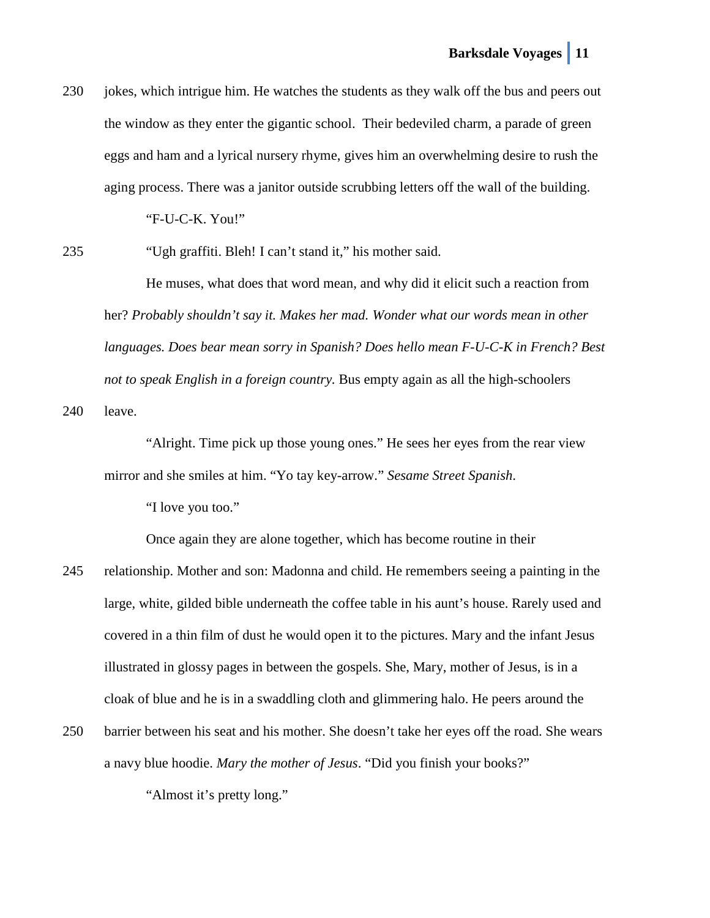jokes, which intrigue him. He watches the students as they walk off the bus and peers out the window as they enter the gigantic school.  Their bedeviled charm, a parade of green eggs and ham and a lyrical nursery rhyme, gives him an overwhelming desire to rush the aging process. There was a janitor outside scrubbing letters off the wall of the building.

"F-U-C-K. You!"

"Ugh graffiti. Bleh! I can't stand it," his mother said.

He muses, what does that word mean, and why did it elicit such a reaction from her? *Probably shouldn't say it. Makes her mad. Wonder what our words mean in other languages. Does bear mean sorry in Spanish? Does hello mean F-U-C-K in French? Best not to speak English in a foreign country.* Bus empty again as all the high-schoolers leave.

"Alright. Time pick up those young ones." He sees her eyes from the rear view mirror and she smiles at him. "Yo tay key-arrow." *Sesame Street Spanish*.

"I love you too."

Once again they are alone together, which has become routine in their relationship. Mother and son: Madonna and child. He remembers seeing a painting in the large, white, gilded bible underneath the coffee table in his aunt's house. Rarely used and covered in a thin film of dust he would open it to the pictures. Mary and the infant Jesus illustrated in glossy pages in between the gospels. She, Mary, mother of Jesus, is in a cloak of blue and he is in a swaddling cloth and glimmering halo. He peers around the barrier between his seat and his mother. She doesn't take her eyes off the road. She wears a navy blue hoodie. *Mary the mother of Jesus*. "Did you finish your books?"

"Almost it's pretty long."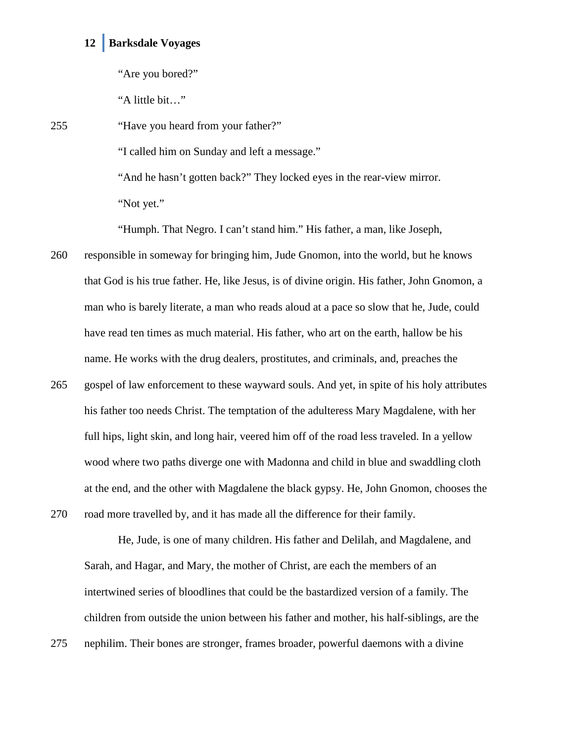"Are you bored?"

"A little bit…"

"Have you heard from your father?"

"I called him on Sunday and left a message."

"And he hasn't gotten back?" They locked eyes in the rear-view mirror.

"Not yet."

"Humph. That Negro. I can't stand him." His father, a man, like Joseph, responsible in someway for bringing him, Jude Gnomon, into the world, but he knows that God is his true father. He, like Jesus, is of divine origin. His father, John Gnomon, a man who is barely literate, a man who reads aloud at a pace so slow that he, Jude, could have read ten times as much material. His father, who art on the earth, hallow be his name. He works with the drug dealers, prostitutes, and criminals, and, preaches the gospel of law enforcement to these wayward souls. And yet, in spite of his holy attributes his father too needs Christ. The temptation of the adulteress Mary Magdalene, with her full hips, light skin, and long hair, veered him off of the road less traveled. In a yellow wood where two paths diverge one with Madonna and child in blue and swaddling cloth at the end, and the other with Magdalene the black gypsy. He, John Gnomon, chooses the road more travelled by, and it has made all the difference for their family.

He, Jude, is one of many children. His father and Delilah, and Magdalene, and Sarah, and Hagar, and Mary, the mother of Christ, are each the members of an intertwined series of bloodlines that could be the bastardized version of a family. The children from outside the union between his father and mother, his half-siblings, are the nephilim. Their bones are stronger, frames broader, powerful daemons with a divine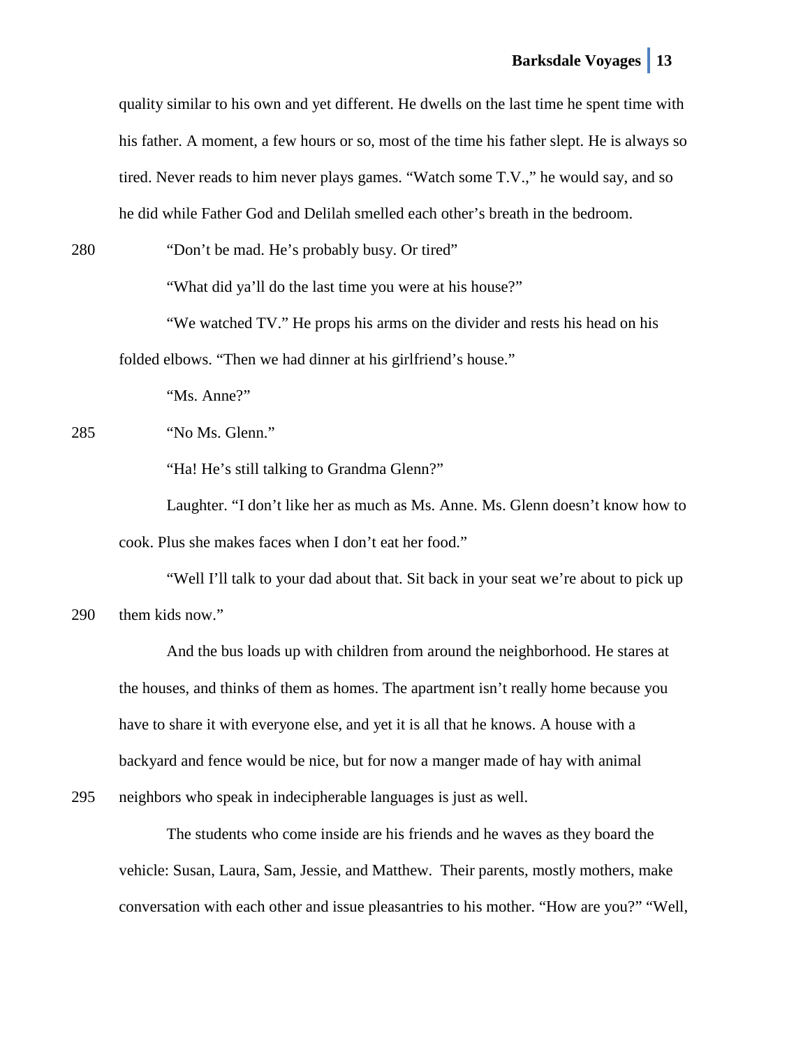quality similar to his own and yet different. He dwells on the last time he spent time with his father. A moment, a few hours or so, most of the time his father slept. He is always so tired. Never reads to him never plays games. "Watch some T.V.," he would say, and so he did while Father God and Delilah smelled each other's breath in the bedroom.

"Don't be mad. He's probably busy. Or tired"

"What did ya'll do the last time you were at his house?"

"We watched TV." He props his arms on the divider and rests his head on his folded elbows. "Then we had dinner at his girlfriend's house."

"Ms. Anne?"

"No Ms. Glenn."

"Ha! He's still talking to Grandma Glenn?"

Laughter. "I don't like her as much as Ms. Anne. Ms. Glenn doesn't know how to cook. Plus she makes faces when I don't eat her food."

"Well I'll talk to your dad about that. Sit back in your seat we're about to pick up them kids now."

And the bus loads up with children from around the neighborhood. He stares at the houses, and thinks of them as homes. The apartment isn't really home because you have to share it with everyone else, and yet it is all that he knows. A house with a backyard and fence would be nice, but for now a manger made of hay with animal neighbors who speak in indecipherable languages is just as well.

The students who come inside are his friends and he waves as they board the vehicle: Susan, Laura, Sam, Jessie, and Matthew. Their parents, mostly mothers, make conversation with each other and issue pleasantries to his mother. "How are you?" "Well,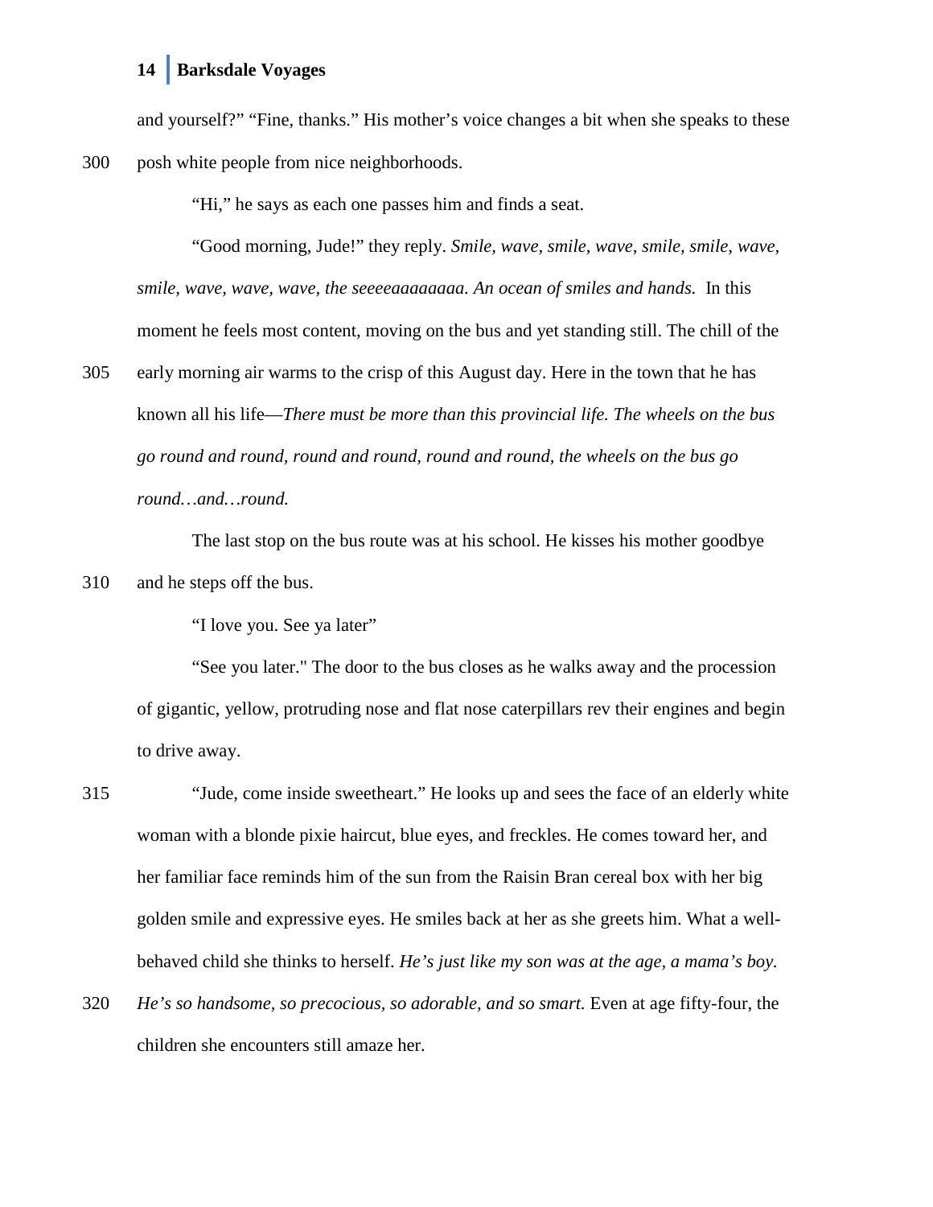and yourself?" "Fine, thanks." His mother's voice changes a bit when she speaks to these posh white people from nice neighborhoods.

"Hi," he says as each one passes him and finds a seat.

"Good morning, Jude!" they reply. *Smile, wave, smile, wave, smile, smile, wave, smile, wave, wave, wave, the seeeeaaaaaaaa. An ocean of smiles and hands.* In this moment he feels most content, moving on the bus and yet standing still. The chill of the early morning air warms to the crisp of this August day. Here in the town that he has known all his life—*There must be more than this provincial life. The wheels on the bus go round and round, round and round, round and round, the wheels on the bus go round…and…round.*

The last stop on the bus route was at his school. He kisses his mother goodbye and he steps off the bus.

"I love you. See ya later"

"See you later." The door to the bus closes as he walks away and the procession of gigantic, yellow, protruding nose and flat nose caterpillars rev their engines and begin to drive away.

"Jude, come inside sweetheart." He looks up and sees the face of an elderly white woman with a blonde pixie haircut, blue eyes, and freckles. He comes toward her, and her familiar face reminds him of the sun from the Raisin Bran cereal box with her big golden smile and expressive eyes. He smiles back at her as she greets him. What a well-behaved child she thinks to herself. *He's just like my son was at the age, a mama's boy. He's so handsome, so precocious, so adorable, and so smart.* Even at age fifty-four, the children she encounters still amaze her.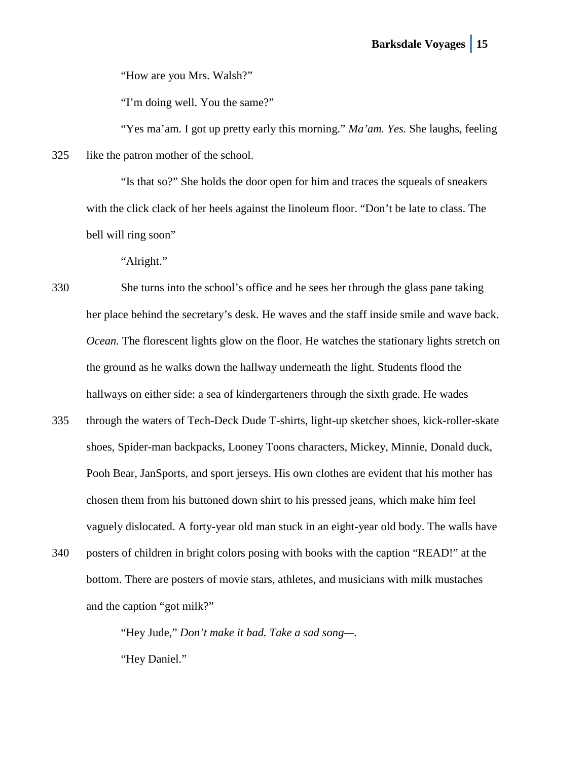"How are you Mrs. Walsh?"

"I'm doing well. You the same?"

"Yes ma'am. I got up pretty early this morning." *Ma'am. Yes.* She laughs, feeling like the patron mother of the school.

"Is that so?" She holds the door open for him and traces the squeals of sneakers with the click clack of her heels against the linoleum floor. "Don't be late to class. The bell will ring soon"

"Alright."

She turns into the school's office and he sees her through the glass pane taking her place behind the secretary's desk. He waves and the staff inside smile and wave back. *Ocean.* The florescent lights glow on the floor. He watches the stationary lights stretch on the ground as he walks down the hallway underneath the light. Students flood the hallways on either side: a sea of kindergarteners through the sixth grade. He wades through the waters of Tech-Deck Dude T-shirts, light-up sketcher shoes, kick-roller-skate shoes, Spider-man backpacks, Looney Toons characters, Mickey, Minnie, Donald duck, Pooh Bear, JanSports, and sport jerseys. His own clothes are evident that his mother has chosen them from his buttoned down shirt to his pressed jeans, which make him feel vaguely dislocated. A forty-year old man stuck in an eight-year old body. The walls have posters of children in bright colors posing with books with the caption "READ!" at the bottom. There are posters of movie stars, athletes, and musicians with milk mustaches and the caption "got milk?"

"Hey Jude," *Don't make it bad. Take a sad song—.*

"Hey Daniel."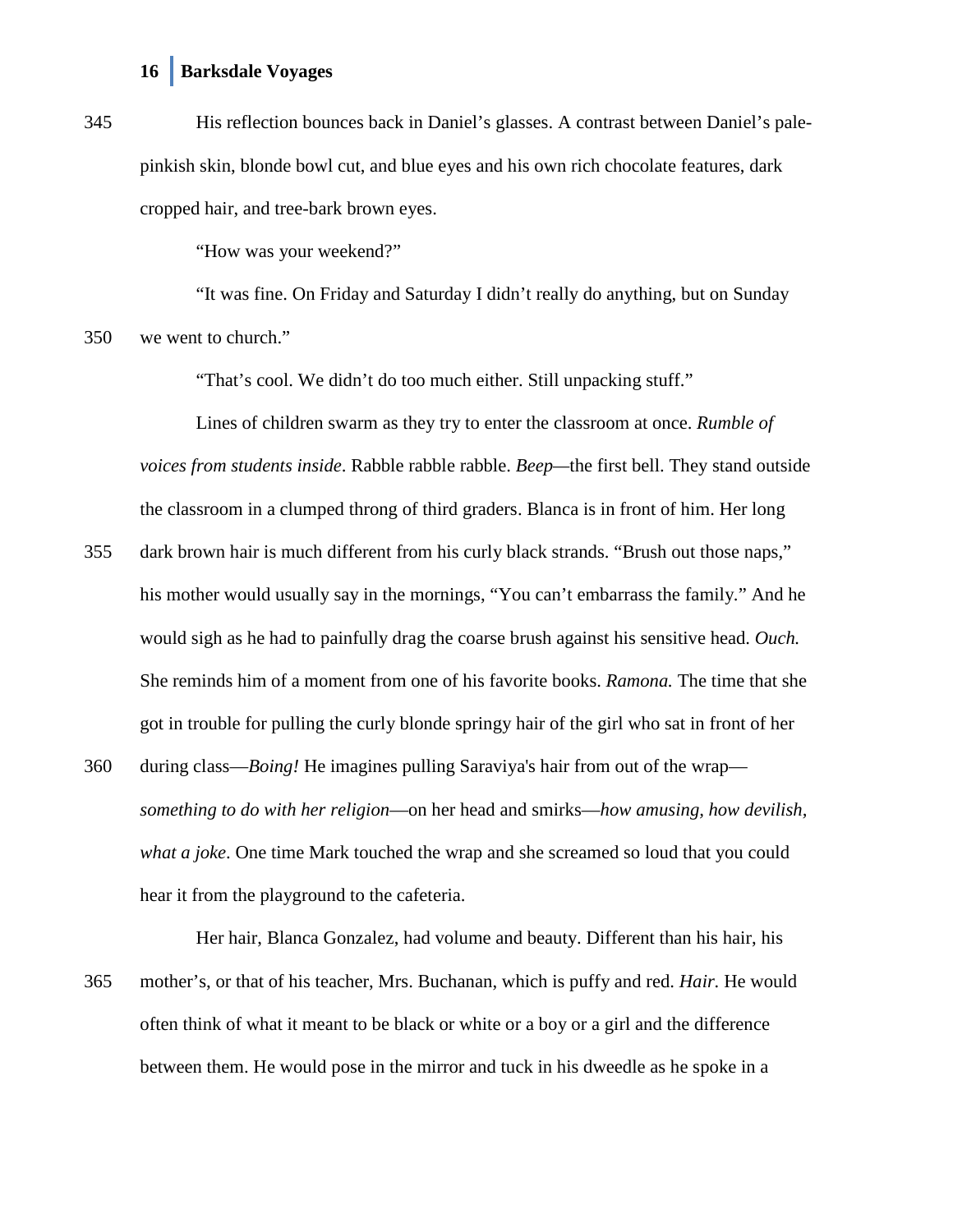His reflection bounces back in Daniel's glasses. A contrast between Daniel's pale-pinkish skin, blonde bowl cut, and blue eyes and his own rich chocolate features, dark cropped hair, and tree-bark brown eyes.

"How was your weekend?"

"It was fine. On Friday and Saturday I didn't really do anything, but on Sunday we went to church."

"That's cool. We didn't do too much either. Still unpacking stuff."

Lines of children swarm as they try to enter the classroom at once. *Rumble of voices from students inside*. Rabble rabble rabble. *Beep*—the first bell. They stand outside the classroom in a clumped throng of third graders. Blanca is in front of him. Her long dark brown hair is much different from his curly black strands. "Brush out those naps," his mother would usually say in the mornings, "You can't embarrass the family." And he would sigh as he had to painfully drag the coarse brush against his sensitive head. *Ouch.* She reminds him of a moment from one of his favorite books. *Ramona.* The time that she got in trouble for pulling the curly blonde springy hair of the girl who sat in front of her during class—*Boing!* He imagines pulling Saraviya's hair from out of the wrap—*something to do with her religion*—on her head and smirks—*how amusing, how devilish, what a joke*. One time Mark touched the wrap and she screamed so loud that you could hear it from the playground to the cafeteria.

Her hair, Blanca Gonzalez, had volume and beauty. Different than his hair, his mother's, or that of his teacher, Mrs. Buchanan, which is puffy and red. *Hair.* He would often think of what it meant to be black or white or a boy or a girl and the difference between them. He would pose in the mirror and tuck in his dweedle as he spoke in a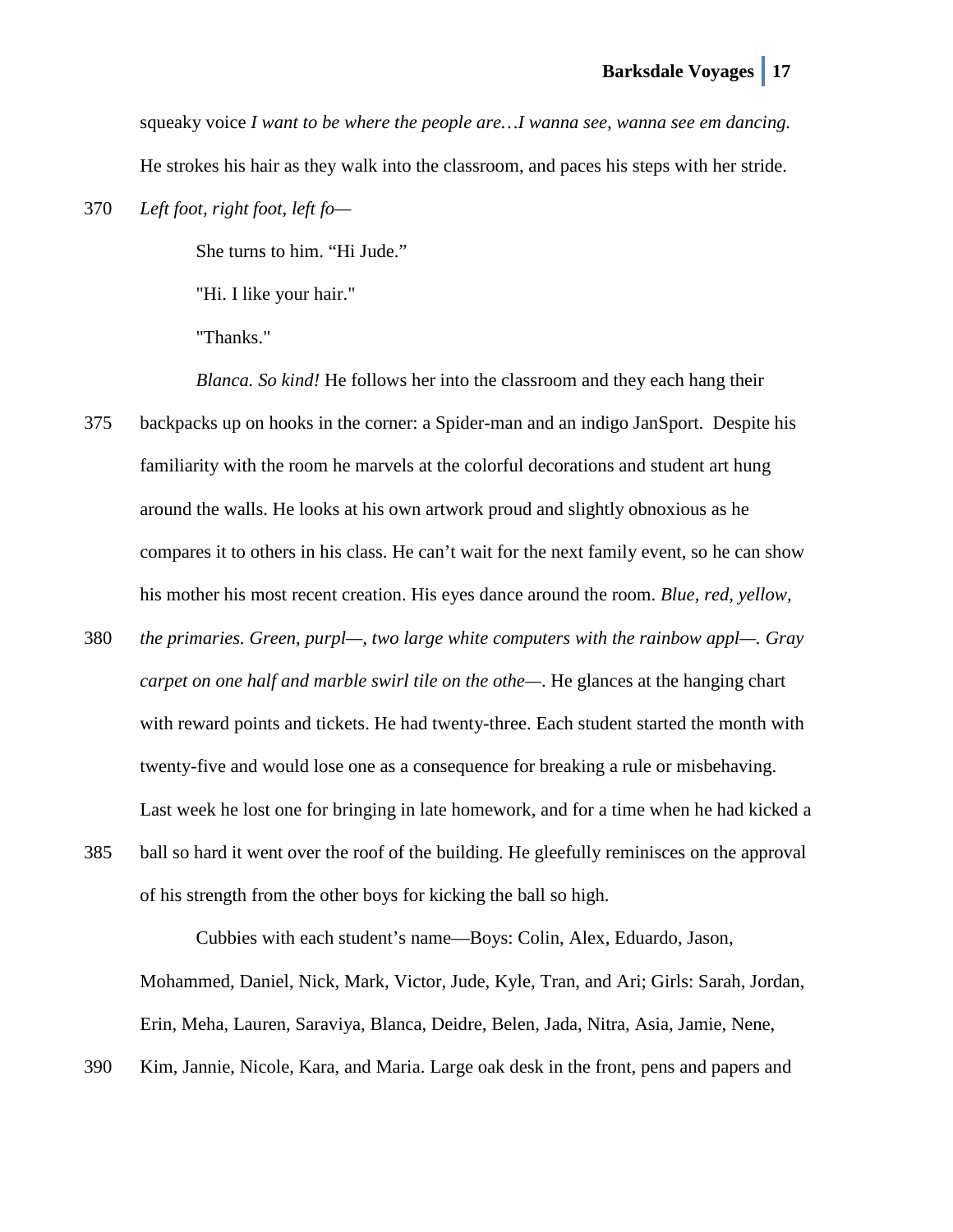squeaky voice *I want to be where the people are…I wanna see, wanna see em dancing.* He strokes his hair as they walk into the classroom, and paces his steps with her stride.

370 *Left foot, right foot, left fo—*

She turns to him. “Hi Jude.”

"Hi. I like your hair."

"Thanks."

*Blanca. So kind!* He follows her into the classroom and they each hang their

375 backpacks up on hooks in the corner: a Spider-man and an indigo JanSport. Despite his familiarity with the room he marvels at the colorful decorations and student art hung around the walls. He looks at his own artwork proud and slightly obnoxious as he compares it to others in his class. He can’t wait for the next family event, so he can show his mother his most recent creation. His eyes dance around the room. *Blue, red, yellow,*

380 *the primaries. Green, purpl—, two large white computers with the rainbow appl—. Gray carpet on one half and marble swirl tile on the othe—*. He glances at the hanging chart with reward points and tickets. He had twenty-three. Each student started the month with twenty-five and would lose one as a consequence for breaking a rule or misbehaving. Last week he lost one for bringing in late homework, and for a time when he had kicked a

385 ball so hard it went over the roof of the building. He gleefully reminisces on the approval of his strength from the other boys for kicking the ball so high.

Cubbies with each student’s name—Boys: Colin, Alex, Eduardo, Jason, Mohammed, Daniel, Nick, Mark, Victor, Jude, Kyle, Tran, and Ari; Girls: Sarah, Jordan, Erin, Meha, Lauren, Saraviya, Blanca, Deidre, Belen, Jada, Nitra, Asia, Jamie, Nene,

390 Kim, Jannie, Nicole, Kara, and Maria. Large oak desk in the front, pens and papers and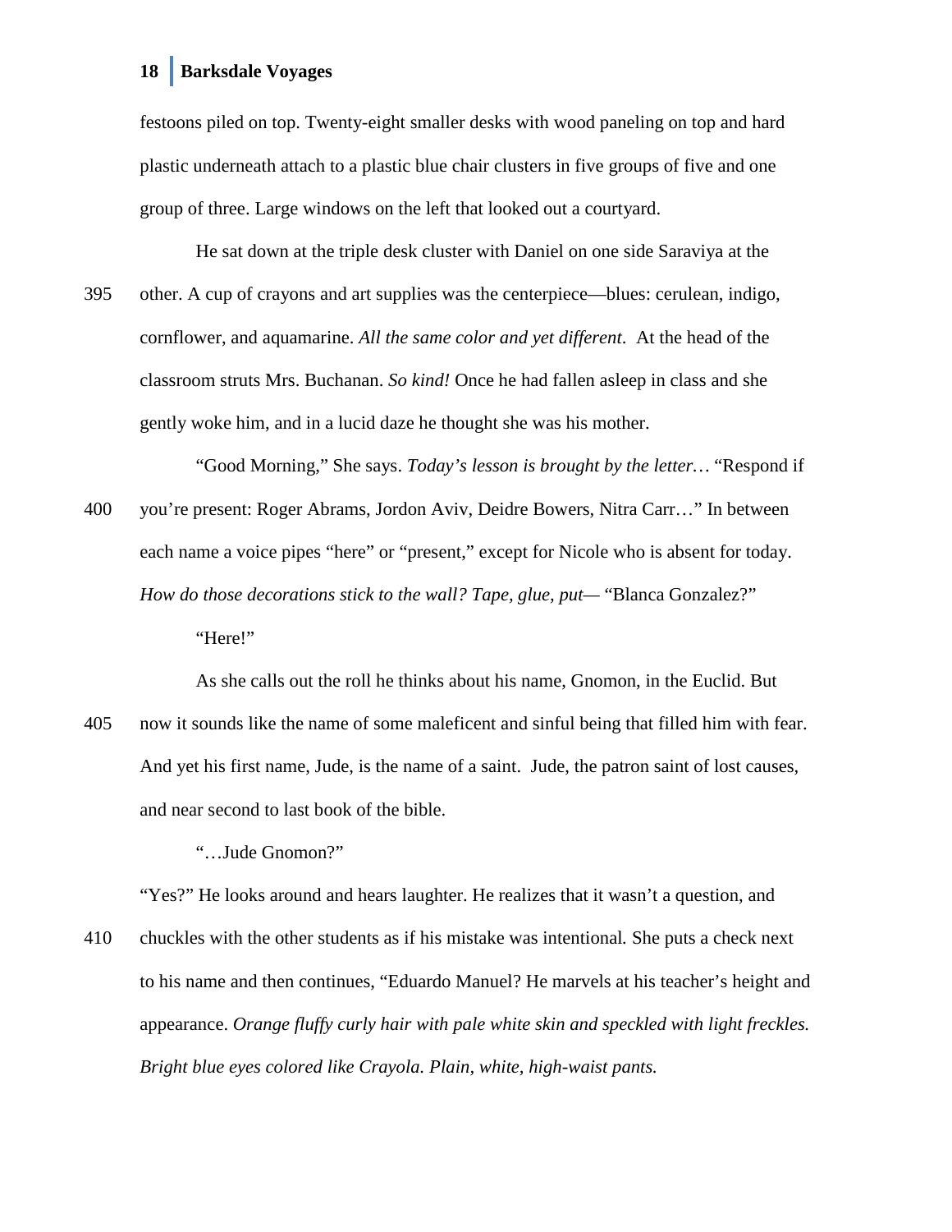festoons piled on top. Twenty-eight smaller desks with wood paneling on top and hard plastic underneath attach to a plastic blue chair clusters in five groups of five and one group of three. Large windows on the left that looked out a courtyard.

He sat down at the triple desk cluster with Daniel on one side Saraviya at the other. A cup of crayons and art supplies was the centerpiece—blues: cerulean, indigo, cornflower, and aquamarine. *All the same color and yet different*. At the head of the classroom struts Mrs. Buchanan. *So kind!* Once he had fallen asleep in class and she gently woke him, and in a lucid daze he thought she was his mother.

"Good Morning," She says. *Today's lesson is brought by the letter…* "Respond if you're present: Roger Abrams, Jordon Aviv, Deidre Bowers, Nitra Carr…" In between each name a voice pipes "here" or "present," except for Nicole who is absent for today. *How do those decorations stick to the wall? Tape, glue, put*— "Blanca Gonzalez?"

"Here!"

As she calls out the roll he thinks about his name, Gnomon, in the Euclid. But now it sounds like the name of some maleficent and sinful being that filled him with fear. And yet his first name, Jude, is the name of a saint. Jude, the patron saint of lost causes, and near second to last book of the bible.

"…Jude Gnomon?"

"Yes?" He looks around and hears laughter. He realizes that it wasn't a question, and chuckles with the other students as if his mistake was intentional. She puts a check next to his name and then continues, "Eduardo Manuel? He marvels at his teacher's height and appearance. *Orange fluffy curly hair with pale white skin and speckled with light freckles. Bright blue eyes colored like Crayola. Plain, white, high-waist pants.*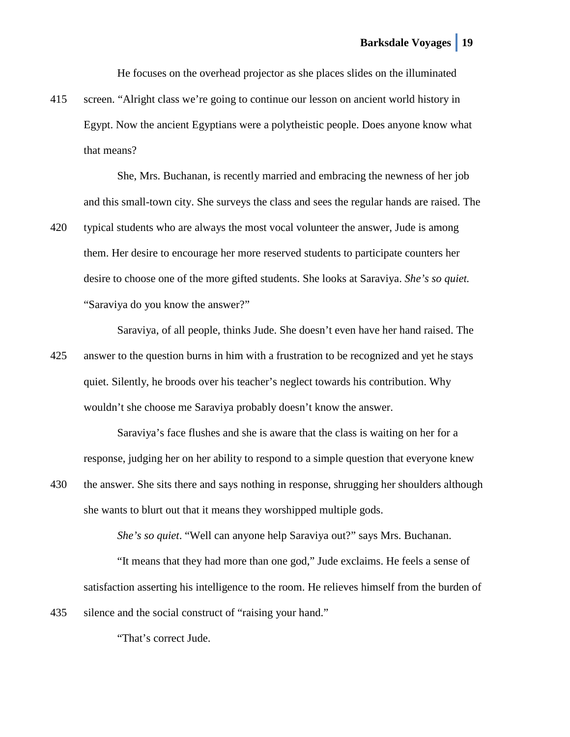He focuses on the overhead projector as she places slides on the illuminated screen. "Alright class we're going to continue our lesson on ancient world history in Egypt. Now the ancient Egyptians were a polytheistic people. Does anyone know what that means?

She, Mrs. Buchanan, is recently married and embracing the newness of her job and this small-town city. She surveys the class and sees the regular hands are raised. The typical students who are always the most vocal volunteer the answer, Jude is among them. Her desire to encourage her more reserved students to participate counters her desire to choose one of the more gifted students. She looks at Saraviya. *She's so quiet.* "Saraviya do you know the answer?"

Saraviya, of all people, thinks Jude. She doesn't even have her hand raised. The answer to the question burns in him with a frustration to be recognized and yet he stays quiet. Silently, he broods over his teacher's neglect towards his contribution. Why wouldn't she choose me Saraviya probably doesn't know the answer.

Saraviya's face flushes and she is aware that the class is waiting on her for a response, judging her on her ability to respond to a simple question that everyone knew the answer. She sits there and says nothing in response, shrugging her shoulders although she wants to blurt out that it means they worshipped multiple gods.

*She's so quiet*. "Well can anyone help Saraviya out?" says Mrs. Buchanan.

"It means that they had more than one god," Jude exclaims. He feels a sense of satisfaction asserting his intelligence to the room. He relieves himself from the burden of silence and the social construct of "raising your hand."

"That's correct Jude.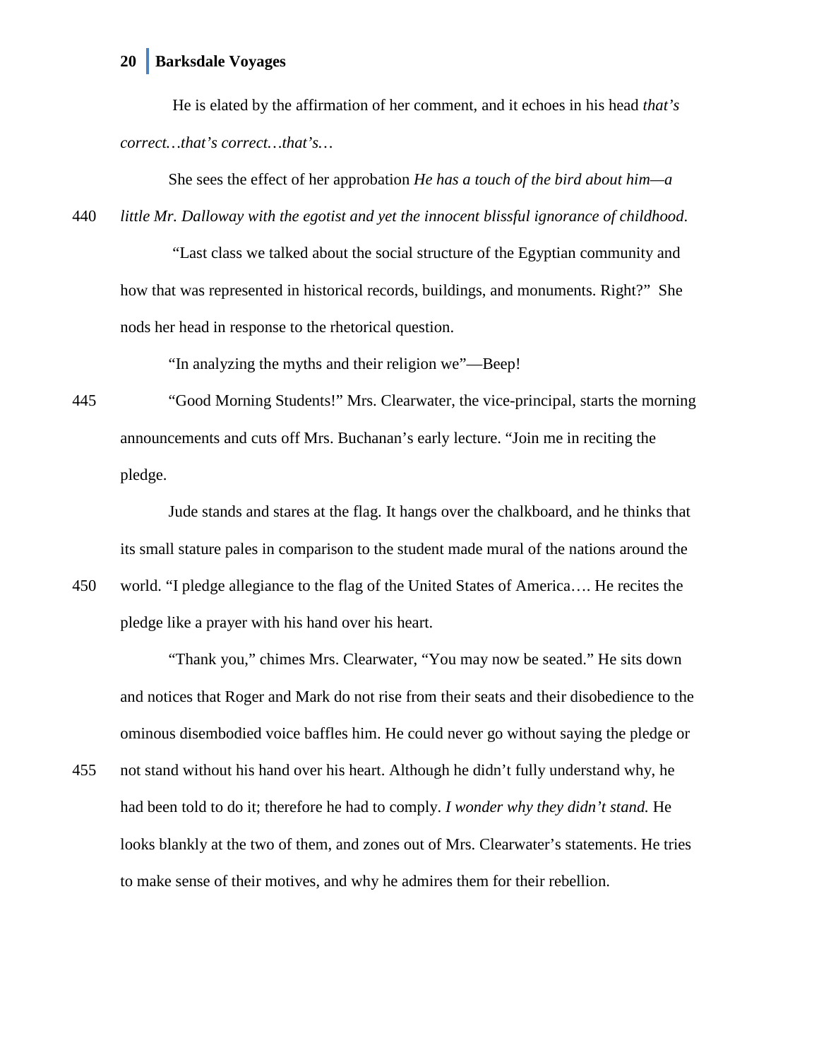He is elated by the affirmation of her comment, and it echoes in his head *that's correct…that's correct…that's…*

She sees the effect of her approbation *He has a touch of the bird about him—a little Mr. Dalloway with the egotist and yet the innocent blissful ignorance of childhood*.

"Last class we talked about the social structure of the Egyptian community and how that was represented in historical records, buildings, and monuments. Right?" She nods her head in response to the rhetorical question.

"In analyzing the myths and their religion we"—Beep!

"Good Morning Students!" Mrs. Clearwater, the vice-principal, starts the morning announcements and cuts off Mrs. Buchanan's early lecture. "Join me in reciting the pledge.

Jude stands and stares at the flag. It hangs over the chalkboard, and he thinks that its small stature pales in comparison to the student made mural of the nations around the world. "I pledge allegiance to the flag of the United States of America…. He recites the pledge like a prayer with his hand over his heart.

"Thank you," chimes Mrs. Clearwater, "You may now be seated." He sits down and notices that Roger and Mark do not rise from their seats and their disobedience to the ominous disembodied voice baffles him. He could never go without saying the pledge or not stand without his hand over his heart. Although he didn't fully understand why, he had been told to do it; therefore he had to comply. *I wonder why they didn't stand.* He looks blankly at the two of them, and zones out of Mrs. Clearwater's statements. He tries to make sense of their motives, and why he admires them for their rebellion.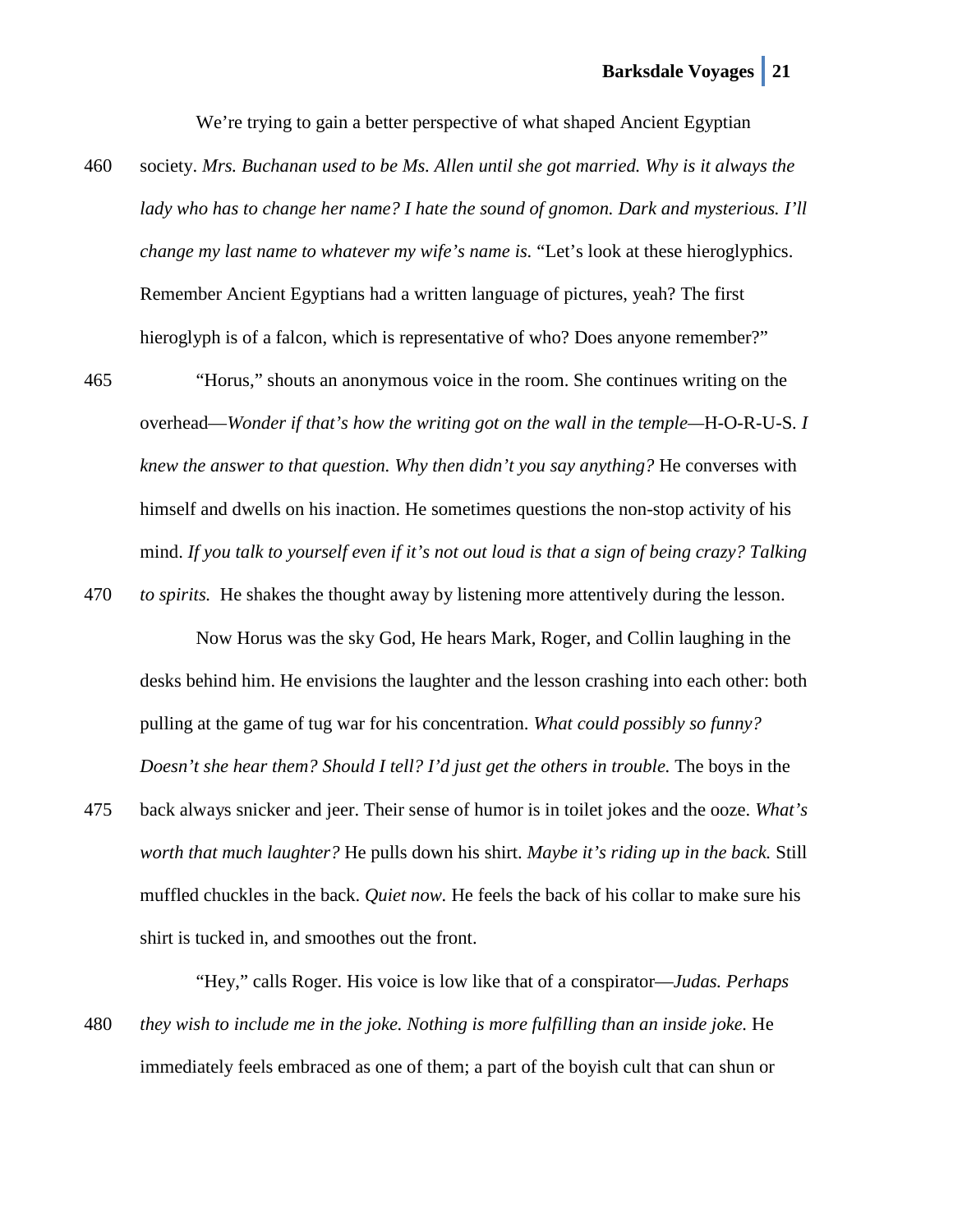We're trying to gain a better perspective of what shaped Ancient Egyptian society. *Mrs. Buchanan used to be Ms. Allen until she got married. Why is it always the lady who has to change her name? I hate the sound of gnomon. Dark and mysterious. I'll change my last name to whatever my wife's name is.* "Let's look at these hieroglyphics. Remember Ancient Egyptians had a written language of pictures, yeah? The first hieroglyph is of a falcon, which is representative of who? Does anyone remember?"

"Horus," shouts an anonymous voice in the room. She continues writing on the overhead—*Wonder if that's how the writing got on the wall in the temple*—H-O-R-U-S. *I knew the answer to that question. Why then didn't you say anything?* He converses with himself and dwells on his inaction. He sometimes questions the non-stop activity of his mind. *If you talk to yourself even if it's not out loud is that a sign of being crazy? Talking to spirits.* He shakes the thought away by listening more attentively during the lesson.

Now Horus was the sky God, He hears Mark, Roger, and Collin laughing in the desks behind him. He envisions the laughter and the lesson crashing into each other: both pulling at the game of tug war for his concentration. *What could possibly so funny? Doesn't she hear them? Should I tell? I'd just get the others in trouble.* The boys in the back always snicker and jeer. Their sense of humor is in toilet jokes and the ooze. *What's worth that much laughter?* He pulls down his shirt. *Maybe it's riding up in the back.* Still muffled chuckles in the back. *Quiet now.* He feels the back of his collar to make sure his shirt is tucked in, and smoothes out the front.

"Hey," calls Roger. His voice is low like that of a conspirator—*Judas. Perhaps they wish to include me in the joke. Nothing is more fulfilling than an inside joke.* He immediately feels embraced as one of them; a part of the boyish cult that can shun or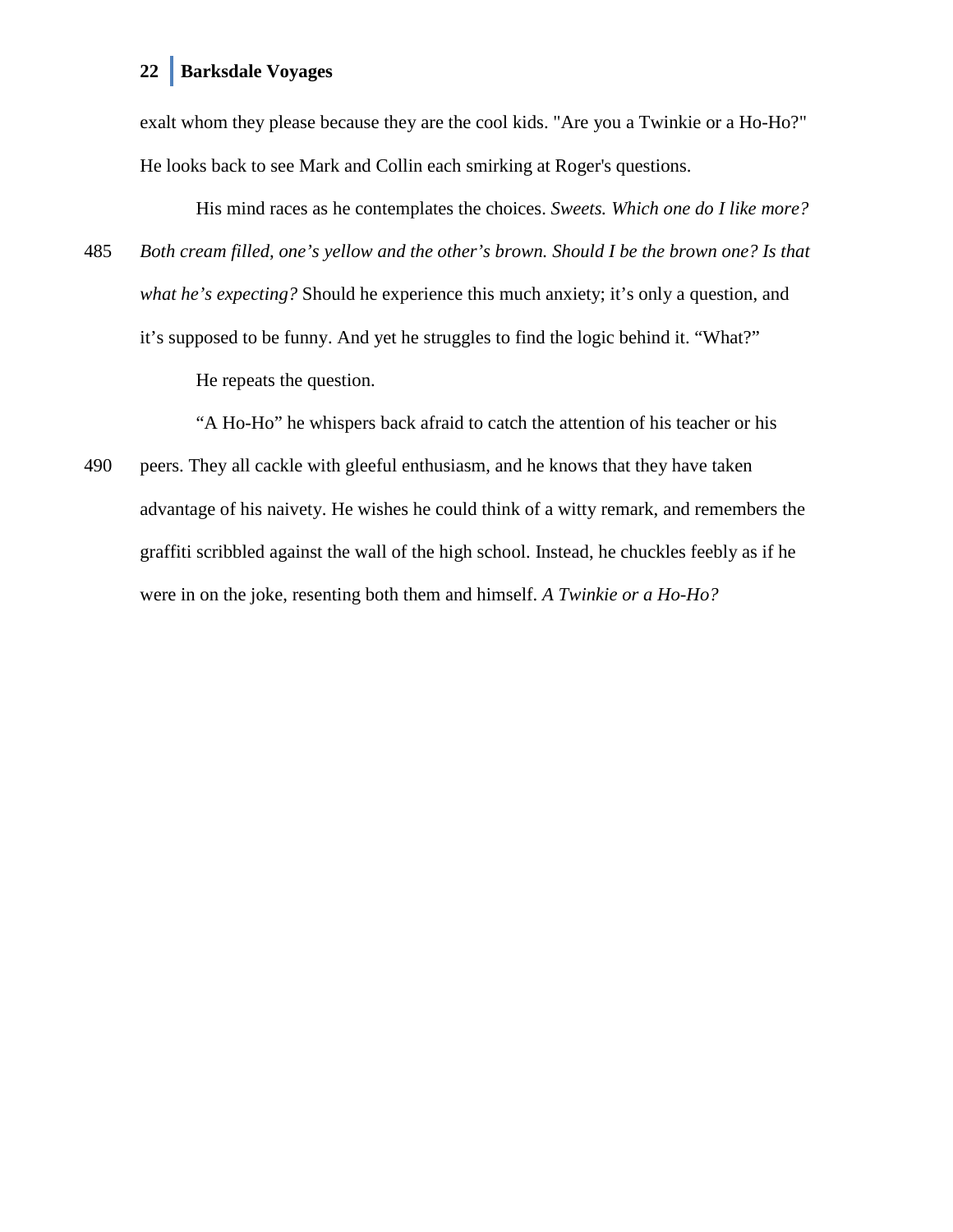exalt whom they please because they are the cool kids. "Are you a Twinkie or a Ho-Ho?" He looks back to see Mark and Collin each smirking at Roger's questions.

His mind races as he contemplates the choices. *Sweets. Which one do I like more? Both cream filled, one's yellow and the other's brown. Should I be the brown one? Is that what he's expecting?* Should he experience this much anxiety; it's only a question, and it's supposed to be funny. And yet he struggles to find the logic behind it. "What?"

He repeats the question.

"A Ho-Ho" he whispers back afraid to catch the attention of his teacher or his peers. They all cackle with gleeful enthusiasm, and he knows that they have taken advantage of his naivety. He wishes he could think of a witty remark, and remembers the graffiti scribbled against the wall of the high school. Instead, he chuckles feebly as if he were in on the joke, resenting both them and himself. *A Twinkie or a Ho-Ho?*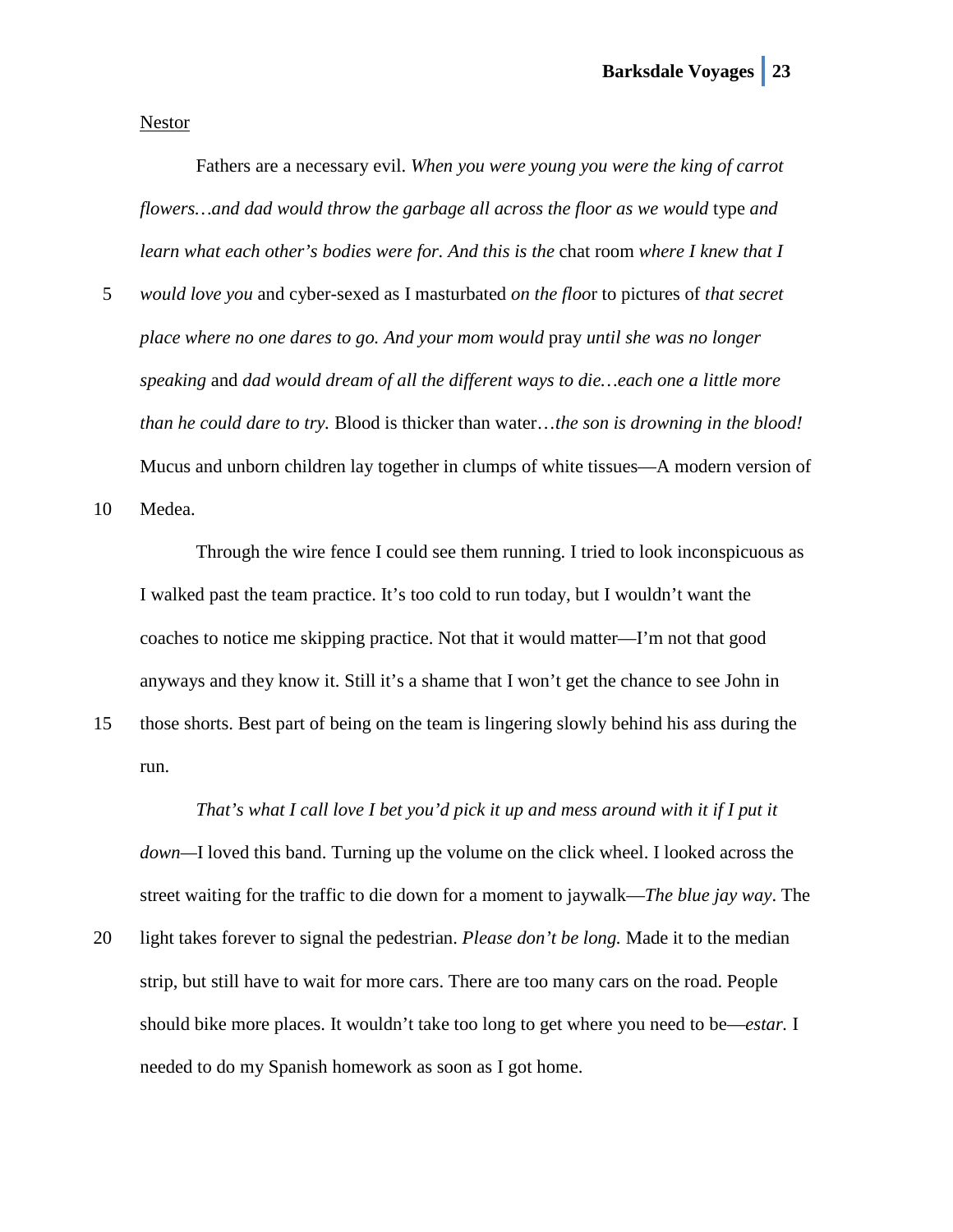<u>Nestor</u>

Fathers are a necessary evil. *When you were young you were the king of carrot flowers…and dad would throw the garbage all across the floor as we would* type *and learn what each other's bodies were for. And this is the* chat room *where I knew that I would love you* and cyber-sexed as I masturbated *on the floo*r to pictures of *that secret place where no one dares to go. And your mom would* pray *until she was no longer speaking* and *dad would dream of all the different ways to die…each one a little more than he could dare to try.* Blood is thicker than water…*the son is drowning in the blood!* Mucus and unborn children lay together in clumps of white tissues—A modern version of Medea.

Through the wire fence I could see them running. I tried to look inconspicuous as I walked past the team practice. It's too cold to run today, but I wouldn't want the coaches to notice me skipping practice. Not that it would matter—I'm not that good anyways and they know it. Still it's a shame that I won't get the chance to see John in those shorts. Best part of being on the team is lingering slowly behind his ass during the run.

*That's what I call love I bet you'd pick it up and mess around with it if I put it down*—I loved this band. Turning up the volume on the click wheel. I looked across the street waiting for the traffic to die down for a moment to jaywalk—*The blue jay way*. The light takes forever to signal the pedestrian. *Please don't be long.* Made it to the median strip, but still have to wait for more cars. There are too many cars on the road. People should bike more places. It wouldn't take too long to get where you need to be—*estar.* I needed to do my Spanish homework as soon as I got home.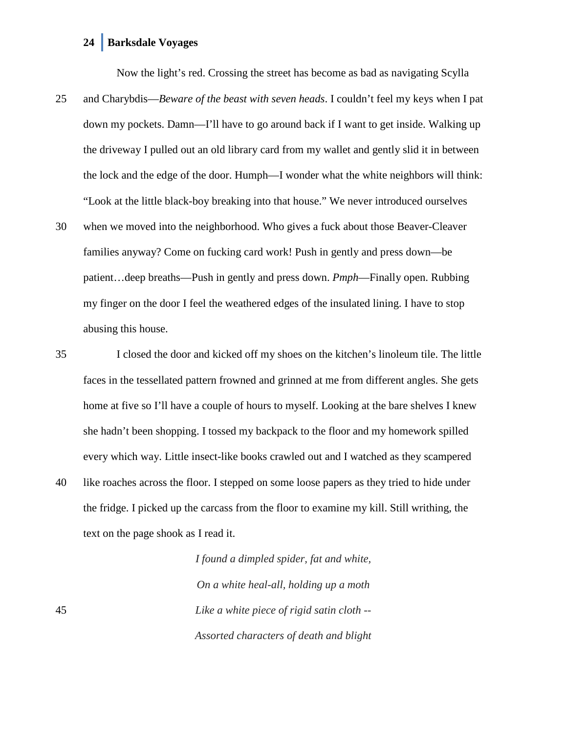Now the light's red. Crossing the street has become as bad as navigating Scylla and Charybdis—*Beware of the beast with seven heads*. I couldn't feel my keys when I pat down my pockets. Damn—I'll have to go around back if I want to get inside. Walking up the driveway I pulled out an old library card from my wallet and gently slid it in between the lock and the edge of the door. Humph—I wonder what the white neighbors will think: "Look at the little black-boy breaking into that house." We never introduced ourselves when we moved into the neighborhood. Who gives a fuck about those Beaver-Cleaver families anyway? Come on fucking card work! Push in gently and press down—be patient…deep breaths—Push in gently and press down. *Pmph*—Finally open. Rubbing my finger on the door I feel the weathered edges of the insulated lining. I have to stop abusing this house.

I closed the door and kicked off my shoes on the kitchen's linoleum tile. The little faces in the tessellated pattern frowned and grinned at me from different angles. She gets home at five so I'll have a couple of hours to myself. Looking at the bare shelves I knew she hadn't been shopping. I tossed my backpack to the floor and my homework spilled every which way. Little insect-like books crawled out and I watched as they scampered like roaches across the floor. I stepped on some loose papers as they tried to hide under the fridge. I picked up the carcass from the floor to examine my kill. Still writhing, the text on the page shook as I read it.

*I found a dimpled spider, fat and white,*

*On a white heal-all, holding up a moth*

*Like a white piece of rigid satin cloth --*

*Assorted characters of death and blight*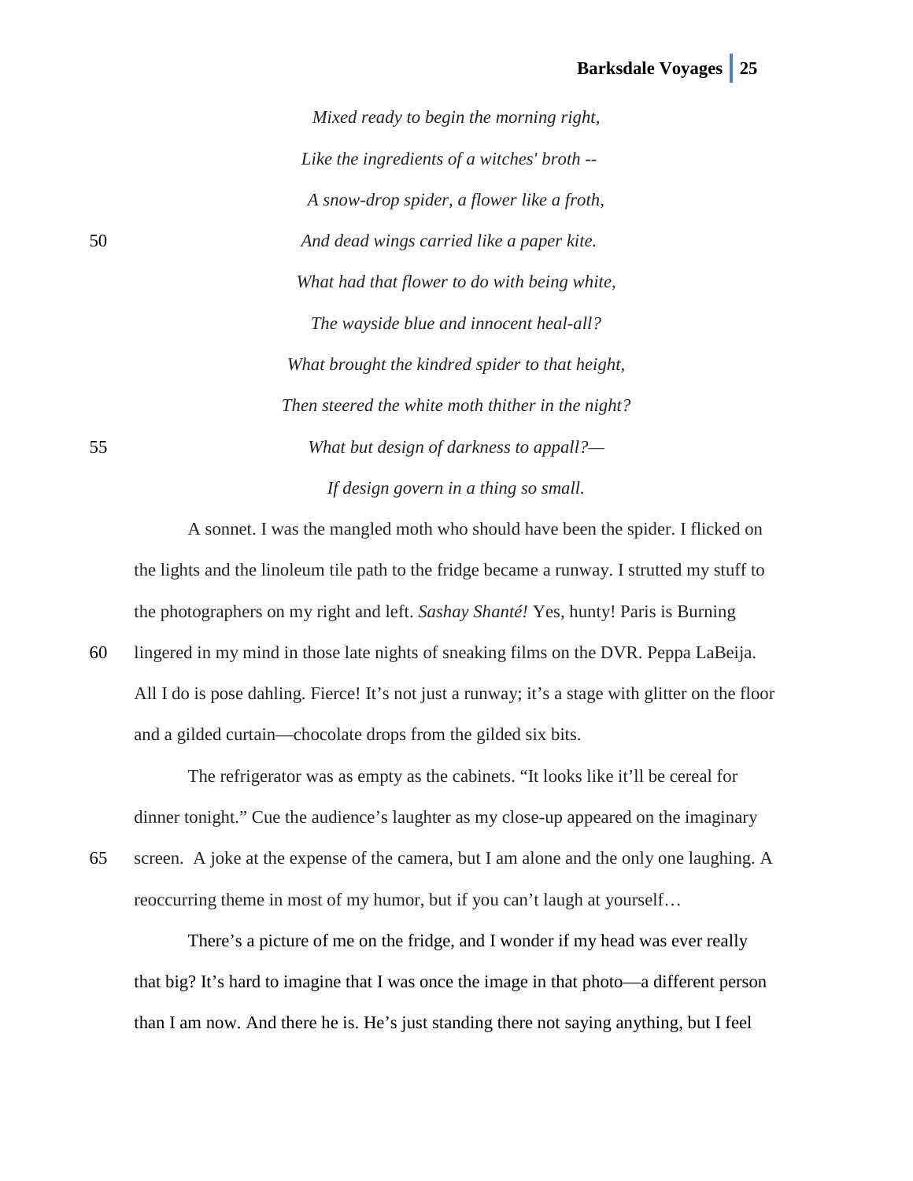*Mixed ready to begin the morning right,*

*Like the ingredients of a witches' broth --*

*A snow-drop spider, a flower like a froth,*

*And dead wings carried like a paper kite.*

*What had that flower to do with being white,*

*The wayside blue and innocent heal-all?*

*What brought the kindred spider to that height,*

*Then steered the white moth thither in the night?*

*What but design of darkness to appall?—*

*If design govern in a thing so small.*

A sonnet. I was the mangled moth who should have been the spider. I flicked on the lights and the linoleum tile path to the fridge became a runway. I strutted my stuff to the photographers on my right and left. *Sashay Shanté!* Yes, hunty! Paris is Burning lingered in my mind in those late nights of sneaking films on the DVR. Peppa LaBeija. All I do is pose dahling. Fierce! It's not just a runway; it's a stage with glitter on the floor and a gilded curtain—chocolate drops from the gilded six bits.

The refrigerator was as empty as the cabinets. "It looks like it'll be cereal for dinner tonight." Cue the audience's laughter as my close-up appeared on the imaginary screen. A joke at the expense of the camera, but I am alone and the only one laughing. A reoccurring theme in most of my humor, but if you can't laugh at yourself…

There's a picture of me on the fridge, and I wonder if my head was ever really that big? It's hard to imagine that I was once the image in that photo—a different person than I am now. And there he is. He's just standing there not saying anything, but I feel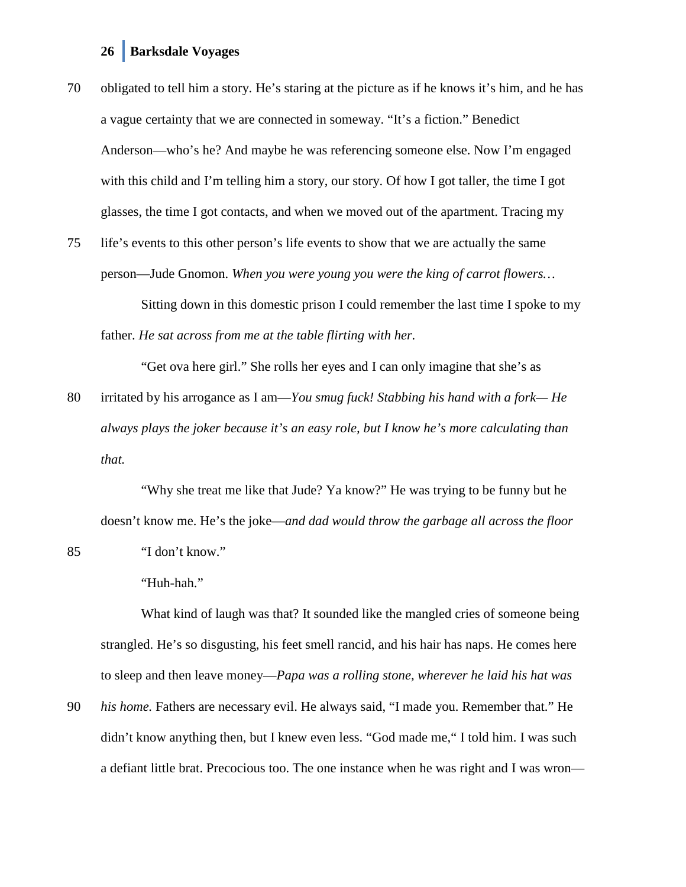obligated to tell him a story. He's staring at the picture as if he knows it's him, and he has a vague certainty that we are connected in someway. "It's a fiction." Benedict Anderson—who's he? And maybe he was referencing someone else. Now I'm engaged with this child and I'm telling him a story, our story. Of how I got taller, the time I got glasses, the time I got contacts, and when we moved out of the apartment. Tracing my life's events to this other person's life events to show that we are actually the same person—Jude Gnomon. *When you were young you were the king of carrot flowers…*

Sitting down in this domestic prison I could remember the last time I spoke to my father. *He sat across from me at the table flirting with her.*

"Get ova here girl." She rolls her eyes and I can only imagine that she's as irritated by his arrogance as I am—*You smug fuck! Stabbing his hand with a fork— He always plays the joker because it's an easy role, but I know he's more calculating than that.*

"Why she treat me like that Jude? Ya know?" He was trying to be funny but he doesn't know me. He's the joke—*and dad would throw the garbage all across the floor*

"I don't know."

"Huh-hah."

What kind of laugh was that? It sounded like the mangled cries of someone being strangled. He's so disgusting, his feet smell rancid, and his hair has naps. He comes here to sleep and then leave money—*Papa was a rolling stone, wherever he laid his hat was his home.* Fathers are necessary evil. He always said, "I made you. Remember that." He didn't know anything then, but I knew even less. "God made me," I told him. I was such a defiant little brat. Precocious too. The one instance when he was right and I was wron—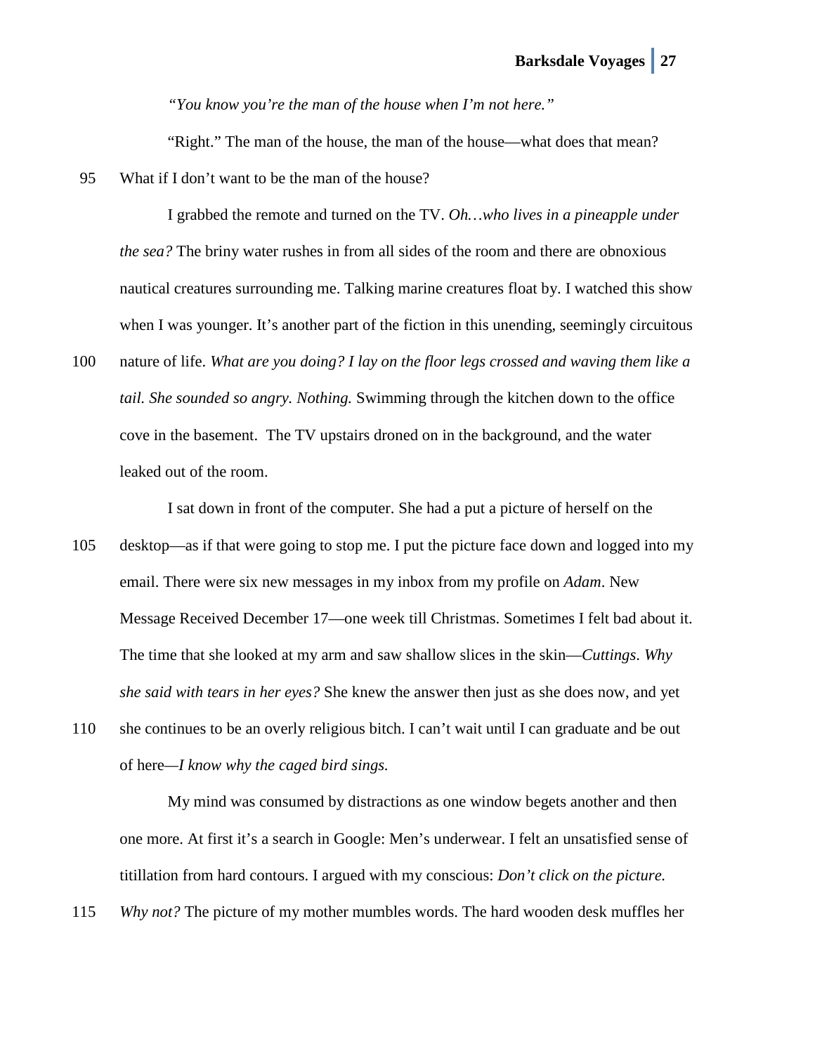*"You know you're the man of the house when I'm not here."*

"Right." The man of the house, the man of the house—what does that mean? What if I don't want to be the man of the house?

I grabbed the remote and turned on the TV. *Oh…who lives in a pineapple under the sea?* The briny water rushes in from all sides of the room and there are obnoxious nautical creatures surrounding me. Talking marine creatures float by. I watched this show when I was younger. It's another part of the fiction in this unending, seemingly circuitous nature of life. *What are you doing? I lay on the floor legs crossed and waving them like a tail. She sounded so angry. Nothing.* Swimming through the kitchen down to the office cove in the basement. The TV upstairs droned on in the background, and the water leaked out of the room.

I sat down in front of the computer. She had a put a picture of herself on the desktop—as if that were going to stop me. I put the picture face down and logged into my email. There were six new messages in my inbox from my profile on *Adam*. New Message Received December 17—one week till Christmas. Sometimes I felt bad about it. The time that she looked at my arm and saw shallow slices in the skin—*Cuttings*. *Why she said with tears in her eyes?* She knew the answer then just as she does now, and yet she continues to be an overly religious bitch. I can't wait until I can graduate and be out of here—*I know why the caged bird sings.*

My mind was consumed by distractions as one window begets another and then one more. At first it's a search in Google: Men's underwear. I felt an unsatisfied sense of titillation from hard contours. I argued with my conscious: *Don't click on the picture. Why not?* The picture of my mother mumbles words. The hard wooden desk muffles her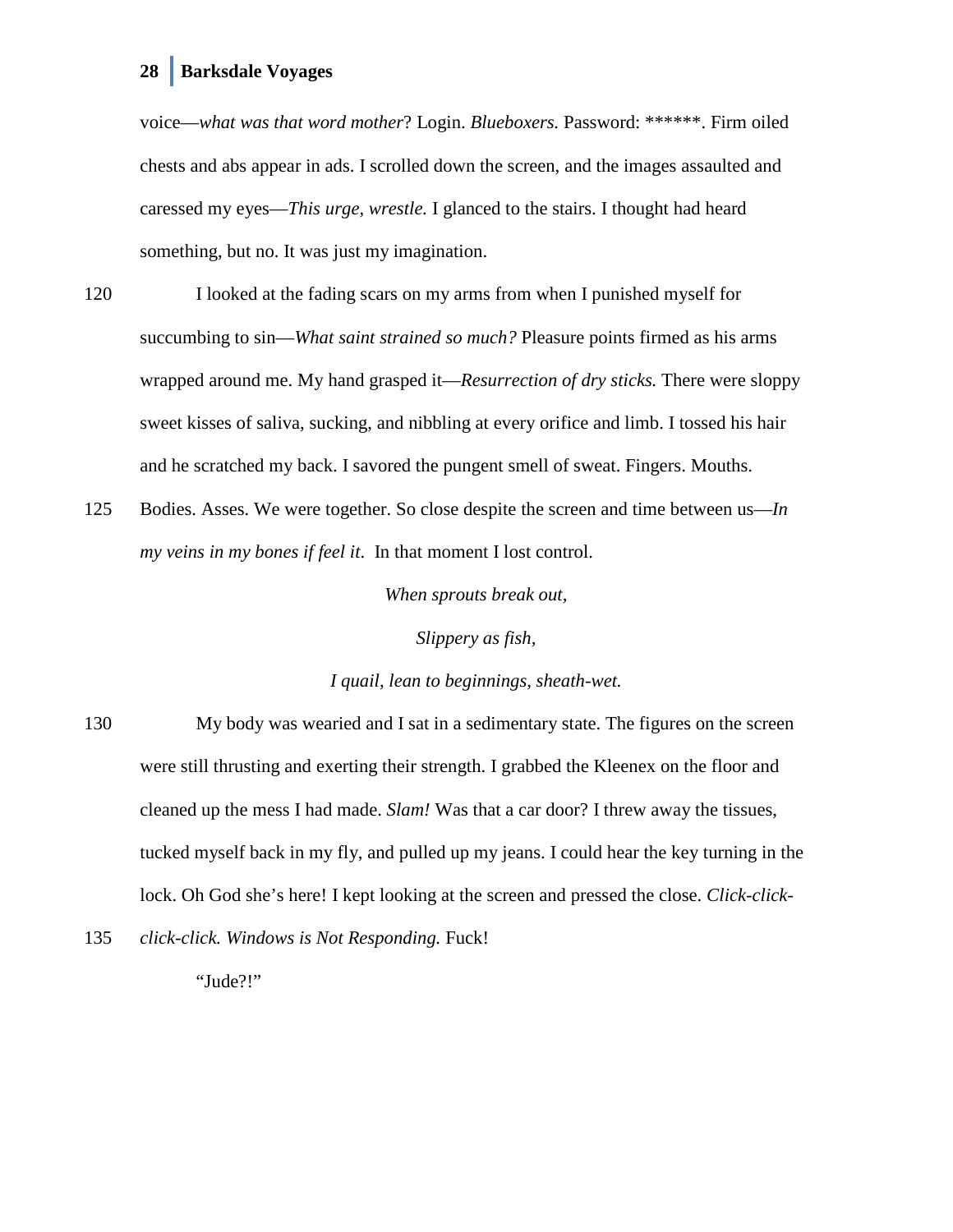voice—*what was that word mother*? Login. *Blueboxers.* Password: ******. Firm oiled chests and abs appear in ads. I scrolled down the screen, and the images assaulted and caressed my eyes—*This urge, wrestle.* I glanced to the stairs. I thought had heard something, but no. It was just my imagination.

I looked at the fading scars on my arms from when I punished myself for succumbing to sin—*What saint strained so much?* Pleasure points firmed as his arms wrapped around me. My hand grasped it—*Resurrection of dry sticks.* There were sloppy sweet kisses of saliva, sucking, and nibbling at every orifice and limb. I tossed his hair and he scratched my back. I savored the pungent smell of sweat. Fingers. Mouths. Bodies. Asses. We were together. So close despite the screen and time between us—*In my veins in my bones if feel it.* In that moment I lost control.

*When sprouts break out,*

*Slippery as fish,*

*I quail, lean to beginnings, sheath-wet.*

My body was wearied and I sat in a sedimentary state. The figures on the screen were still thrusting and exerting their strength. I grabbed the Kleenex on the floor and cleaned up the mess I had made. *Slam!* Was that a car door? I threw away the tissues, tucked myself back in my fly, and pulled up my jeans. I could hear the key turning in the lock. Oh God she's here! I kept looking at the screen and pressed the close. *Click-click-click-click. Windows is Not Responding.* Fuck!

"Jude?!"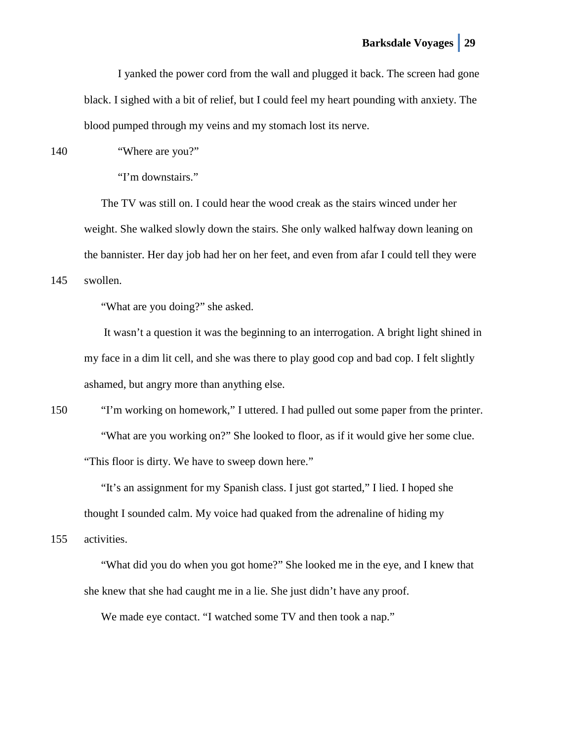I yanked the power cord from the wall and plugged it back. The screen had gone black. I sighed with a bit of relief, but I could feel my heart pounding with anxiety. The blood pumped through my veins and my stomach lost its nerve.

"Where are you?"

"I'm downstairs."

The TV was still on. I could hear the wood creak as the stairs winced under her weight. She walked slowly down the stairs. She only walked halfway down leaning on the bannister. Her day job had her on her feet, and even from afar I could tell they were swollen.

"What are you doing?" she asked.

It wasn't a question it was the beginning to an interrogation. A bright light shined in my face in a dim lit cell, and she was there to play good cop and bad cop. I felt slightly ashamed, but angry more than anything else.

"I'm working on homework," I uttered. I had pulled out some paper from the printer.

"What are you working on?" She looked to floor, as if it would give her some clue. "This floor is dirty. We have to sweep down here."

"It's an assignment for my Spanish class. I just got started," I lied. I hoped she thought I sounded calm. My voice had quaked from the adrenaline of hiding my activities.

"What did you do when you got home?" She looked me in the eye, and I knew that she knew that she had caught me in a lie. She just didn't have any proof.

We made eye contact. "I watched some TV and then took a nap."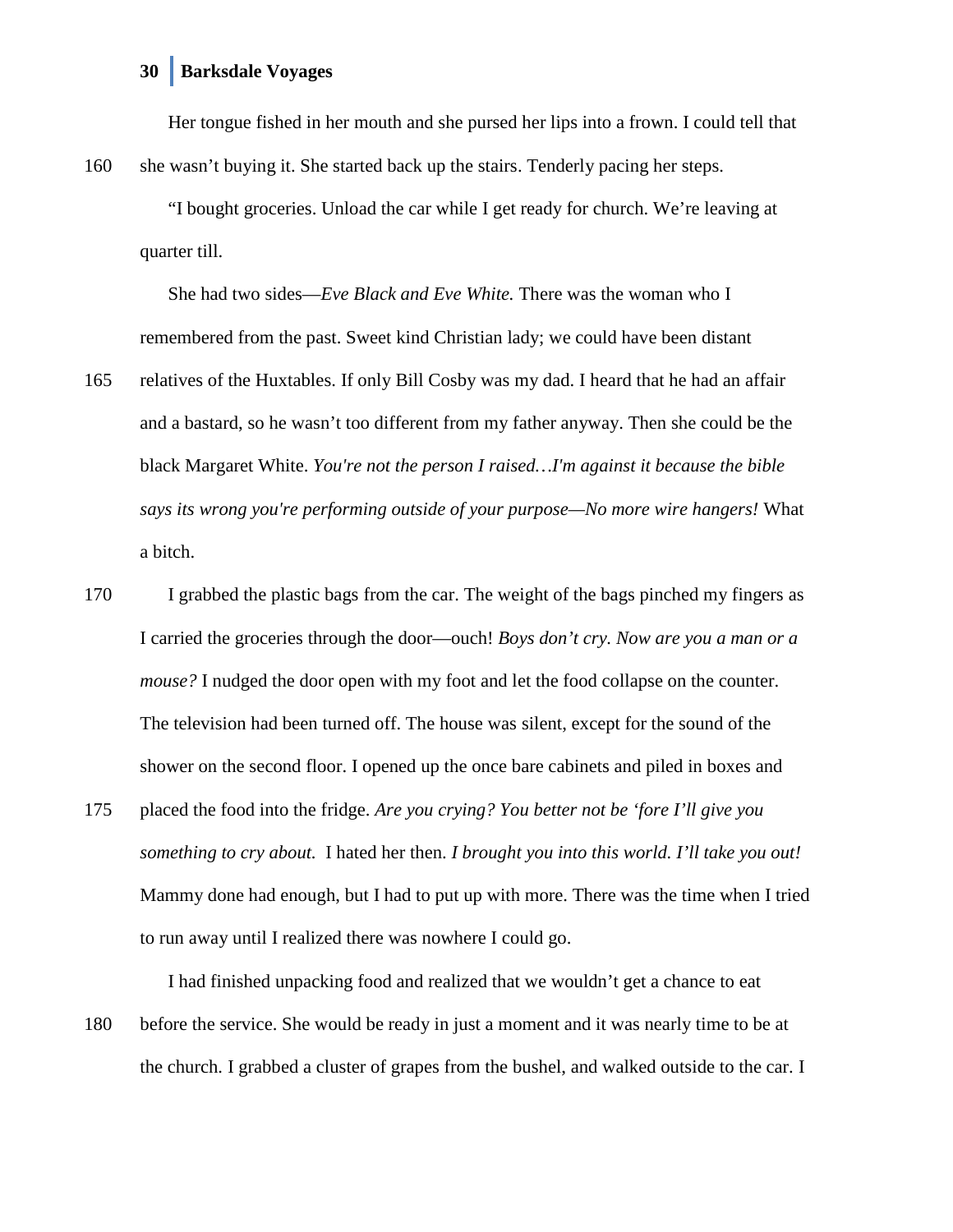Her tongue fished in her mouth and she pursed her lips into a frown. I could tell that she wasn't buying it. She started back up the stairs. Tenderly pacing her steps.

"I bought groceries. Unload the car while I get ready for church. We're leaving at quarter till.

She had two sides—*Eve Black and Eve White.* There was the woman who I remembered from the past. Sweet kind Christian lady; we could have been distant relatives of the Huxtables. If only Bill Cosby was my dad. I heard that he had an affair and a bastard, so he wasn't too different from my father anyway. Then she could be the black Margaret White. *You're not the person I raised…I'm against it because the bible says its wrong you're performing outside of your purpose—No more wire hangers!* What a bitch.

I grabbed the plastic bags from the car. The weight of the bags pinched my fingers as I carried the groceries through the door—ouch! *Boys don't cry. Now are you a man or a mouse?* I nudged the door open with my foot and let the food collapse on the counter. The television had been turned off. The house was silent, except for the sound of the shower on the second floor. I opened up the once bare cabinets and piled in boxes and placed the food into the fridge. *Are you crying? You better not be 'fore I'll give you something to cry about.* I hated her then. *I brought you into this world. I'll take you out!* Mammy done had enough, but I had to put up with more. There was the time when I tried to run away until I realized there was nowhere I could go.

I had finished unpacking food and realized that we wouldn't get a chance to eat before the service. She would be ready in just a moment and it was nearly time to be at the church. I grabbed a cluster of grapes from the bushel, and walked outside to the car. I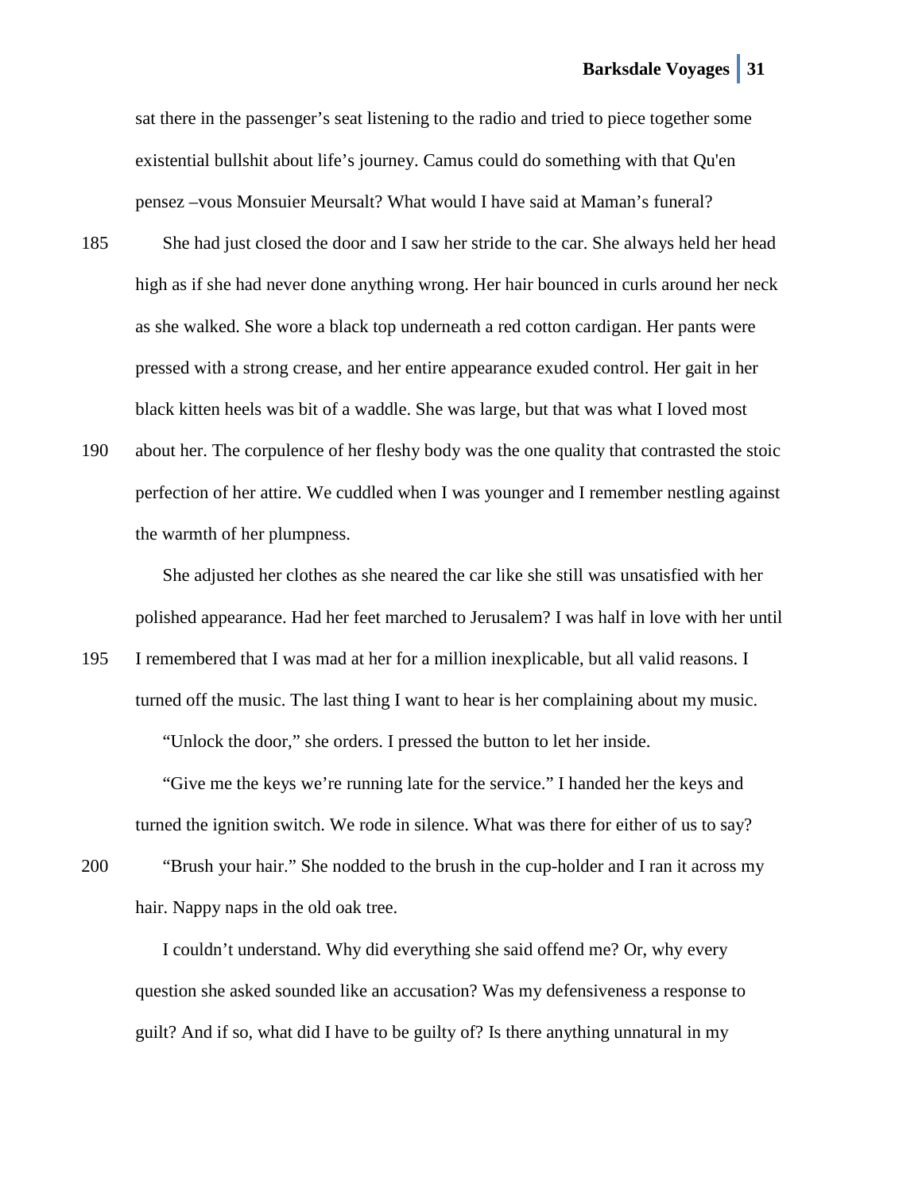sat there in the passenger's seat listening to the radio and tried to piece together some existential bullshit about life's journey. Camus could do something with that Qu'en pensez –vous Monsuier Meursalt? What would I have said at Maman's funeral?

She had just closed the door and I saw her stride to the car. She always held her head high as if she had never done anything wrong. Her hair bounced in curls around her neck as she walked. She wore a black top underneath a red cotton cardigan. Her pants were pressed with a strong crease, and her entire appearance exuded control. Her gait in her black kitten heels was bit of a waddle. She was large, but that was what I loved most about her. The corpulence of her fleshy body was the one quality that contrasted the stoic perfection of her attire. We cuddled when I was younger and I remember nestling against the warmth of her plumpness.

She adjusted her clothes as she neared the car like she still was unsatisfied with her polished appearance. Had her feet marched to Jerusalem? I was half in love with her until I remembered that I was mad at her for a million inexplicable, but all valid reasons. I turned off the music. The last thing I want to hear is her complaining about my music.

"Unlock the door," she orders. I pressed the button to let her inside.

"Give me the keys we're running late for the service." I handed her the keys and turned the ignition switch. We rode in silence. What was there for either of us to say?

"Brush your hair." She nodded to the brush in the cup-holder and I ran it across my hair. Nappy naps in the old oak tree.

I couldn't understand. Why did everything she said offend me? Or, why every question she asked sounded like an accusation? Was my defensiveness a response to guilt? And if so, what did I have to be guilty of? Is there anything unnatural in my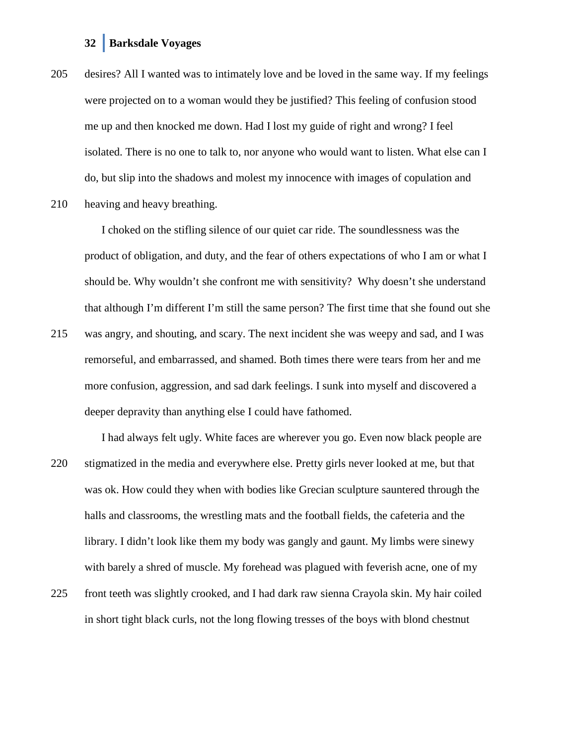desires? All I wanted was to intimately love and be loved in the same way. If my feelings were projected on to a woman would they be justified? This feeling of confusion stood me up and then knocked me down. Had I lost my guide of right and wrong? I feel isolated. There is no one to talk to, nor anyone who would want to listen. What else can I do, but slip into the shadows and molest my innocence with images of copulation and heaving and heavy breathing.

I choked on the stifling silence of our quiet car ride. The soundlessness was the product of obligation, and duty, and the fear of others expectations of who I am or what I should be. Why wouldn't she confront me with sensitivity?  Why doesn't she understand that although I'm different I'm still the same person? The first time that she found out she was angry, and shouting, and scary. The next incident she was weepy and sad, and I was remorseful, and embarrassed, and shamed. Both times there were tears from her and me more confusion, aggression, and sad dark feelings. I sunk into myself and discovered a deeper depravity than anything else I could have fathomed.

I had always felt ugly. White faces are wherever you go. Even now black people are stigmatized in the media and everywhere else. Pretty girls never looked at me, but that was ok. How could they when with bodies like Grecian sculpture sauntered through the halls and classrooms, the wrestling mats and the football fields, the cafeteria and the library. I didn't look like them my body was gangly and gaunt. My limbs were sinewy with barely a shred of muscle. My forehead was plagued with feverish acne, one of my front teeth was slightly crooked, and I had dark raw sienna Crayola skin. My hair coiled in short tight black curls, not the long flowing tresses of the boys with blond chestnut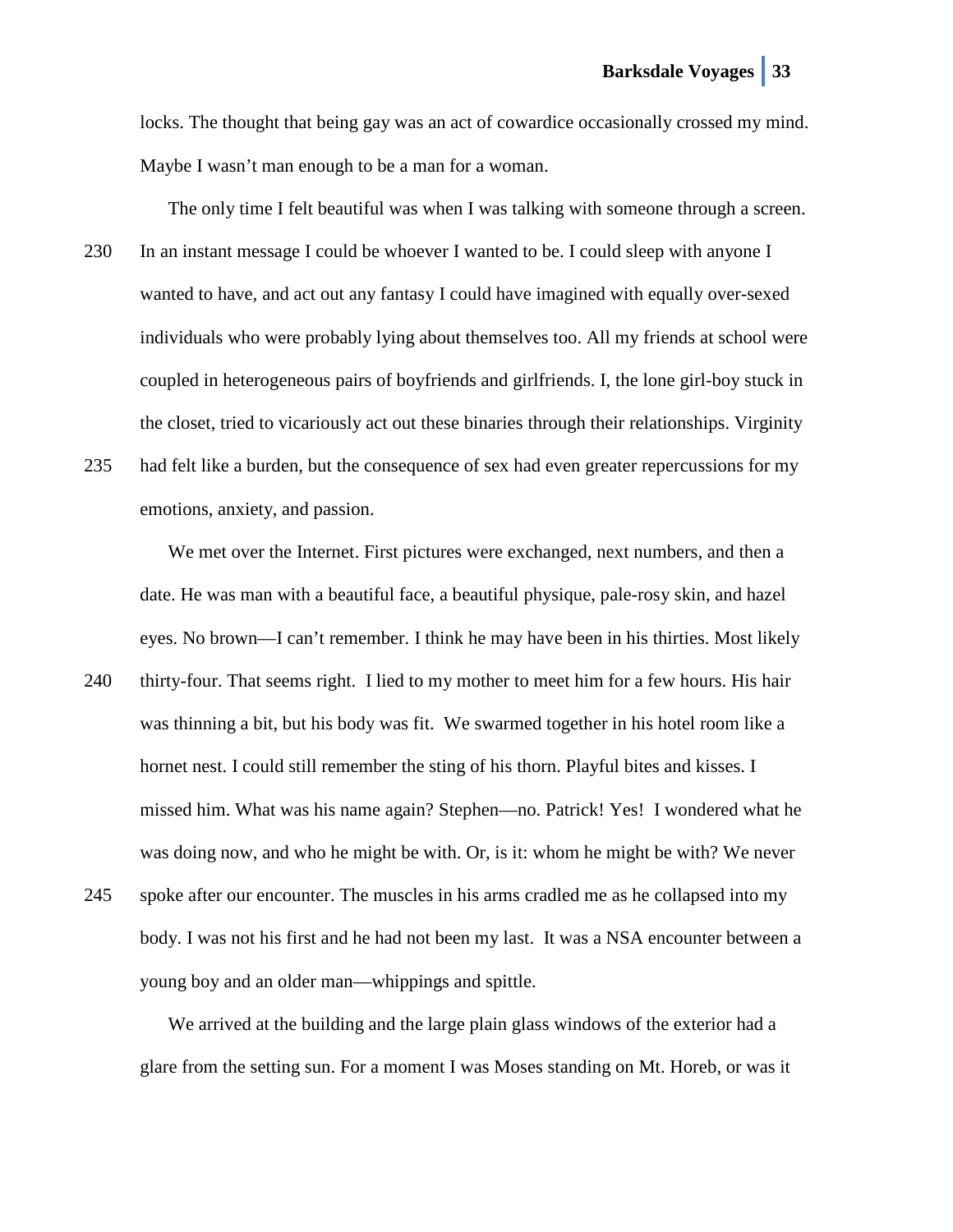locks. The thought that being gay was an act of cowardice occasionally crossed my mind. Maybe I wasn't man enough to be a man for a woman.

The only time I felt beautiful was when I was talking with someone through a screen. In an instant message I could be whoever I wanted to be. I could sleep with anyone I wanted to have, and act out any fantasy I could have imagined with equally over-sexed individuals who were probably lying about themselves too. All my friends at school were coupled in heterogeneous pairs of boyfriends and girlfriends. I, the lone girl-boy stuck in the closet, tried to vicariously act out these binaries through their relationships. Virginity had felt like a burden, but the consequence of sex had even greater repercussions for my emotions, anxiety, and passion.

We met over the Internet. First pictures were exchanged, next numbers, and then a date. He was man with a beautiful face, a beautiful physique, pale-rosy skin, and hazel eyes. No brown—I can't remember. I think he may have been in his thirties. Most likely thirty-four. That seems right. I lied to my mother to meet him for a few hours. His hair was thinning a bit, but his body was fit. We swarmed together in his hotel room like a hornet nest. I could still remember the sting of his thorn. Playful bites and kisses. I missed him. What was his name again? Stephen—no. Patrick! Yes! I wondered what he was doing now, and who he might be with. Or, is it: whom he might be with? We never spoke after our encounter. The muscles in his arms cradled me as he collapsed into my body. I was not his first and he had not been my last. It was a NSA encounter between a young boy and an older man—whippings and spittle.

We arrived at the building and the large plain glass windows of the exterior had a glare from the setting sun. For a moment I was Moses standing on Mt. Horeb, or was it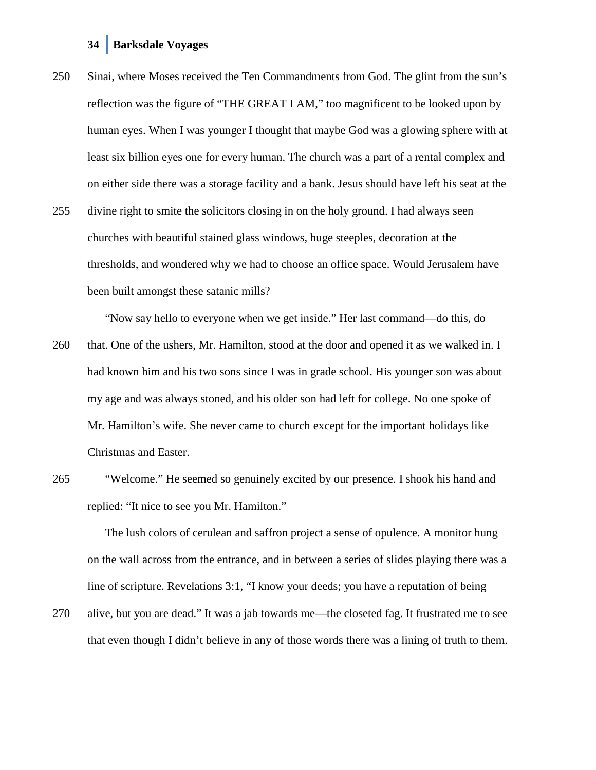Sinai, where Moses received the Ten Commandments from God. The glint from the sun's reflection was the figure of "THE GREAT I AM," too magnificent to be looked upon by human eyes. When I was younger I thought that maybe God was a glowing sphere with at least six billion eyes one for every human. The church was a part of a rental complex and on either side there was a storage facility and a bank. Jesus should have left his seat at the divine right to smite the solicitors closing in on the holy ground. I had always seen churches with beautiful stained glass windows, huge steeples, decoration at the thresholds, and wondered why we had to choose an office space. Would Jerusalem have been built amongst these satanic mills?

"Now say hello to everyone when we get inside." Her last command—do this, do that. One of the ushers, Mr. Hamilton, stood at the door and opened it as we walked in. I had known him and his two sons since I was in grade school. His younger son was about my age and was always stoned, and his older son had left for college. No one spoke of Mr. Hamilton's wife. She never came to church except for the important holidays like Christmas and Easter.

"Welcome." He seemed so genuinely excited by our presence. I shook his hand and replied: "It nice to see you Mr. Hamilton."

The lush colors of cerulean and saffron project a sense of opulence. A monitor hung on the wall across from the entrance, and in between a series of slides playing there was a line of scripture. Revelations 3:1, "I know your deeds; you have a reputation of being alive, but you are dead." It was a jab towards me—the closeted fag. It frustrated me to see that even though I didn't believe in any of those words there was a lining of truth to them.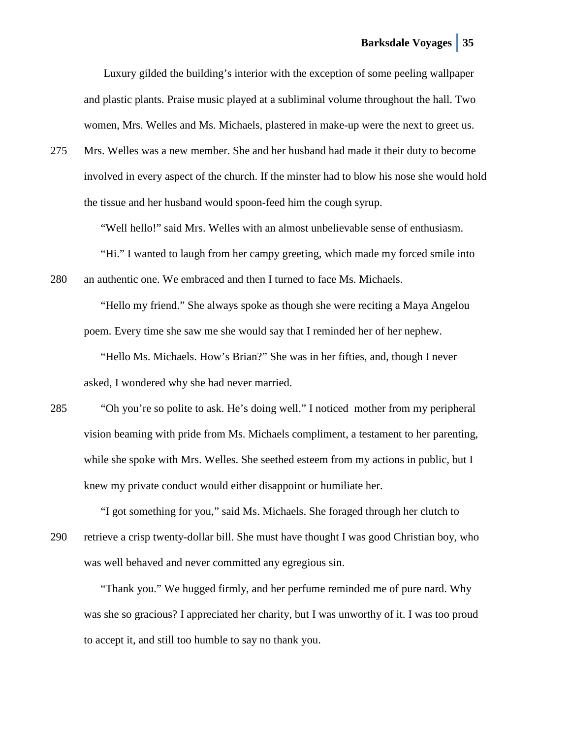Luxury gilded the building's interior with the exception of some peeling wallpaper and plastic plants. Praise music played at a subliminal volume throughout the hall. Two women, Mrs. Welles and Ms. Michaels, plastered in make-up were the next to greet us. Mrs. Welles was a new member. She and her husband had made it their duty to become involved in every aspect of the church. If the minster had to blow his nose she would hold the tissue and her husband would spoon-feed him the cough syrup.

"Well hello!" said Mrs. Welles with an almost unbelievable sense of enthusiasm.

"Hi." I wanted to laugh from her campy greeting, which made my forced smile into an authentic one. We embraced and then I turned to face Ms. Michaels.

"Hello my friend." She always spoke as though she were reciting a Maya Angelou poem. Every time she saw me she would say that I reminded her of her nephew.

"Hello Ms. Michaels. How's Brian?" She was in her fifties, and, though I never asked, I wondered why she had never married.

"Oh you're so polite to ask. He's doing well." I noticed mother from my peripheral vision beaming with pride from Ms. Michaels compliment, a testament to her parenting, while she spoke with Mrs. Welles. She seethed esteem from my actions in public, but I knew my private conduct would either disappoint or humiliate her.

"I got something for you," said Ms. Michaels. She foraged through her clutch to retrieve a crisp twenty-dollar bill. She must have thought I was good Christian boy, who was well behaved and never committed any egregious sin.

"Thank you." We hugged firmly, and her perfume reminded me of pure nard. Why was she so gracious? I appreciated her charity, but I was unworthy of it. I was too proud to accept it, and still too humble to say no thank you.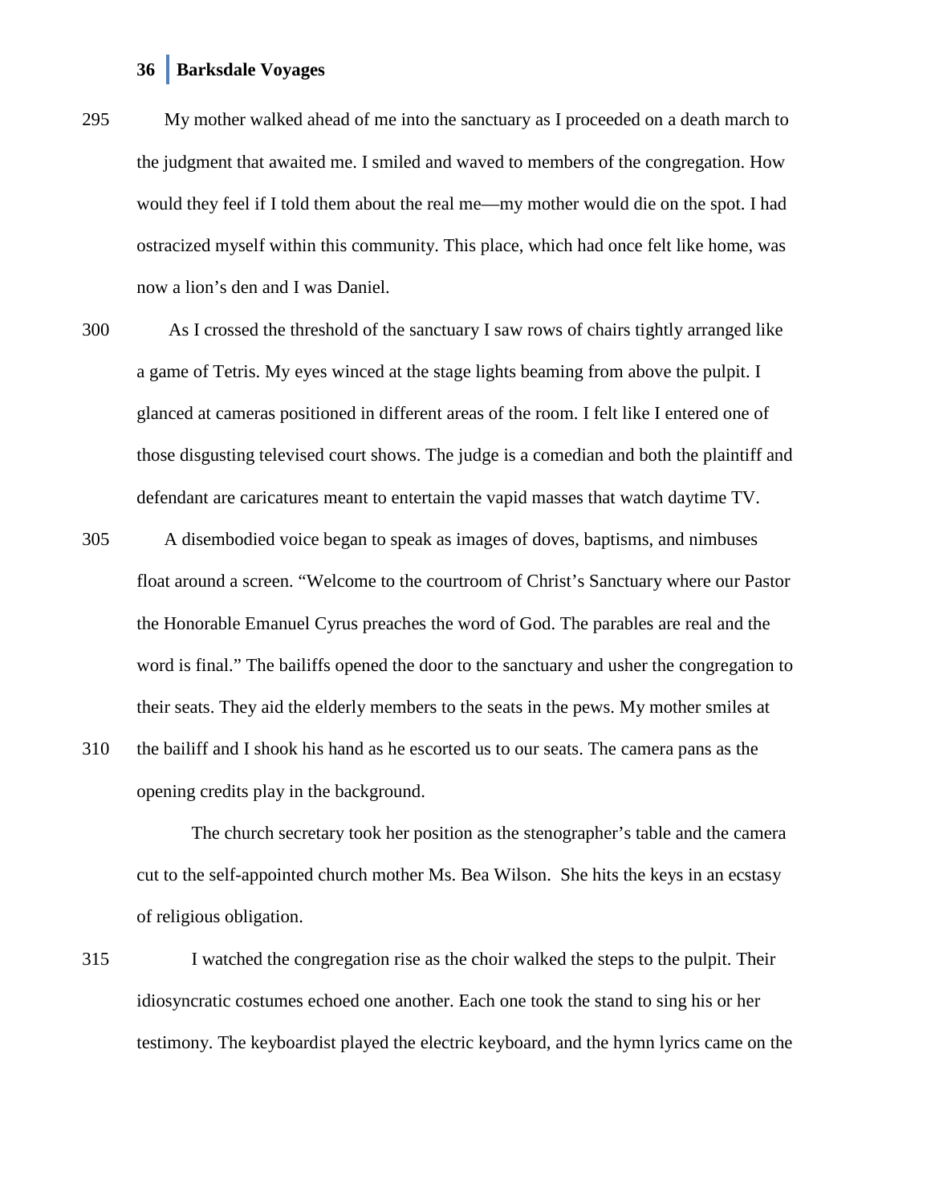My mother walked ahead of me into the sanctuary as I proceeded on a death march to the judgment that awaited me. I smiled and waved to members of the congregation. How would they feel if I told them about the real me—my mother would die on the spot. I had ostracized myself within this community. This place, which had once felt like home, was now a lion's den and I was Daniel.

As I crossed the threshold of the sanctuary I saw rows of chairs tightly arranged like a game of Tetris. My eyes winced at the stage lights beaming from above the pulpit. I glanced at cameras positioned in different areas of the room. I felt like I entered one of those disgusting televised court shows. The judge is a comedian and both the plaintiff and defendant are caricatures meant to entertain the vapid masses that watch daytime TV.

A disembodied voice began to speak as images of doves, baptisms, and nimbuses float around a screen. "Welcome to the courtroom of Christ's Sanctuary where our Pastor the Honorable Emanuel Cyrus preaches the word of God. The parables are real and the word is final." The bailiffs opened the door to the sanctuary and usher the congregation to their seats. They aid the elderly members to the seats in the pews. My mother smiles at the bailiff and I shook his hand as he escorted us to our seats. The camera pans as the opening credits play in the background.

The church secretary took her position as the stenographer's table and the camera cut to the self-appointed church mother Ms. Bea Wilson. She hits the keys in an ecstasy of religious obligation.

I watched the congregation rise as the choir walked the steps to the pulpit. Their idiosyncratic costumes echoed one another. Each one took the stand to sing his or her testimony. The keyboardist played the electric keyboard, and the hymn lyrics came on the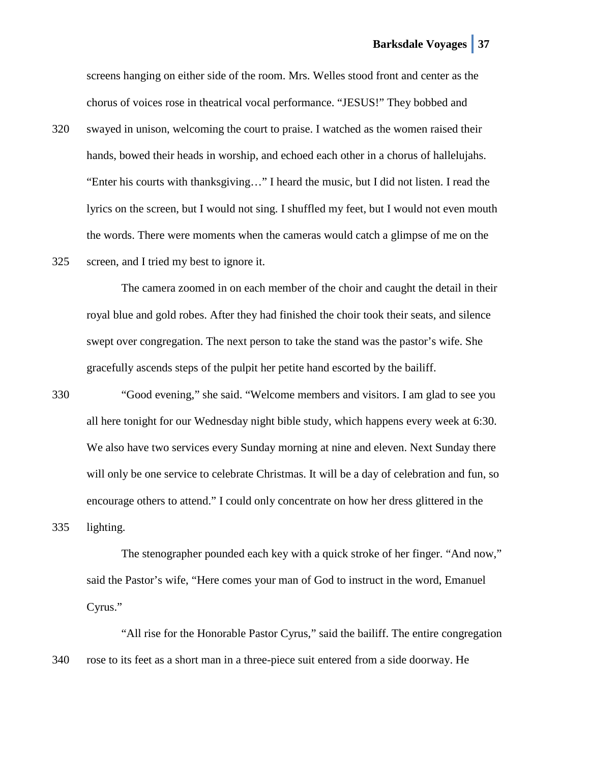screens hanging on either side of the room. Mrs. Welles stood front and center as the chorus of voices rose in theatrical vocal performance. "JESUS!" They bobbed and swayed in unison, welcoming the court to praise. I watched as the women raised their hands, bowed their heads in worship, and echoed each other in a chorus of hallelujahs. "Enter his courts with thanksgiving…" I heard the music, but I did not listen. I read the lyrics on the screen, but I would not sing. I shuffled my feet, but I would not even mouth the words. There were moments when the cameras would catch a glimpse of me on the screen, and I tried my best to ignore it.

The camera zoomed in on each member of the choir and caught the detail in their royal blue and gold robes. After they had finished the choir took their seats, and silence swept over congregation. The next person to take the stand was the pastor's wife. She gracefully ascends steps of the pulpit her petite hand escorted by the bailiff.

"Good evening," she said. "Welcome members and visitors. I am glad to see you all here tonight for our Wednesday night bible study, which happens every week at 6:30. We also have two services every Sunday morning at nine and eleven. Next Sunday there will only be one service to celebrate Christmas. It will be a day of celebration and fun, so encourage others to attend." I could only concentrate on how her dress glittered in the lighting.

The stenographer pounded each key with a quick stroke of her finger. "And now," said the Pastor's wife, "Here comes your man of God to instruct in the word, Emanuel Cyrus."

"All rise for the Honorable Pastor Cyrus," said the bailiff. The entire congregation rose to its feet as a short man in a three-piece suit entered from a side doorway. He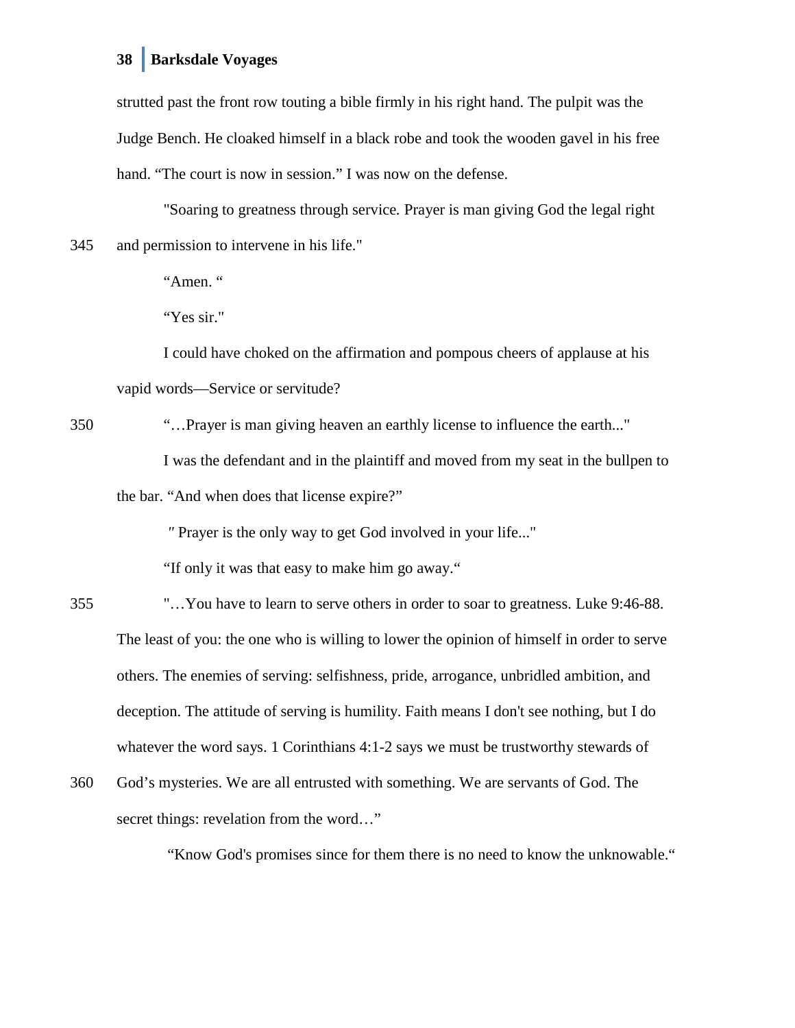strutted past the front row touting a bible firmly in his right hand. The pulpit was the Judge Bench. He cloaked himself in a black robe and took the wooden gavel in his free hand. “The court is now in session.” I was now on the defense.

"Soaring to greatness through service. Prayer is man giving God the legal right and permission to intervene in his life."

“Amen. “

“Yes sir."

I could have choked on the affirmation and pompous cheers of applause at his vapid words—Service or servitude?

“…Prayer is man giving heaven an earthly license to influence the earth..."

I was the defendant and in the plaintiff and moved from my seat in the bullpen to the bar. “And when does that license expire?”

" Prayer is the only way to get God involved in your life..."

“If only it was that easy to make him go away.“

"…You have to learn to serve others in order to soar to greatness. Luke 9:46-88. The least of you: the one who is willing to lower the opinion of himself in order to serve others. The enemies of serving: selfishness, pride, arrogance, unbridled ambition, and deception. The attitude of serving is humility. Faith means I don't see nothing, but I do whatever the word says. 1 Corinthians 4:1-2 says we must be trustworthy stewards of God’s mysteries. We are all entrusted with something. We are servants of God. The secret things: revelation from the word…”

“Know God's promises since for them there is no need to know the unknowable.“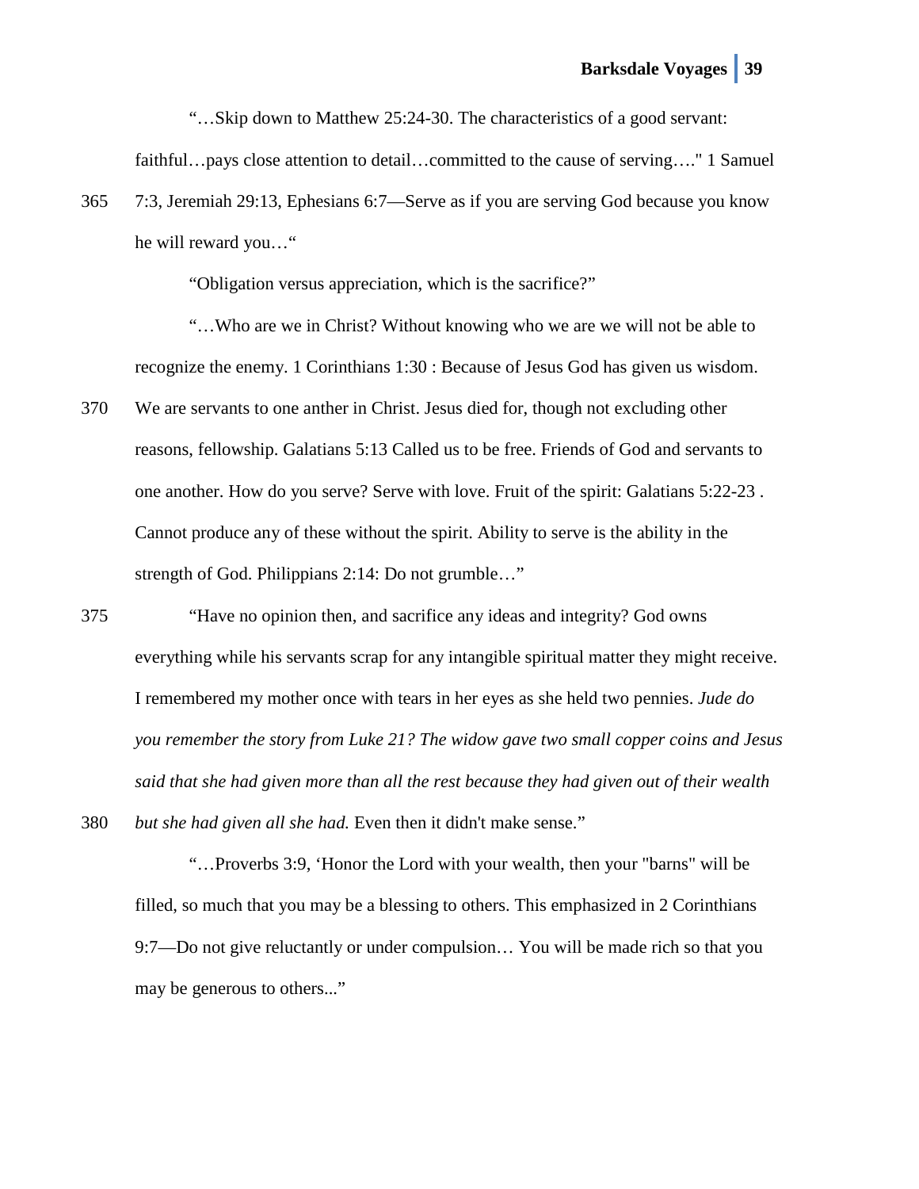"…Skip down to Matthew 25:24-30. The characteristics of a good servant: faithful…pays close attention to detail…committed to the cause of serving…." 1 Samuel 7:3, Jeremiah 29:13, Ephesians 6:7—Serve as if you are serving God because you know he will reward you…"

"Obligation versus appreciation, which is the sacrifice?"

"…Who are we in Christ? Without knowing who we are we will not be able to recognize the enemy. 1 Corinthians 1:30 : Because of Jesus God has given us wisdom. We are servants to one anther in Christ. Jesus died for, though not excluding other reasons, fellowship. Galatians 5:13 Called us to be free. Friends of God and servants to one another. How do you serve? Serve with love. Fruit of the spirit: Galatians 5:22-23 . Cannot produce any of these without the spirit. Ability to serve is the ability in the strength of God. Philippians 2:14: Do not grumble…"

"Have no opinion then, and sacrifice any ideas and integrity? God owns everything while his servants scrap for any intangible spiritual matter they might receive. I remembered my mother once with tears in her eyes as she held two pennies. *Jude do you remember the story from Luke 21? The widow gave two small copper coins and Jesus said that she had given more than all the rest because they had given out of their wealth but she had given all she had.* Even then it didn't make sense."

"…Proverbs 3:9, 'Honor the Lord with your wealth, then your "barns" will be filled, so much that you may be a blessing to others. This emphasized in 2 Corinthians 9:7—Do not give reluctantly or under compulsion… You will be made rich so that you may be generous to others..."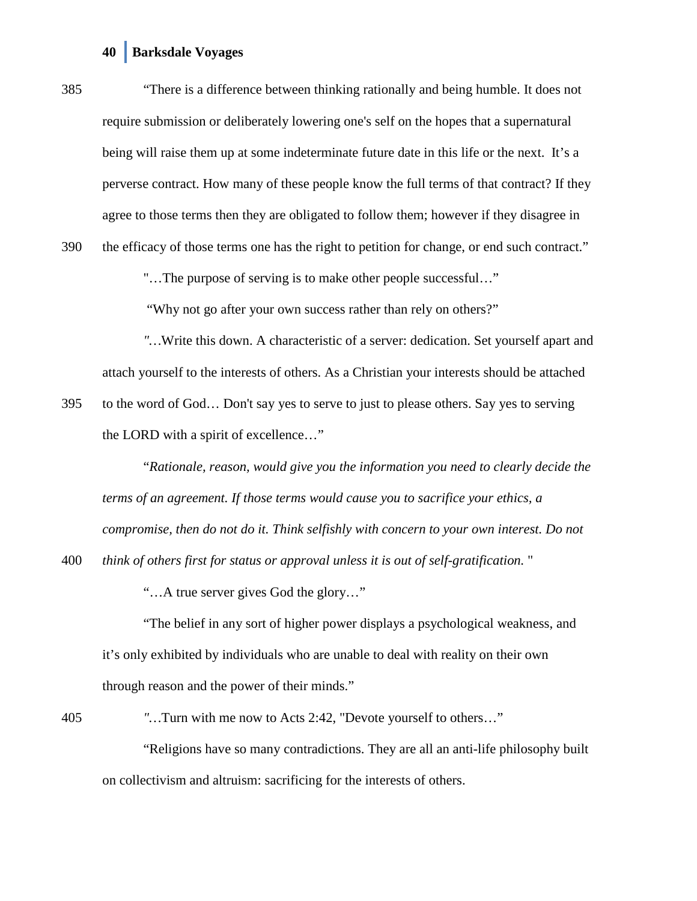"There is a difference between thinking rationally and being humble. It does not require submission or deliberately lowering one's self on the hopes that a supernatural being will raise them up at some indeterminate future date in this life or the next.  It's a perverse contract. How many of these people know the full terms of that contract? If they agree to those terms then they are obligated to follow them; however if they disagree in the efficacy of those terms one has the right to petition for change, or end such contract."

"…The purpose of serving is to make other people successful…"

"Why not go after your own success rather than rely on others?"

"…Write this down. A characteristic of a server: dedication. Set yourself apart and attach yourself to the interests of others. As a Christian your interests should be attached to the word of God… Don't say yes to serve to just to please others. Say yes to serving the LORD with a spirit of excellence…"

"*Rationale, reason, would give you the information you need to clearly decide the terms of an agreement. If those terms would cause you to sacrifice your ethics, a compromise, then do not do it. Think selfishly with concern to your own interest. Do not think of others first for status or approval unless it is out of self-gratification.* "

"…A true server gives God the glory…"

"The belief in any sort of higher power displays a psychological weakness, and it's only exhibited by individuals who are unable to deal with reality on their own through reason and the power of their minds."

"…Turn with me now to Acts 2:42, "Devote yourself to others…"

"Religions have so many contradictions. They are all an anti-life philosophy built on collectivism and altruism: sacrificing for the interests of others.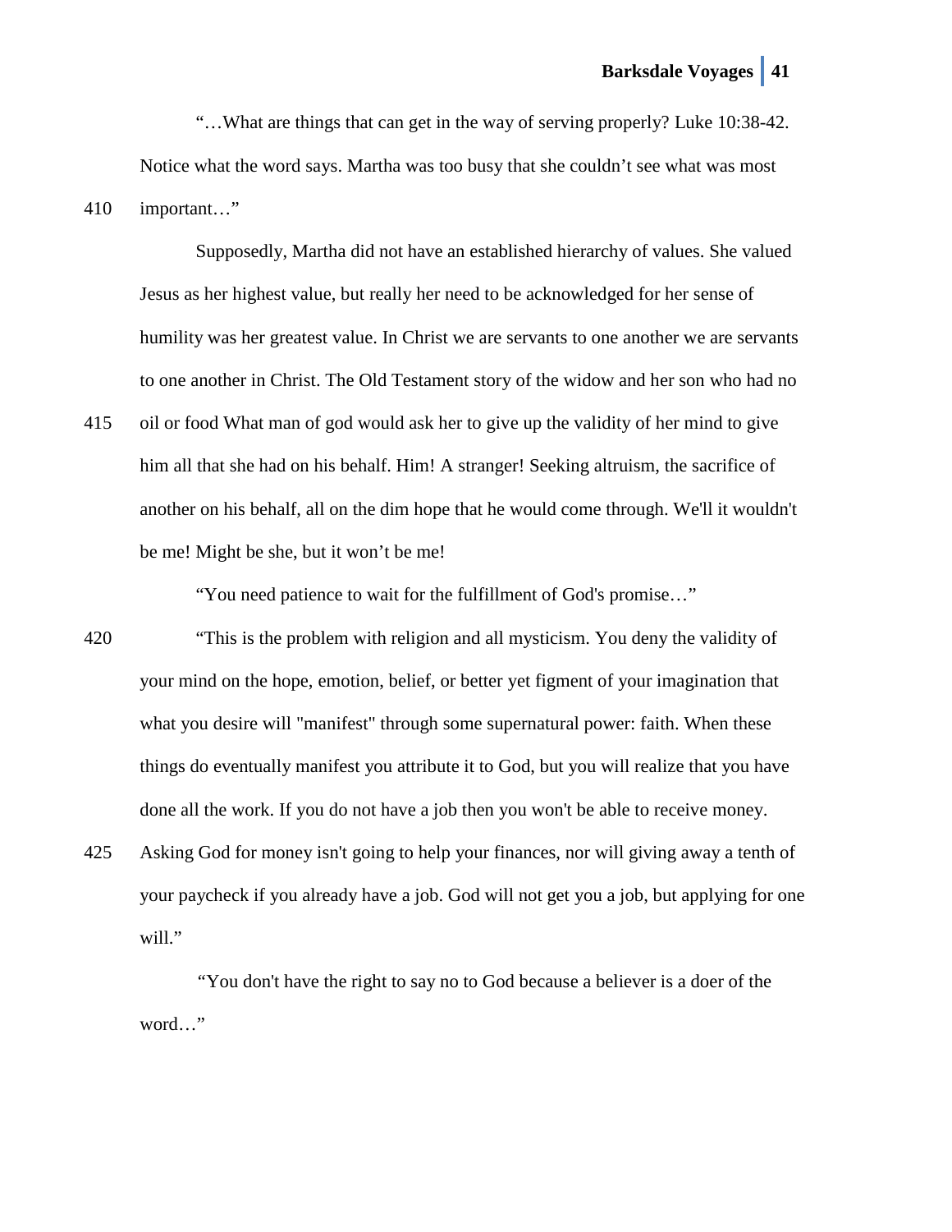"…What are things that can get in the way of serving properly? Luke 10:38-42. Notice what the word says. Martha was too busy that she couldn't see what was most important…"

Supposedly, Martha did not have an established hierarchy of values. She valued Jesus as her highest value, but really her need to be acknowledged for her sense of humility was her greatest value. In Christ we are servants to one another we are servants to one another in Christ. The Old Testament story of the widow and her son who had no oil or food What man of god would ask her to give up the validity of her mind to give him all that she had on his behalf. Him! A stranger! Seeking altruism, the sacrifice of another on his behalf, all on the dim hope that he would come through. We'll it wouldn't be me! Might be she, but it won't be me!

"You need patience to wait for the fulfillment of God's promise…"

"This is the problem with religion and all mysticism. You deny the validity of your mind on the hope, emotion, belief, or better yet figment of your imagination that what you desire will "manifest" through some supernatural power: faith. When these things do eventually manifest you attribute it to God, but you will realize that you have done all the work. If you do not have a job then you won't be able to receive money. Asking God for money isn't going to help your finances, nor will giving away a tenth of your paycheck if you already have a job. God will not get you a job, but applying for one will."

"You don't have the right to say no to God because a believer is a doer of the word…"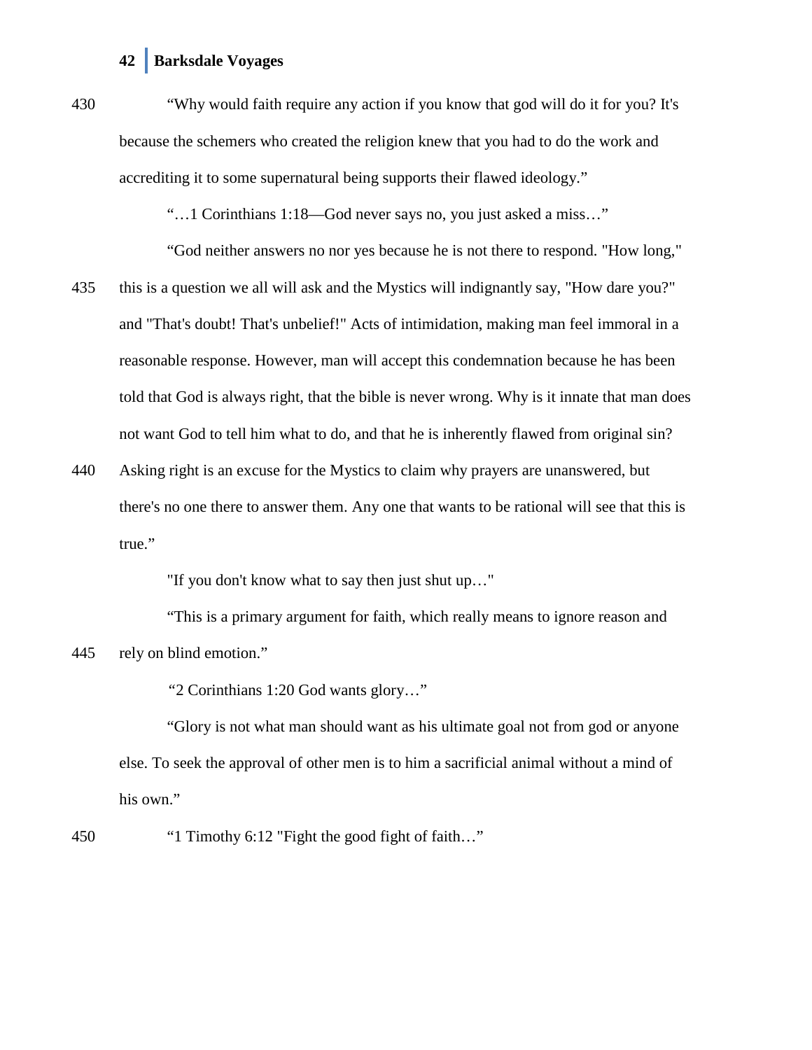"Why would faith require any action if you know that god will do it for you? It's because the schemers who created the religion knew that you had to do the work and accrediting it to some supernatural being supports their flawed ideology."

"…1 Corinthians 1:18—God never says no, you just asked a miss…"

"God neither answers no nor yes because he is not there to respond. "How long," this is a question we all will ask and the Mystics will indignantly say, "How dare you?" and "That's doubt! That's unbelief!" Acts of intimidation, making man feel immoral in a reasonable response. However, man will accept this condemnation because he has been told that God is always right, that the bible is never wrong. Why is it innate that man does not want God to tell him what to do, and that he is inherently flawed from original sin? Asking right is an excuse for the Mystics to claim why prayers are unanswered, but there's no one there to answer them. Any one that wants to be rational will see that this is true."

"If you don't know what to say then just shut up…"

"This is a primary argument for faith, which really means to ignore reason and rely on blind emotion."

"2 Corinthians 1:20 God wants glory…"

"Glory is not what man should want as his ultimate goal not from god or anyone else. To seek the approval of other men is to him a sacrificial animal without a mind of his own."

"1 Timothy 6:12 "Fight the good fight of faith…"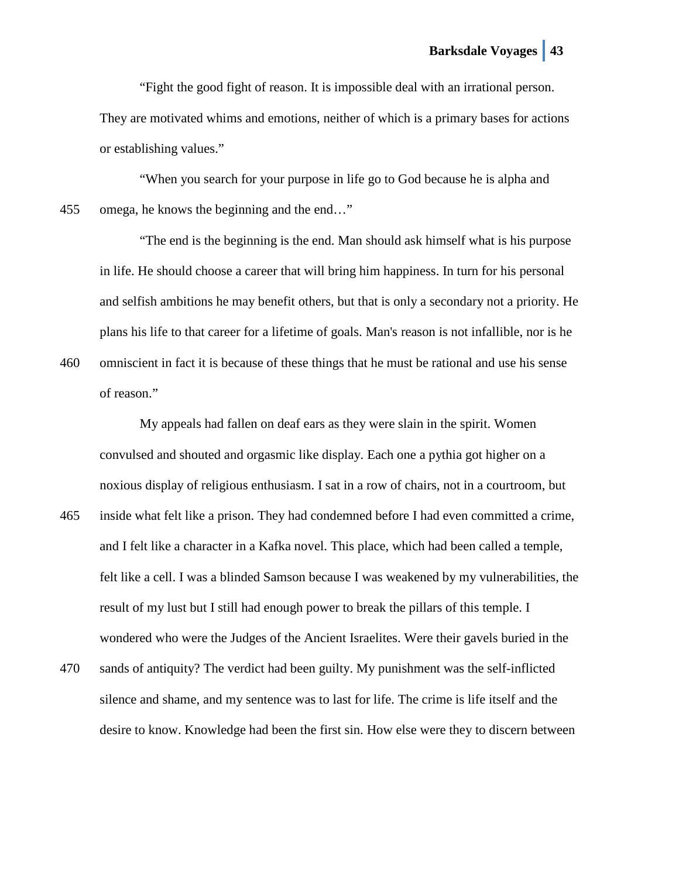"Fight the good fight of reason. It is impossible deal with an irrational person. They are motivated whims and emotions, neither of which is a primary bases for actions or establishing values."

"When you search for your purpose in life go to God because he is alpha and omega, he knows the beginning and the end…"

"The end is the beginning is the end. Man should ask himself what is his purpose in life. He should choose a career that will bring him happiness. In turn for his personal and selfish ambitions he may benefit others, but that is only a secondary not a priority. He plans his life to that career for a lifetime of goals. Man's reason is not infallible, nor is he omniscient in fact it is because of these things that he must be rational and use his sense of reason."

My appeals had fallen on deaf ears as they were slain in the spirit. Women convulsed and shouted and orgasmic like display. Each one a pythia got higher on a noxious display of religious enthusiasm. I sat in a row of chairs, not in a courtroom, but inside what felt like a prison. They had condemned before I had even committed a crime, and I felt like a character in a Kafka novel. This place, which had been called a temple, felt like a cell. I was a blinded Samson because I was weakened by my vulnerabilities, the result of my lust but I still had enough power to break the pillars of this temple. I wondered who were the Judges of the Ancient Israelites. Were their gavels buried in the sands of antiquity? The verdict had been guilty. My punishment was the self-inflicted silence and shame, and my sentence was to last for life. The crime is life itself and the desire to know. Knowledge had been the first sin. How else were they to discern between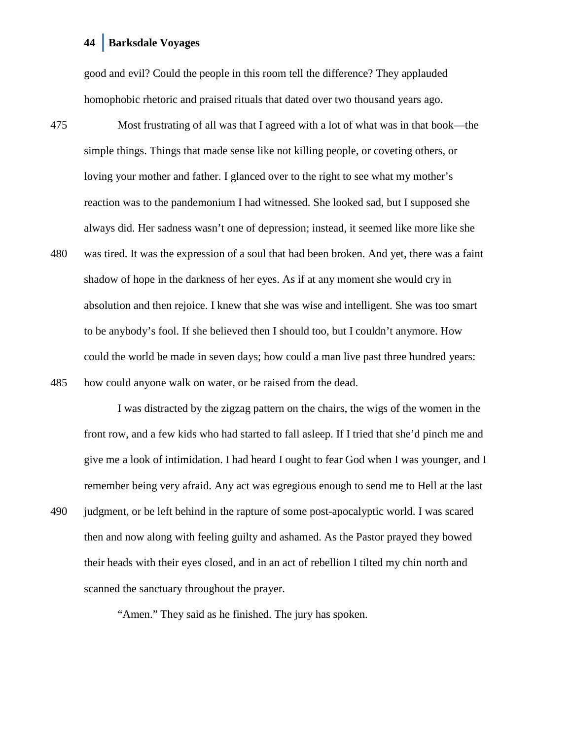good and evil? Could the people in this room tell the difference? They applauded homophobic rhetoric and praised rituals that dated over two thousand years ago.

Most frustrating of all was that I agreed with a lot of what was in that book—the simple things. Things that made sense like not killing people, or coveting others, or loving your mother and father. I glanced over to the right to see what my mother's reaction was to the pandemonium I had witnessed. She looked sad, but I supposed she always did. Her sadness wasn't one of depression; instead, it seemed like more like she was tired. It was the expression of a soul that had been broken. And yet, there was a faint shadow of hope in the darkness of her eyes. As if at any moment she would cry in absolution and then rejoice. I knew that she was wise and intelligent. She was too smart to be anybody's fool. If she believed then I should too, but I couldn't anymore. How could the world be made in seven days; how could a man live past three hundred years: how could anyone walk on water, or be raised from the dead.

I was distracted by the zigzag pattern on the chairs, the wigs of the women in the front row, and a few kids who had started to fall asleep. If I tried that she'd pinch me and give me a look of intimidation. I had heard I ought to fear God when I was younger, and I remember being very afraid. Any act was egregious enough to send me to Hell at the last judgment, or be left behind in the rapture of some post-apocalyptic world. I was scared then and now along with feeling guilty and ashamed. As the Pastor prayed they bowed their heads with their eyes closed, and in an act of rebellion I tilted my chin north and scanned the sanctuary throughout the prayer.

"Amen." They said as he finished. The jury has spoken.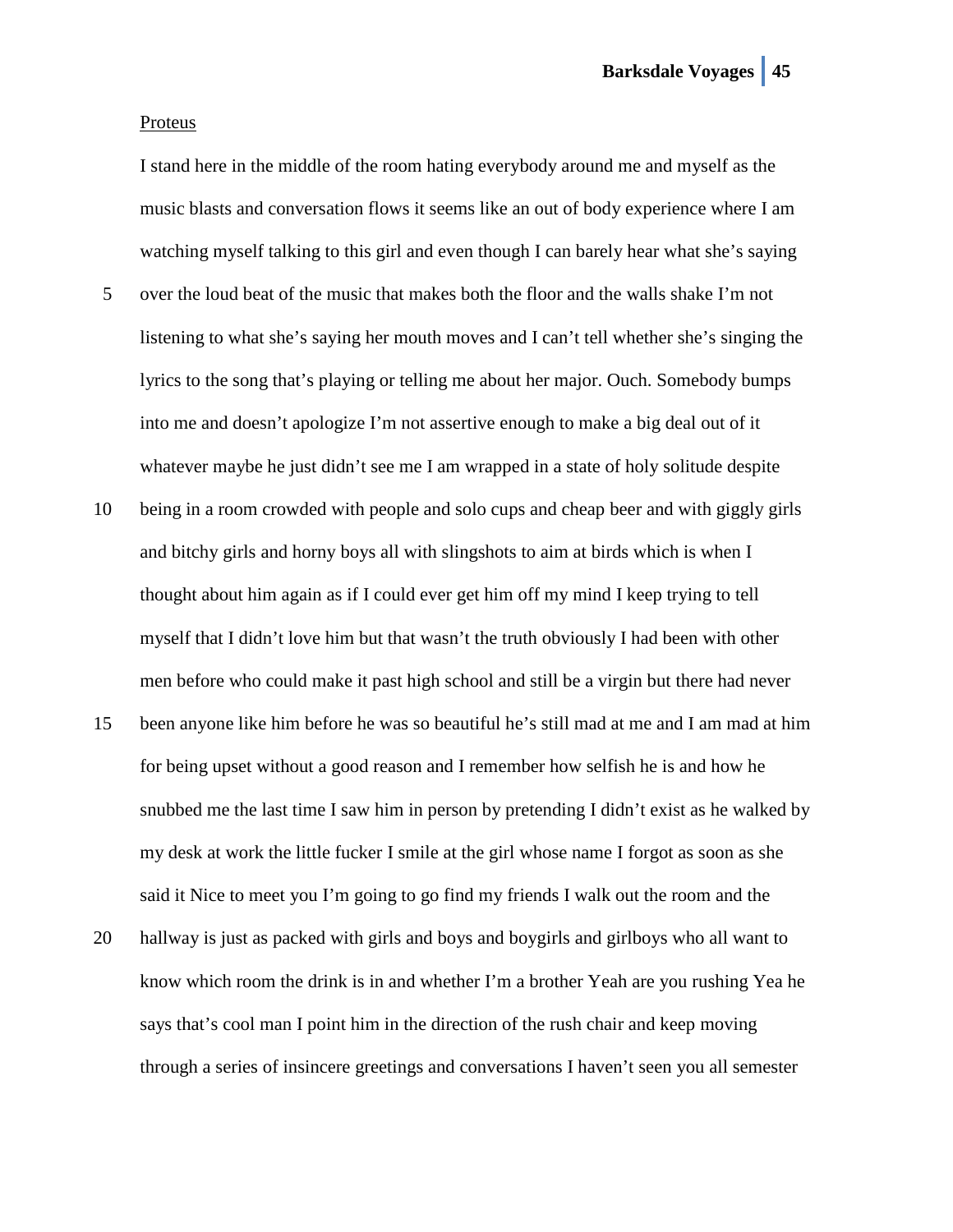Proteus

I stand here in the middle of the room hating everybody around me and myself as the music blasts and conversation flows it seems like an out of body experience where I am watching myself talking to this girl and even though I can barely hear what she's saying over the loud beat of the music that makes both the floor and the walls shake I'm not listening to what she's saying her mouth moves and I can't tell whether she's singing the lyrics to the song that's playing or telling me about her major. Ouch. Somebody bumps into me and doesn't apologize I'm not assertive enough to make a big deal out of it whatever maybe he just didn't see me I am wrapped in a state of holy solitude despite being in a room crowded with people and solo cups and cheap beer and with giggly girls and bitchy girls and horny boys all with slingshots to aim at birds which is when I thought about him again as if I could ever get him off my mind I keep trying to tell myself that I didn't love him but that wasn't the truth obviously I had been with other men before who could make it past high school and still be a virgin but there had never been anyone like him before he was so beautiful he's still mad at me and I am mad at him for being upset without a good reason and I remember how selfish he is and how he snubbed me the last time I saw him in person by pretending I didn't exist as he walked by my desk at work the little fucker I smile at the girl whose name I forgot as soon as she said it Nice to meet you I'm going to go find my friends I walk out the room and the hallway is just as packed with girls and boys and boygirls and girlboys who all want to know which room the drink is in and whether I'm a brother Yeah are you rushing Yea he says that's cool man I point him in the direction of the rush chair and keep moving through a series of insincere greetings and conversations I haven't seen you all semester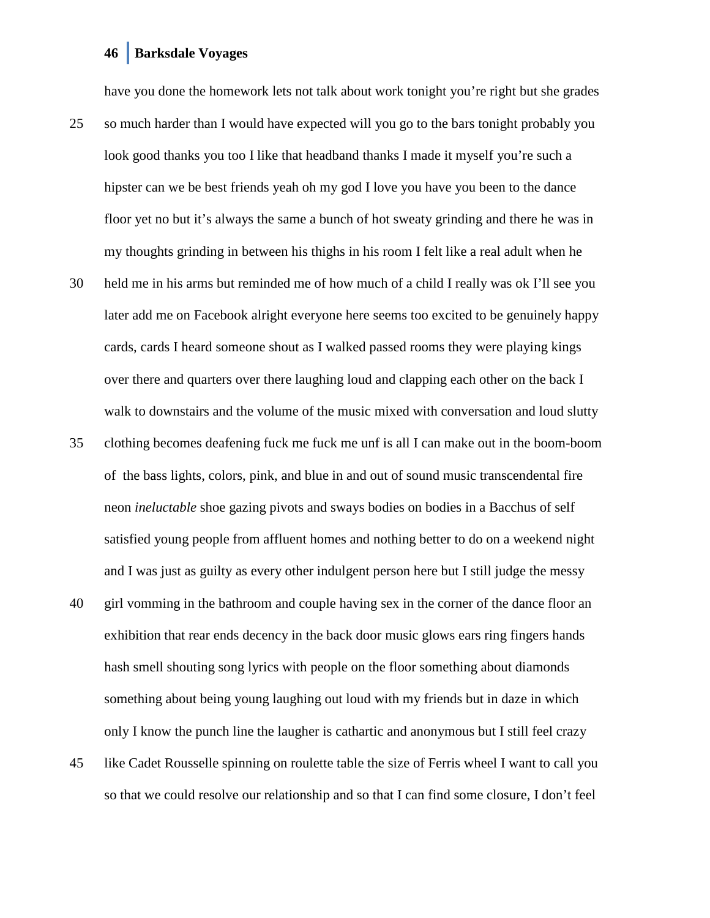have you done the homework lets not talk about work tonight you're right but she grades so much harder than I would have expected will you go to the bars tonight probably you look good thanks you too I like that headband thanks I made it myself you're such a hipster can we be best friends yeah oh my god I love you have you been to the dance floor yet no but it's always the same a bunch of hot sweaty grinding and there he was in my thoughts grinding in between his thighs in his room I felt like a real adult when he held me in his arms but reminded me of how much of a child I really was ok I'll see you later add me on Facebook alright everyone here seems too excited to be genuinely happy cards, cards I heard someone shout as I walked passed rooms they were playing kings over there and quarters over there laughing loud and clapping each other on the back I walk to downstairs and the volume of the music mixed with conversation and loud slutty clothing becomes deafening fuck me fuck me unf is all I can make out in the boom-boom of the bass lights, colors, pink, and blue in and out of sound music transcendental fire neon *ineluctable* shoe gazing pivots and sways bodies on bodies in a Bacchus of self satisfied young people from affluent homes and nothing better to do on a weekend night and I was just as guilty as every other indulgent person here but I still judge the messy girl vomming in the bathroom and couple having sex in the corner of the dance floor an exhibition that rear ends decency in the back door music glows ears ring fingers hands hash smell shouting song lyrics with people on the floor something about diamonds something about being young laughing out loud with my friends but in daze in which only I know the punch line the laugher is cathartic and anonymous but I still feel crazy like Cadet Rousselle spinning on roulette table the size of Ferris wheel I want to call you so that we could resolve our relationship and so that I can find some closure, I don't feel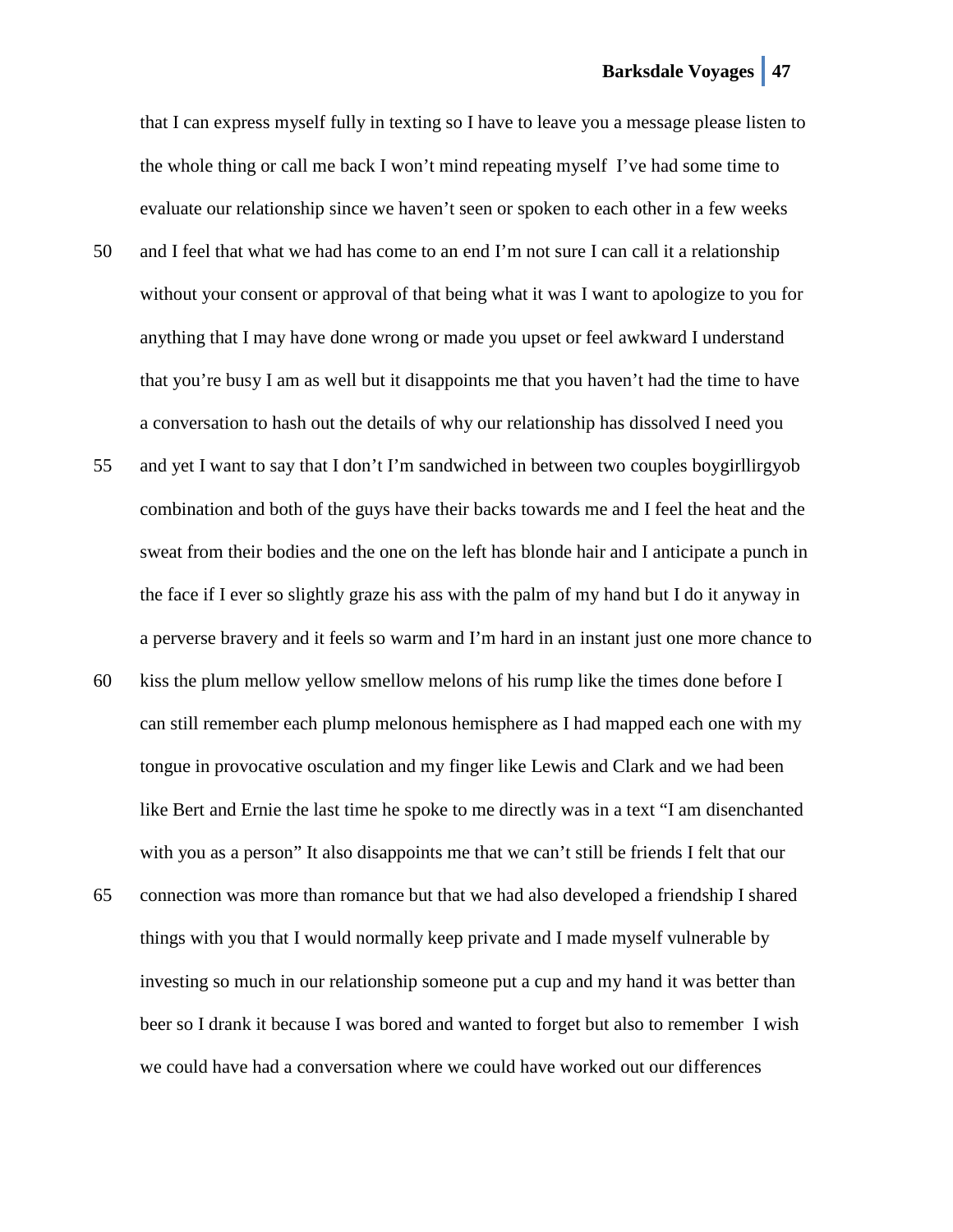that I can express myself fully in texting so I have to leave you a message please listen to the whole thing or call me back I won't mind repeating myself  I've had some time to evaluate our relationship since we haven't seen or spoken to each other in a few weeks and I feel that what we had has come to an end I'm not sure I can call it a relationship without your consent or approval of that being what it was I want to apologize to you for anything that I may have done wrong or made you upset or feel awkward I understand that you're busy I am as well but it disappoints me that you haven't had the time to have a conversation to hash out the details of why our relationship has dissolved I need you and yet I want to say that I don't I'm sandwiched in between two couples boygirllirgyob combination and both of the guys have their backs towards me and I feel the heat and the sweat from their bodies and the one on the left has blonde hair and I anticipate a punch in the face if I ever so slightly graze his ass with the palm of my hand but I do it anyway in a perverse bravery and it feels so warm and I'm hard in an instant just one more chance to kiss the plum mellow yellow smellow melons of his rump like the times done before I can still remember each plump melonous hemisphere as I had mapped each one with my tongue in provocative osculation and my finger like Lewis and Clark and we had been like Bert and Ernie the last time he spoke to me directly was in a text "I am disenchanted with you as a person" It also disappoints me that we can't still be friends I felt that our connection was more than romance but that we had also developed a friendship I shared things with you that I would normally keep private and I made myself vulnerable by investing so much in our relationship someone put a cup and my hand it was better than beer so I drank it because I was bored and wanted to forget but also to remember  I wish we could have had a conversation where we could have worked out our differences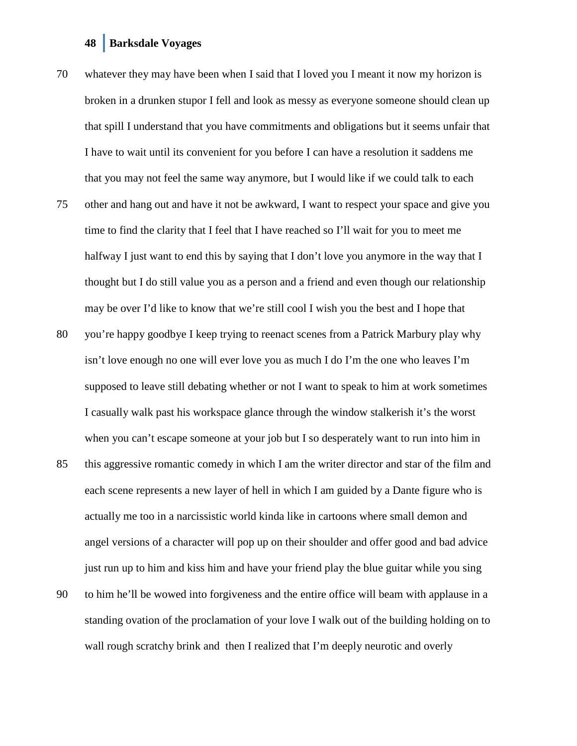whatever they may have been when I said that I loved you I meant it now my horizon is broken in a drunken stupor I fell and look as messy as everyone someone should clean up that spill I understand that you have commitments and obligations but it seems unfair that I have to wait until its convenient for you before I can have a resolution it saddens me that you may not feel the same way anymore, but I would like if we could talk to each other and hang out and have it not be awkward, I want to respect your space and give you time to find the clarity that I feel that I have reached so I'll wait for you to meet me halfway I just want to end this by saying that I don't love you anymore in the way that I thought but I do still value you as a person and a friend and even though our relationship may be over I'd like to know that we're still cool I wish you the best and I hope that you're happy goodbye I keep trying to reenact scenes from a Patrick Marbury play why isn't love enough no one will ever love you as much I do I'm the one who leaves I'm supposed to leave still debating whether or not I want to speak to him at work sometimes I casually walk past his workspace glance through the window stalkerish it's the worst when you can't escape someone at your job but I so desperately want to run into him in this aggressive romantic comedy in which I am the writer director and star of the film and each scene represents a new layer of hell in which I am guided by a Dante figure who is actually me too in a narcissistic world kinda like in cartoons where small demon and angel versions of a character will pop up on their shoulder and offer good and bad advice just run up to him and kiss him and have your friend play the blue guitar while you sing to him he'll be wowed into forgiveness and the entire office will beam with applause in a standing ovation of the proclamation of your love I walk out of the building holding on to wall rough scratchy brink and  then I realized that I'm deeply neurotic and overly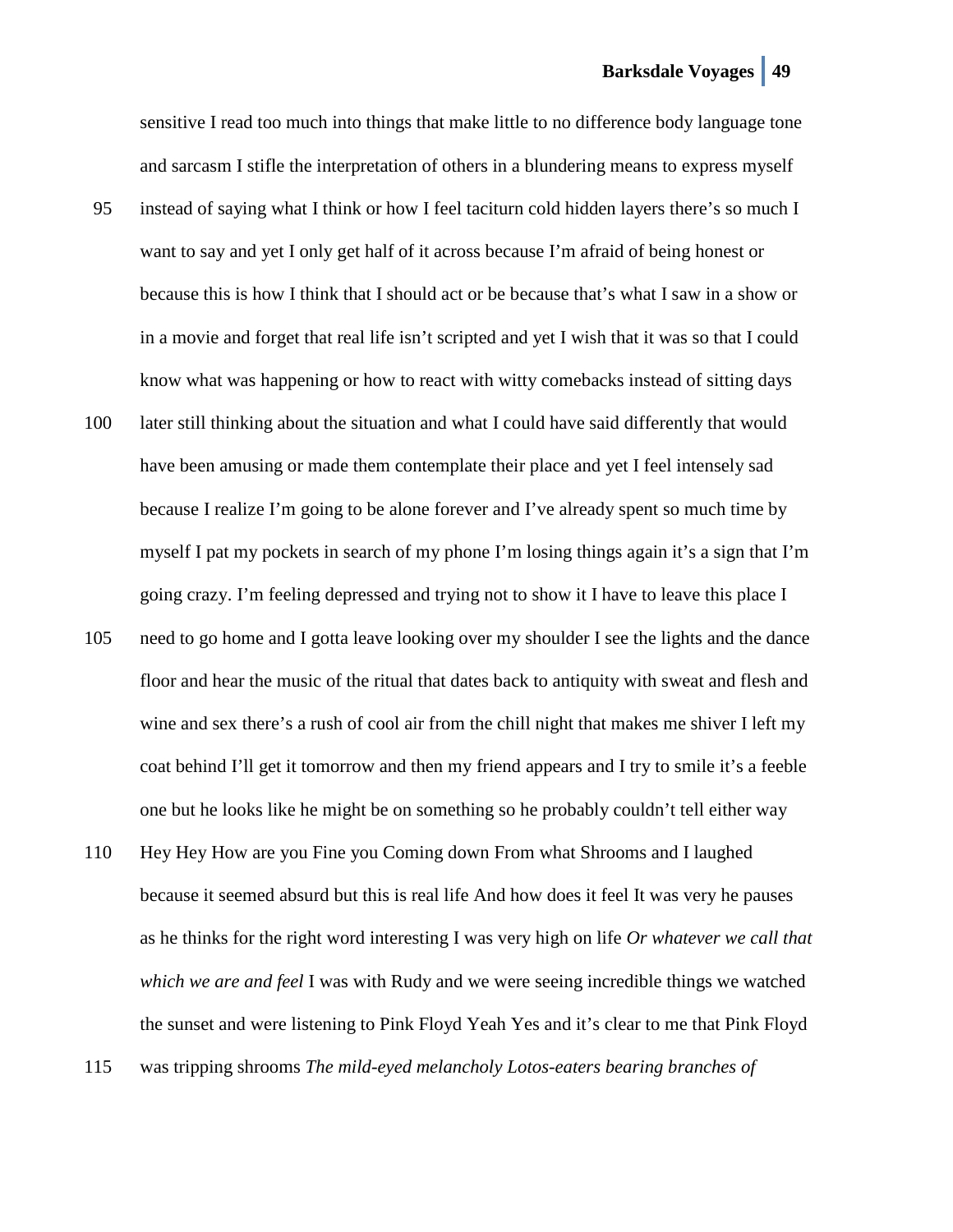sensitive I read too much into things that make little to no difference body language tone and sarcasm I stifle the interpretation of others in a blundering means to express myself instead of saying what I think or how I feel taciturn cold hidden layers there's so much I want to say and yet I only get half of it across because I'm afraid of being honest or because this is how I think that I should act or be because that's what I saw in a show or in a movie and forget that real life isn't scripted and yet I wish that it was so that I could know what was happening or how to react with witty comebacks instead of sitting days later still thinking about the situation and what I could have said differently that would have been amusing or made them contemplate their place and yet I feel intensely sad because I realize I'm going to be alone forever and I've already spent so much time by myself I pat my pockets in search of my phone I'm losing things again it's a sign that I'm going crazy. I'm feeling depressed and trying not to show it I have to leave this place I need to go home and I gotta leave looking over my shoulder I see the lights and the dance floor and hear the music of the ritual that dates back to antiquity with sweat and flesh and wine and sex there's a rush of cool air from the chill night that makes me shiver I left my coat behind I'll get it tomorrow and then my friend appears and I try to smile it's a feeble one but he looks like he might be on something so he probably couldn't tell either way Hey Hey How are you Fine you Coming down From what Shrooms and I laughed because it seemed absurd but this is real life And how does it feel It was very he pauses as he thinks for the right word interesting I was very high on life *Or whatever we call that which we are and feel* I was with Rudy and we were seeing incredible things we watched the sunset and were listening to Pink Floyd Yeah Yes and it's clear to me that Pink Floyd was tripping shrooms *The mild-eyed melancholy Lotos-eaters bearing branches of*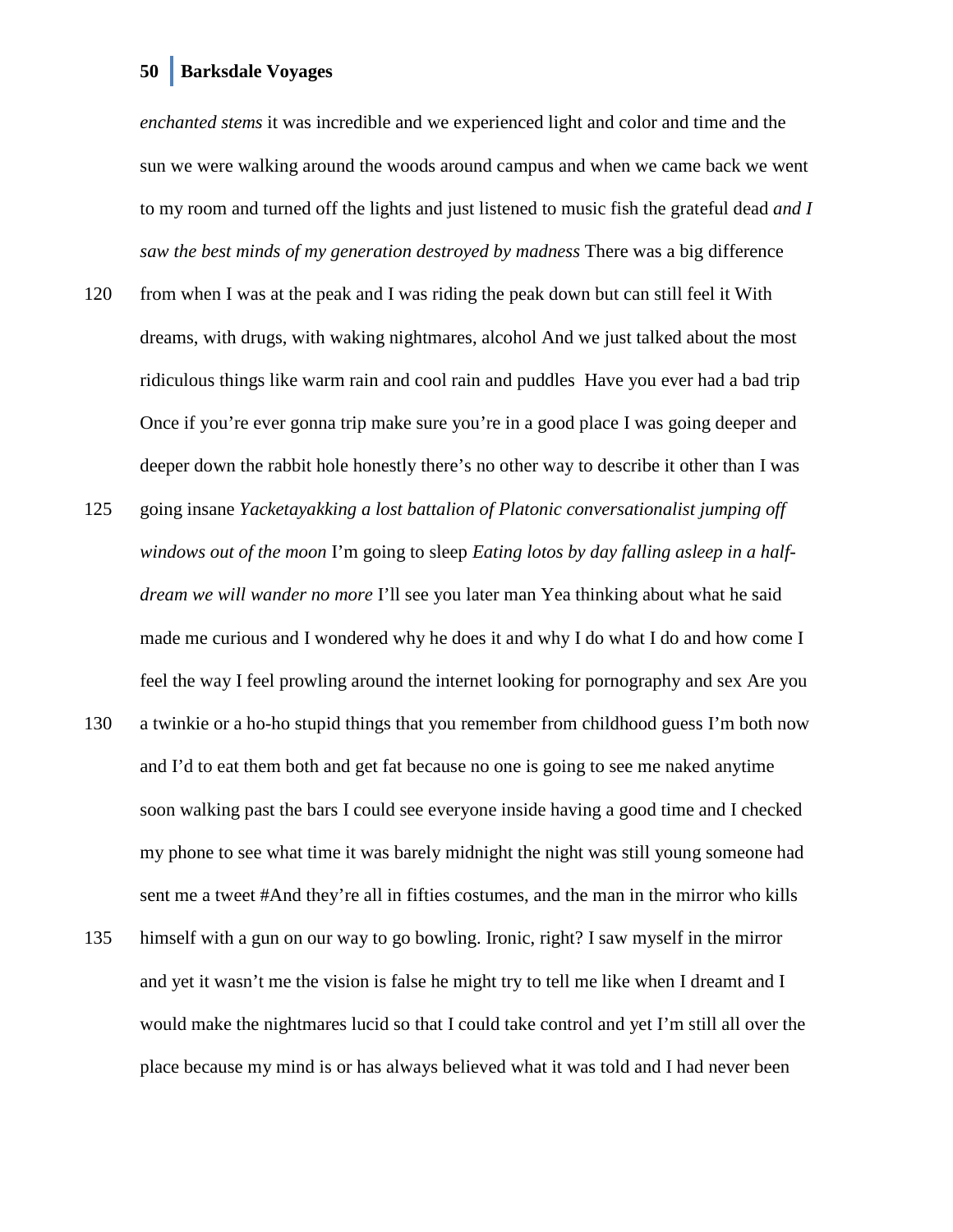*enchanted stems* it was incredible and we experienced light and color and time and the sun we were walking around the woods around campus and when we came back we went to my room and turned off the lights and just listened to music fish the grateful dead *and I saw the best minds of my generation destroyed by madness* There was a big difference from when I was at the peak and I was riding the peak down but can still feel it With dreams, with drugs, with waking nightmares, alcohol And we just talked about the most ridiculous things like warm rain and cool rain and puddles  Have you ever had a bad trip Once if you're ever gonna trip make sure you're in a good place I was going deeper and deeper down the rabbit hole honestly there's no other way to describe it other than I was going insane *Yacketayakking a lost battalion of Platonic conversationalist jumping off windows out of the moon* I'm going to sleep *Eating lotos by day falling asleep in a half-dream we will wander no more* I'll see you later man Yea thinking about what he said made me curious and I wondered why he does it and why I do what I do and how come I feel the way I feel prowling around the internet looking for pornography and sex Are you a twinkie or a ho-ho stupid things that you remember from childhood guess I'm both now and I'd to eat them both and get fat because no one is going to see me naked anytime soon walking past the bars I could see everyone inside having a good time and I checked my phone to see what time it was barely midnight the night was still young someone had sent me a tweet #And they're all in fifties costumes, and the man in the mirror who kills himself with a gun on our way to go bowling. Ironic, right? I saw myself in the mirror and yet it wasn't me the vision is false he might try to tell me like when I dreamt and I would make the nightmares lucid so that I could take control and yet I'm still all over the place because my mind is or has always believed what it was told and I had never been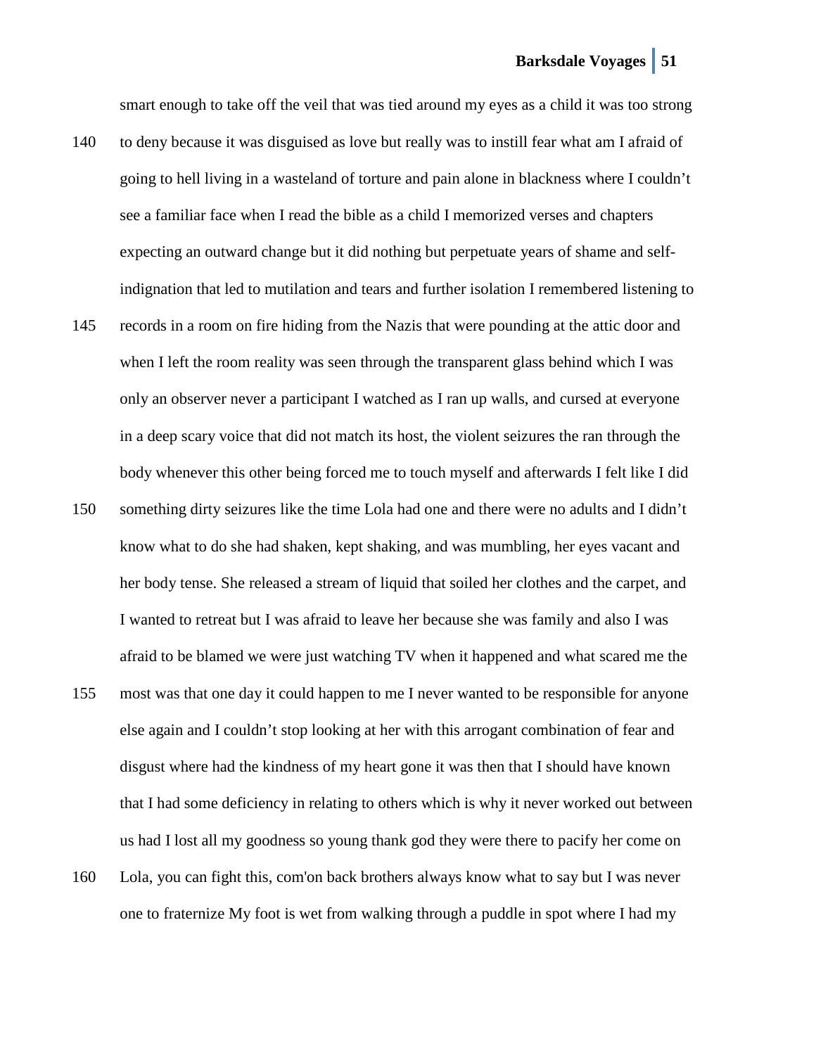smart enough to take off the veil that was tied around my eyes as a child it was too strong

140 to deny because it was disguised as love but really was to instill fear what am I afraid of going to hell living in a wasteland of torture and pain alone in blackness where I couldn't see a familiar face when I read the bible as a child I memorized verses and chapters expecting an outward change but it did nothing but perpetuate years of shame and self-indignation that led to mutilation and tears and further isolation I remembered listening to

145 records in a room on fire hiding from the Nazis that were pounding at the attic door and when I left the room reality was seen through the transparent glass behind which I was only an observer never a participant I watched as I ran up walls, and cursed at everyone in a deep scary voice that did not match its host, the violent seizures the ran through the body whenever this other being forced me to touch myself and afterwards I felt like I did

150 something dirty seizures like the time Lola had one and there were no adults and I didn't know what to do she had shaken, kept shaking, and was mumbling, her eyes vacant and her body tense. She released a stream of liquid that soiled her clothes and the carpet, and I wanted to retreat but I was afraid to leave her because she was family and also I was afraid to be blamed we were just watching TV when it happened and what scared me the

155 most was that one day it could happen to me I never wanted to be responsible for anyone else again and I couldn't stop looking at her with this arrogant combination of fear and disgust where had the kindness of my heart gone it was then that I should have known that I had some deficiency in relating to others which is why it never worked out between us had I lost all my goodness so young thank god they were there to pacify her come on

160 Lola, you can fight this, com'on back brothers always know what to say but I was never one to fraternize My foot is wet from walking through a puddle in spot where I had my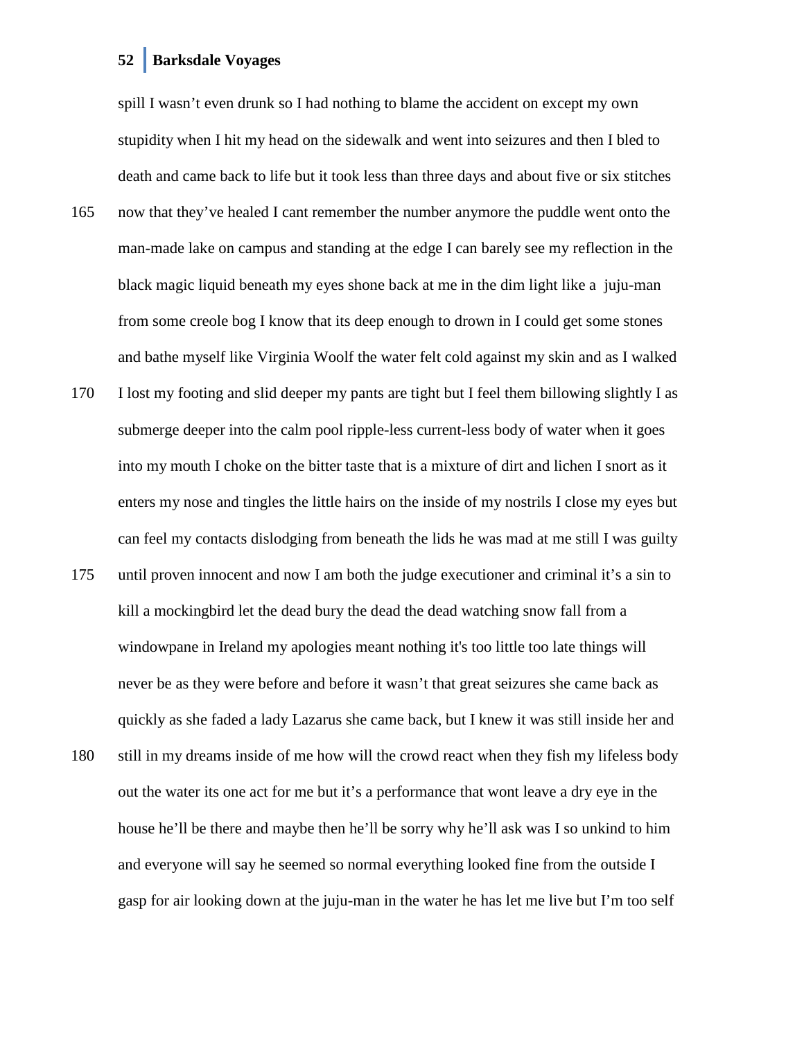spill I wasn't even drunk so I had nothing to blame the accident on except my own stupidity when I hit my head on the sidewalk and went into seizures and then I bled to death and came back to life but it took less than three days and about five or six stitches now that they've healed I cant remember the number anymore the puddle went onto the man-made lake on campus and standing at the edge I can barely see my reflection in the black magic liquid beneath my eyes shone back at me in the dim light like a juju-man from some creole bog I know that its deep enough to drown in I could get some stones and bathe myself like Virginia Woolf the water felt cold against my skin and as I walked I lost my footing and slid deeper my pants are tight but I feel them billowing slightly I as submerge deeper into the calm pool ripple-less current-less body of water when it goes into my mouth I choke on the bitter taste that is a mixture of dirt and lichen I snort as it enters my nose and tingles the little hairs on the inside of my nostrils I close my eyes but can feel my contacts dislodging from beneath the lids he was mad at me still I was guilty until proven innocent and now I am both the judge executioner and criminal it's a sin to kill a mockingbird let the dead bury the dead the dead watching snow fall from a windowpane in Ireland my apologies meant nothing it's too little too late things will never be as they were before and before it wasn't that great seizures she came back as quickly as she faded a lady Lazarus she came back, but I knew it was still inside her and still in my dreams inside of me how will the crowd react when they fish my lifeless body out the water its one act for me but it's a performance that wont leave a dry eye in the house he'll be there and maybe then he'll be sorry why he'll ask was I so unkind to him and everyone will say he seemed so normal everything looked fine from the outside I gasp for air looking down at the juju-man in the water he has let me live but I'm too self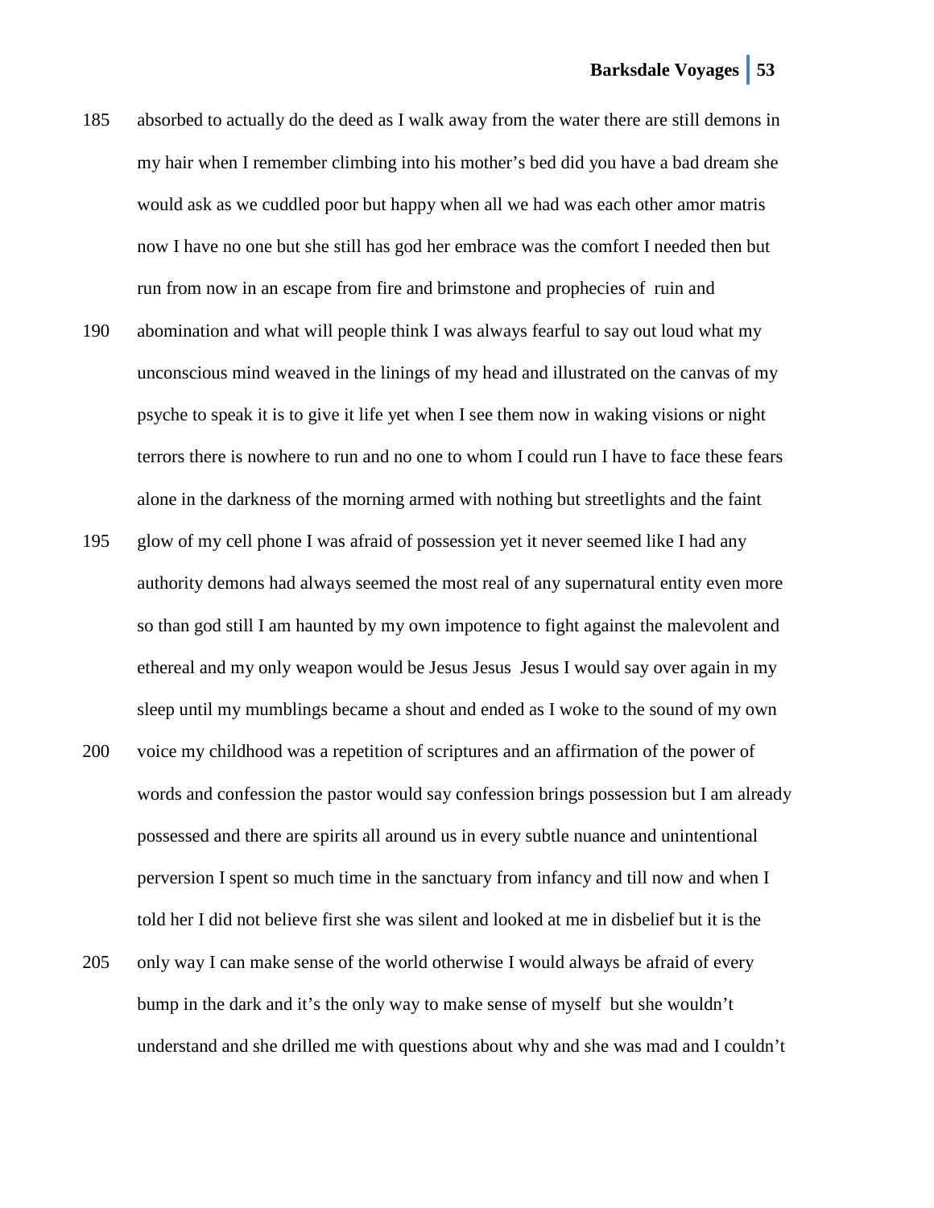absorbed to actually do the deed as I walk away from the water there are still demons in my hair when I remember climbing into his mother's bed did you have a bad dream she would ask as we cuddled poor but happy when all we had was each other amor matris now I have no one but she still has god her embrace was the comfort I needed then but run from now in an escape from fire and brimstone and prophecies of ruin and abomination and what will people think I was always fearful to say out loud what my unconscious mind weaved in the linings of my head and illustrated on the canvas of my psyche to speak it is to give it life yet when I see them now in waking visions or night terrors there is nowhere to run and no one to whom I could run I have to face these fears alone in the darkness of the morning armed with nothing but streetlights and the faint glow of my cell phone I was afraid of possession yet it never seemed like I had any authority demons had always seemed the most real of any supernatural entity even more so than god still I am haunted by my own impotence to fight against the malevolent and ethereal and my only weapon would be Jesus Jesus Jesus I would say over again in my sleep until my mumblings became a shout and ended as I woke to the sound of my own voice my childhood was a repetition of scriptures and an affirmation of the power of words and confession the pastor would say confession brings possession but I am already possessed and there are spirits all around us in every subtle nuance and unintentional perversion I spent so much time in the sanctuary from infancy and till now and when I told her I did not believe first she was silent and looked at me in disbelief but it is the only way I can make sense of the world otherwise I would always be afraid of every bump in the dark and it's the only way to make sense of myself but she wouldn't understand and she drilled me with questions about why and she was mad and I couldn't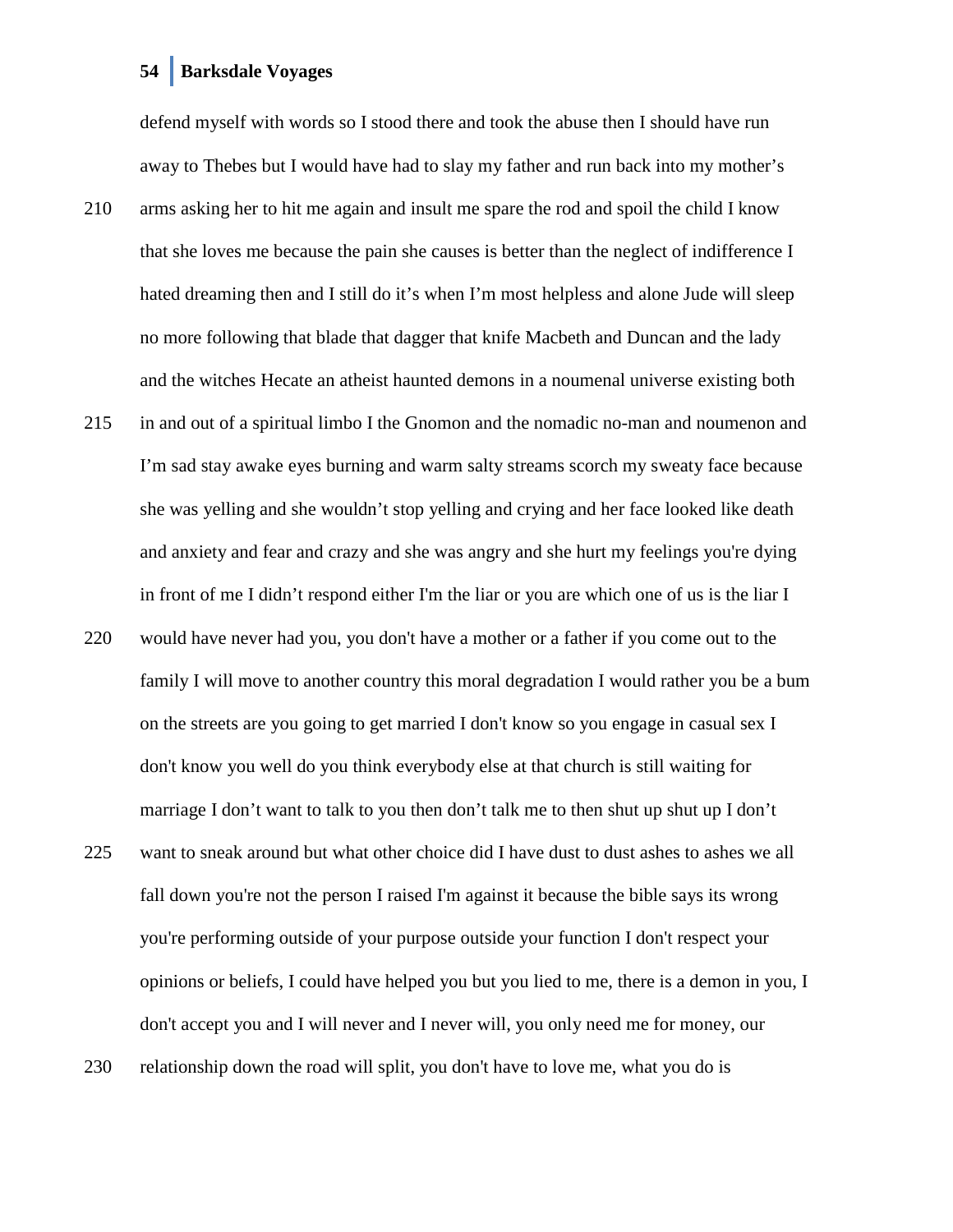defend myself with words so I stood there and took the abuse then I should have run away to Thebes but I would have had to slay my father and run back into my mother's arms asking her to hit me again and insult me spare the rod and spoil the child I know that she loves me because the pain she causes is better than the neglect of indifference I hated dreaming then and I still do it's when I'm most helpless and alone Jude will sleep no more following that blade that dagger that knife Macbeth and Duncan and the lady and the witches Hecate an atheist haunted demons in a noumenal universe existing both in and out of a spiritual limbo I the Gnomon and the nomadic no-man and noumenon and I'm sad stay awake eyes burning and warm salty streams scorch my sweaty face because she was yelling and she wouldn't stop yelling and crying and her face looked like death and anxiety and fear and crazy and she was angry and she hurt my feelings you're dying in front of me I didn't respond either I'm the liar or you are which one of us is the liar I would have never had you, you don't have a mother or a father if you come out to the family I will move to another country this moral degradation I would rather you be a bum on the streets are you going to get married I don't know so you engage in casual sex I don't know you well do you think everybody else at that church is still waiting for marriage I don't want to talk to you then don't talk me to then shut up shut up I don't want to sneak around but what other choice did I have dust to dust ashes to ashes we all fall down you're not the person I raised I'm against it because the bible says its wrong you're performing outside of your purpose outside your function I don't respect your opinions or beliefs, I could have helped you but you lied to me, there is a demon in you, I don't accept you and I will never and I never will, you only need me for money, our relationship down the road will split, you don't have to love me, what you do is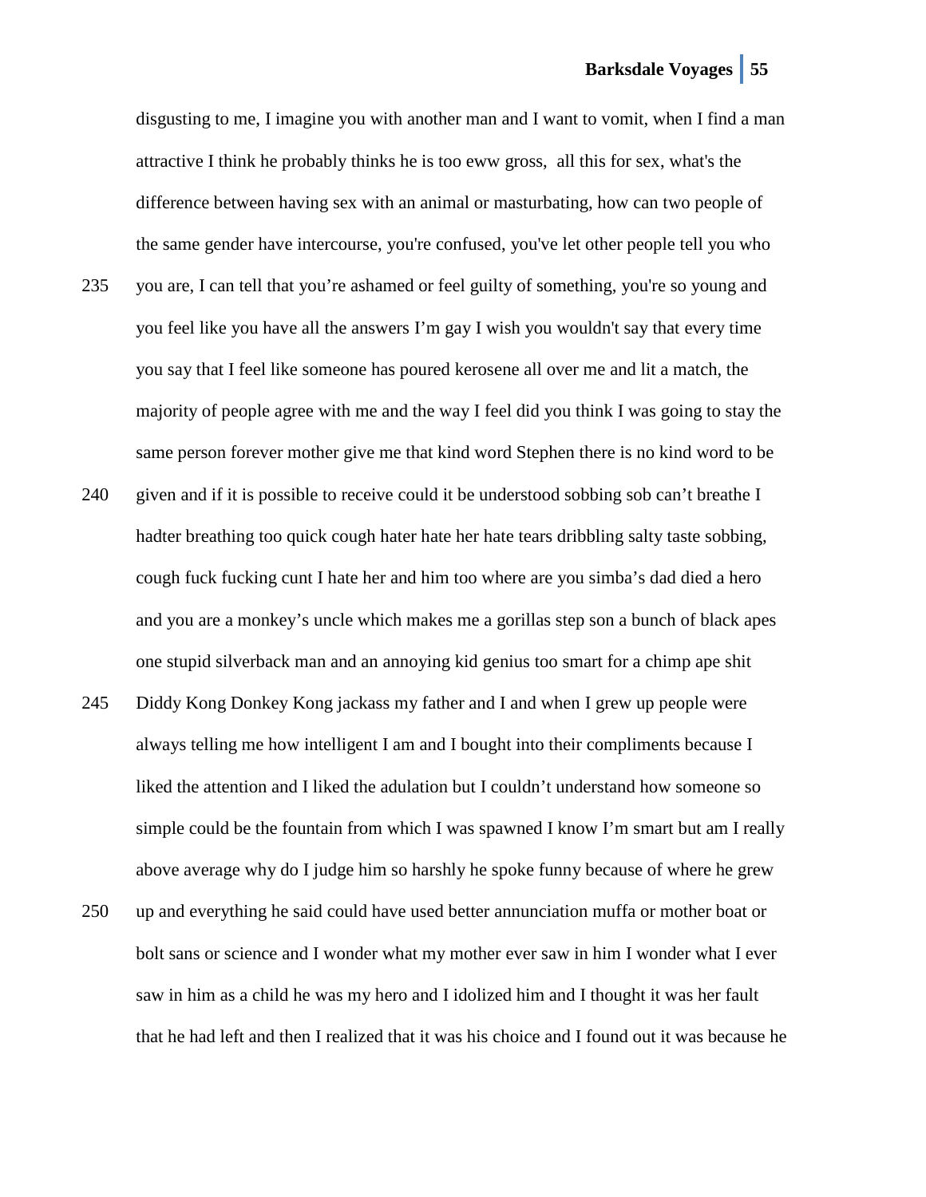disgusting to me, I imagine you with another man and I want to vomit, when I find a man attractive I think he probably thinks he is too eww gross,  all this for sex, what's the difference between having sex with an animal or masturbating, how can two people of the same gender have intercourse, you're confused, you've let other people tell you who you are, I can tell that you're ashamed or feel guilty of something, you're so young and you feel like you have all the answers I'm gay I wish you wouldn't say that every time you say that I feel like someone has poured kerosene all over me and lit a match, the majority of people agree with me and the way I feel did you think I was going to stay the same person forever mother give me that kind word Stephen there is no kind word to be given and if it is possible to receive could it be understood sobbing sob can't breathe I hadter breathing too quick cough hater hate her hate tears dribbling salty taste sobbing, cough fuck fucking cunt I hate her and him too where are you simba's dad died a hero and you are a monkey's uncle which makes me a gorillas step son a bunch of black apes one stupid silverback man and an annoying kid genius too smart for a chimp ape shit Diddy Kong Donkey Kong jackass my father and I and when I grew up people were always telling me how intelligent I am and I bought into their compliments because I liked the attention and I liked the adulation but I couldn't understand how someone so simple could be the fountain from which I was spawned I know I'm smart but am I really above average why do I judge him so harshly he spoke funny because of where he grew up and everything he said could have used better annunciation muffa or mother boat or bolt sans or science and I wonder what my mother ever saw in him I wonder what I ever saw in him as a child he was my hero and I idolized him and I thought it was her fault that he had left and then I realized that it was his choice and I found out it was because he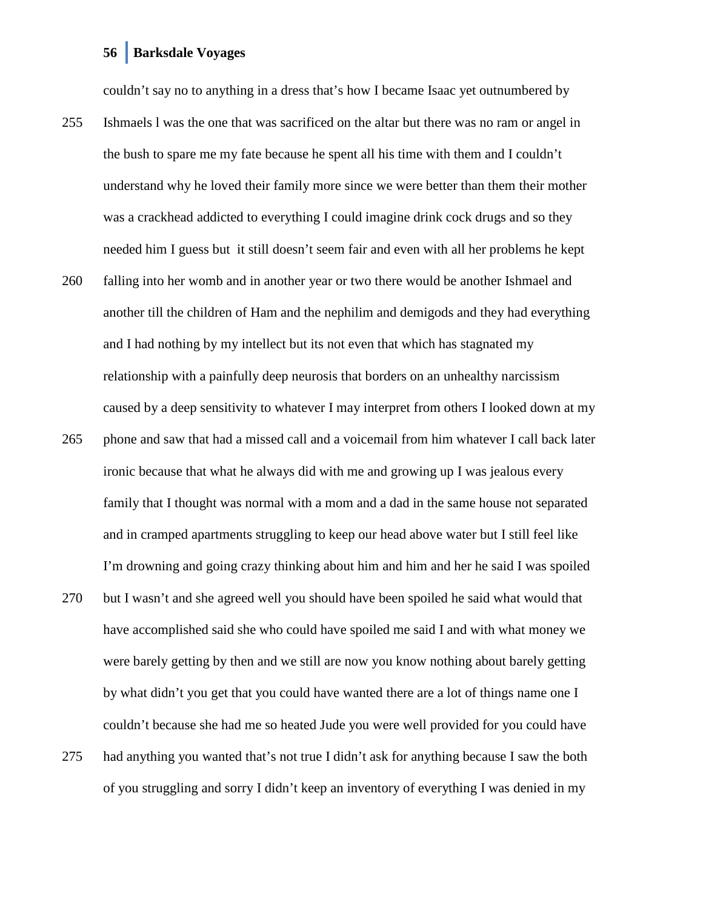couldn't say no to anything in a dress that's how I became Isaac yet outnumbered by Ishmaels l was the one that was sacrificed on the altar but there was no ram or angel in the bush to spare me my fate because he spent all his time with them and I couldn't understand why he loved their family more since we were better than them their mother was a crackhead addicted to everything I could imagine drink cock drugs and so they needed him I guess but it still doesn't seem fair and even with all her problems he kept falling into her womb and in another year or two there would be another Ishmael and another till the children of Ham and the nephilim and demigods and they had everything and I had nothing by my intellect but its not even that which has stagnated my relationship with a painfully deep neurosis that borders on an unhealthy narcissism caused by a deep sensitivity to whatever I may interpret from others I looked down at my phone and saw that had a missed call and a voicemail from him whatever I call back later ironic because that what he always did with me and growing up I was jealous every family that I thought was normal with a mom and a dad in the same house not separated and in cramped apartments struggling to keep our head above water but I still feel like I'm drowning and going crazy thinking about him and him and her he said I was spoiled but I wasn't and she agreed well you should have been spoiled he said what would that have accomplished said she who could have spoiled me said I and with what money we were barely getting by then and we still are now you know nothing about barely getting by what didn't you get that you could have wanted there are a lot of things name one I couldn't because she had me so heated Jude you were well provided for you could have had anything you wanted that's not true I didn't ask for anything because I saw the both of you struggling and sorry I didn't keep an inventory of everything I was denied in my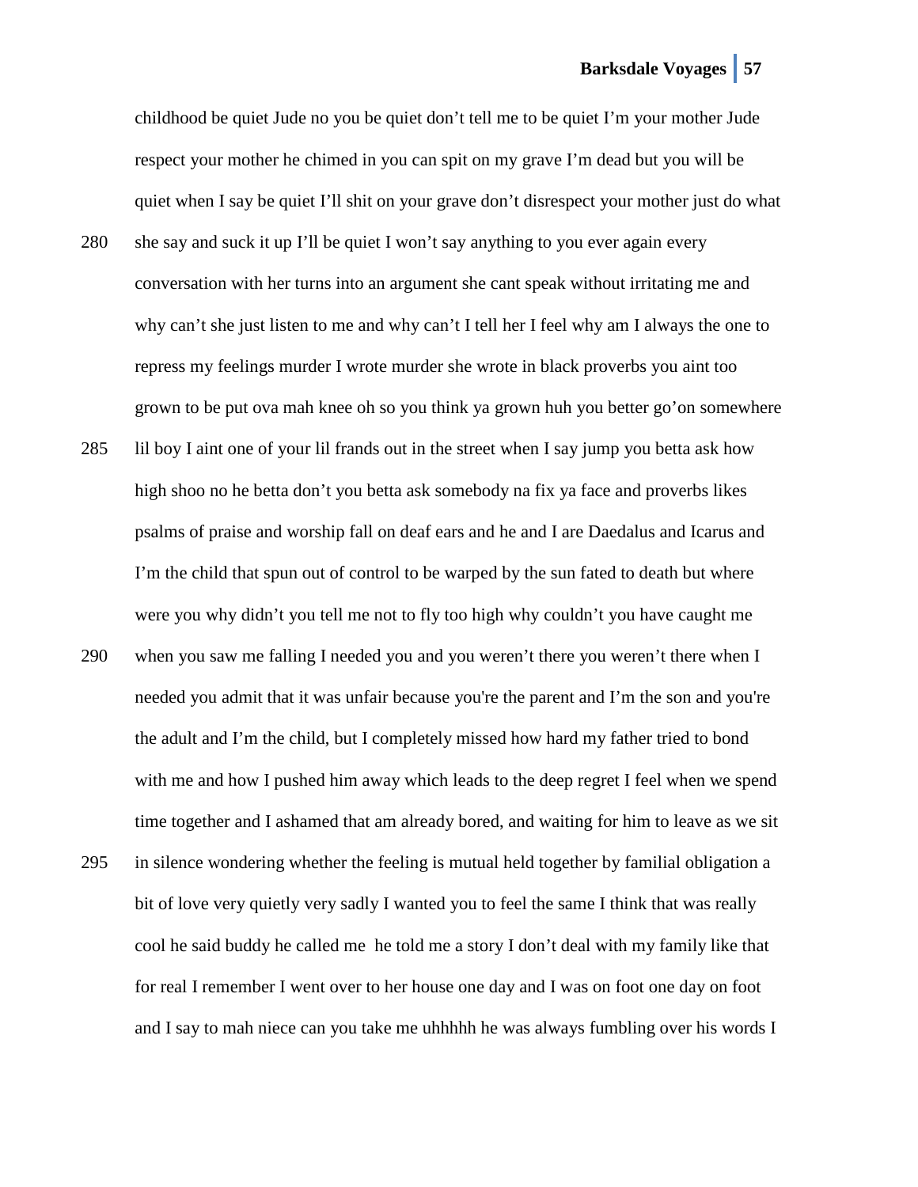childhood be quiet Jude no you be quiet don't tell me to be quiet I'm your mother Jude respect your mother he chimed in you can spit on my grave I'm dead but you will be quiet when I say be quiet I'll shit on your grave don't disrespect your mother just do what
280 she say and suck it up I'll be quiet I won't say anything to you ever again every conversation with her turns into an argument she cant speak without irritating me and why can't she just listen to me and why can't I tell her I feel why am I always the one to repress my feelings murder I wrote murder she wrote in black proverbs you aint too grown to be put ova mah knee oh so you think ya grown huh you better go'on somewhere
285 lil boy I aint one of your lil frands out in the street when I say jump you betta ask how high shoo no he betta don't you betta ask somebody na fix ya face and proverbs likes psalms of praise and worship fall on deaf ears and he and I are Daedalus and Icarus and I'm the child that spun out of control to be warped by the sun fated to death but where were you why didn't you tell me not to fly too high why couldn't you have caught me
290 when you saw me falling I needed you and you weren't there you weren't there when I needed you admit that it was unfair because you're the parent and I'm the son and you're the adult and I'm the child, but I completely missed how hard my father tried to bond with me and how I pushed him away which leads to the deep regret I feel when we spend time together and I ashamed that am already bored, and waiting for him to leave as we sit
295 in silence wondering whether the feeling is mutual held together by familial obligation a bit of love very quietly very sadly I wanted you to feel the same I think that was really cool he said buddy he called me he told me a story I don't deal with my family like that for real I remember I went over to her house one day and I was on foot one day on foot and I say to mah niece can you take me uhhhhh he was always fumbling over his words I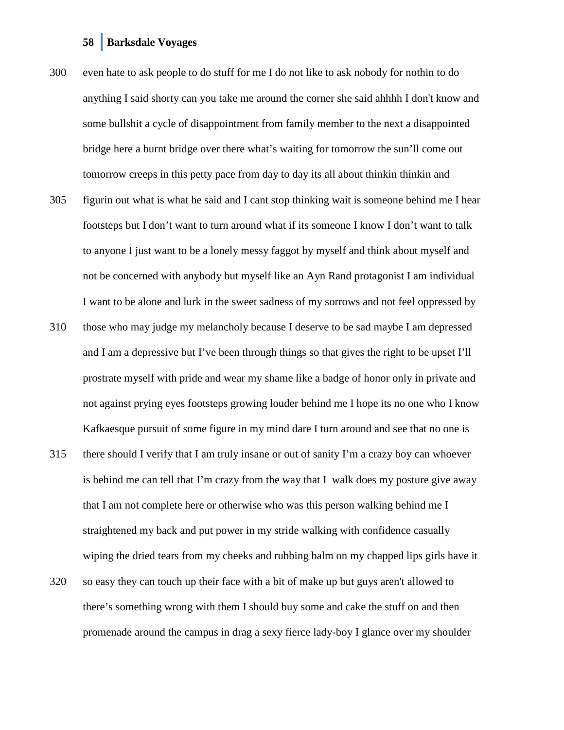even hate to ask people to do stuff for me I do not like to ask nobody for nothin to do anything I said shorty can you take me around the corner she said ahhhh I don't know and some bullshit a cycle of disappointment from family member to the next a disappointed bridge here a burnt bridge over there what's waiting for tomorrow the sun'll come out tomorrow creeps in this petty pace from day to day its all about thinkin thinkin and figurin out what is what he said and I cant stop thinking wait is someone behind me I hear footsteps but I don't want to turn around what if its someone I know I don't want to talk to anyone I just want to be a lonely messy faggot by myself and think about myself and not be concerned with anybody but myself like an Ayn Rand protagonist I am individual I want to be alone and lurk in the sweet sadness of my sorrows and not feel oppressed by those who may judge my melancholy because I deserve to be sad maybe I am depressed and I am a depressive but I've been through things so that gives the right to be upset I'll prostrate myself with pride and wear my shame like a badge of honor only in private and not against prying eyes footsteps growing louder behind me I hope its no one who I know Kafkaesque pursuit of some figure in my mind dare I turn around and see that no one is there should I verify that I am truly insane or out of sanity I'm a crazy boy can whoever is behind me can tell that I'm crazy from the way that I walk does my posture give away that I am not complete here or otherwise who was this person walking behind me I straightened my back and put power in my stride walking with confidence casually wiping the dried tears from my cheeks and rubbing balm on my chapped lips girls have it so easy they can touch up their face with a bit of make up but guys aren't allowed to there's something wrong with them I should buy some and cake the stuff on and then promenade around the campus in drag a sexy fierce lady-boy I glance over my shoulder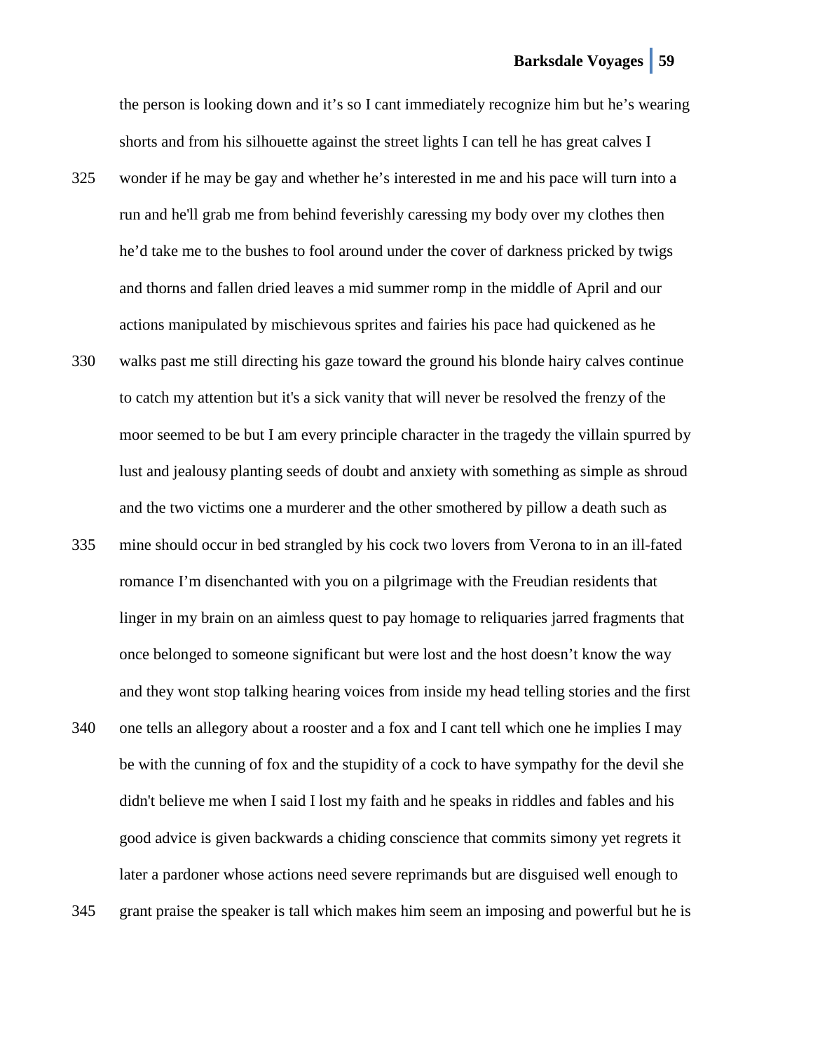the person is looking down and it's so I cant immediately recognize him but he's wearing shorts and from his silhouette against the street lights I can tell he has great calves I wonder if he may be gay and whether he's interested in me and his pace will turn into a run and he'll grab me from behind feverishly caressing my body over my clothes then he'd take me to the bushes to fool around under the cover of darkness pricked by twigs and thorns and fallen dried leaves a mid summer romp in the middle of April and our actions manipulated by mischievous sprites and fairies his pace had quickened as he walks past me still directing his gaze toward the ground his blonde hairy calves continue to catch my attention but it's a sick vanity that will never be resolved the frenzy of the moor seemed to be but I am every principle character in the tragedy the villain spurred by lust and jealousy planting seeds of doubt and anxiety with something as simple as shroud and the two victims one a murderer and the other smothered by pillow a death such as mine should occur in bed strangled by his cock two lovers from Verona to in an ill-fated romance I'm disenchanted with you on a pilgrimage with the Freudian residents that linger in my brain on an aimless quest to pay homage to reliquaries jarred fragments that once belonged to someone significant but were lost and the host doesn't know the way and they wont stop talking hearing voices from inside my head telling stories and the first one tells an allegory about a rooster and a fox and I cant tell which one he implies I may be with the cunning of fox and the stupidity of a cock to have sympathy for the devil she didn't believe me when I said I lost my faith and he speaks in riddles and fables and his good advice is given backwards a chiding conscience that commits simony yet regrets it later a pardoner whose actions need severe reprimands but are disguised well enough to grant praise the speaker is tall which makes him seem an imposing and powerful but he is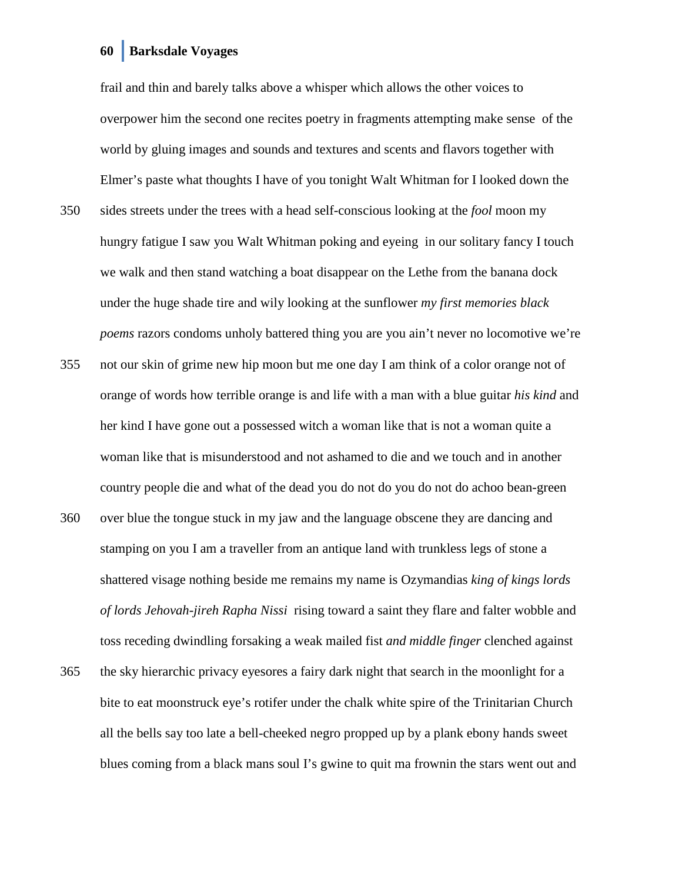frail and thin and barely talks above a whisper which allows the other voices to overpower him the second one recites poetry in fragments attempting make sense of the world by gluing images and sounds and textures and scents and flavors together with Elmer's paste what thoughts I have of you tonight Walt Whitman for I looked down the

350 sides streets under the trees with a head self-conscious looking at the *fool* moon my hungry fatigue I saw you Walt Whitman poking and eyeing in our solitary fancy I touch we walk and then stand watching a boat disappear on the Lethe from the banana dock under the huge shade tire and wily looking at the sunflower *my first memories black poems* razors condoms unholy battered thing you are you ain't never no locomotive we're

355 not our skin of grime new hip moon but me one day I am think of a color orange not of orange of words how terrible orange is and life with a man with a blue guitar *his kind* and her kind I have gone out a possessed witch a woman like that is not a woman quite a woman like that is misunderstood and not ashamed to die and we touch and in another country people die and what of the dead you do not do you do not do achoo bean-green

360 over blue the tongue stuck in my jaw and the language obscene they are dancing and stamping on you I am a traveller from an antique land with trunkless legs of stone a shattered visage nothing beside me remains my name is Ozymandias *king of kings lords of lords Jehovah-jireh Rapha Nissi* rising toward a saint they flare and falter wobble and toss receding dwindling forsaking a weak mailed fist *and middle finger* clenched against

365 the sky hierarchic privacy eyesores a fairy dark night that search in the moonlight for a bite to eat moonstruck eye's rotifer under the chalk white spire of the Trinitarian Church all the bells say too late a bell-cheeked negro propped up by a plank ebony hands sweet blues coming from a black mans soul I's gwine to quit ma frownin the stars went out and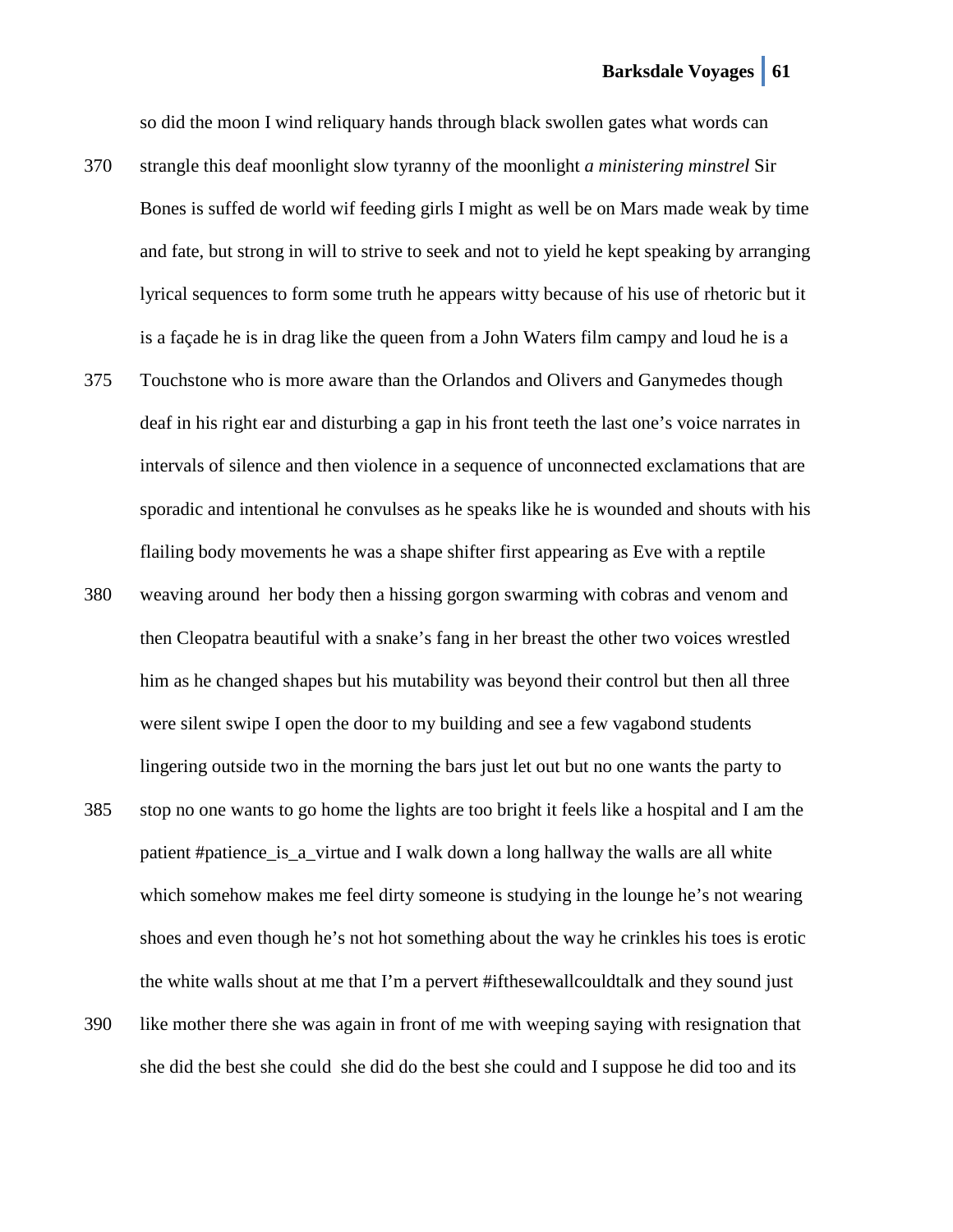so did the moon I wind reliquary hands through black swollen gates what words can

370 strangle this deaf moonlight slow tyranny of the moonlight *a ministering minstrel* Sir

Bones is suffed de world wif feeding girls I might as well be on Mars made weak by time

and fate, but strong in will to strive to seek and not to yield he kept speaking by arranging

lyrical sequences to form some truth he appears witty because of his use of rhetoric but it

is a façade he is in drag like the queen from a John Waters film campy and loud he is a

375 Touchstone who is more aware than the Orlandos and Olivers and Ganymedes though

deaf in his right ear and disturbing a gap in his front teeth the last one's voice narrates in

intervals of silence and then violence in a sequence of unconnected exclamations that are

sporadic and intentional he convulses as he speaks like he is wounded and shouts with his

flailing body movements he was a shape shifter first appearing as Eve with a reptile

380 weaving around her body then a hissing gorgon swarming with cobras and venom and

then Cleopatra beautiful with a snake's fang in her breast the other two voices wrestled

him as he changed shapes but his mutability was beyond their control but then all three

were silent swipe I open the door to my building and see a few vagabond students

lingering outside two in the morning the bars just let out but no one wants the party to

385 stop no one wants to go home the lights are too bright it feels like a hospital and I am the

patient #patience_is_a_virtue and I walk down a long hallway the walls are all white

which somehow makes me feel dirty someone is studying in the lounge he's not wearing

shoes and even though he's not hot something about the way he crinkles his toes is erotic

the white walls shout at me that I'm a pervert #ifthesewallcouldtalk and they sound just

390 like mother there she was again in front of me with weeping saying with resignation that

she did the best she could she did do the best she could and I suppose he did too and its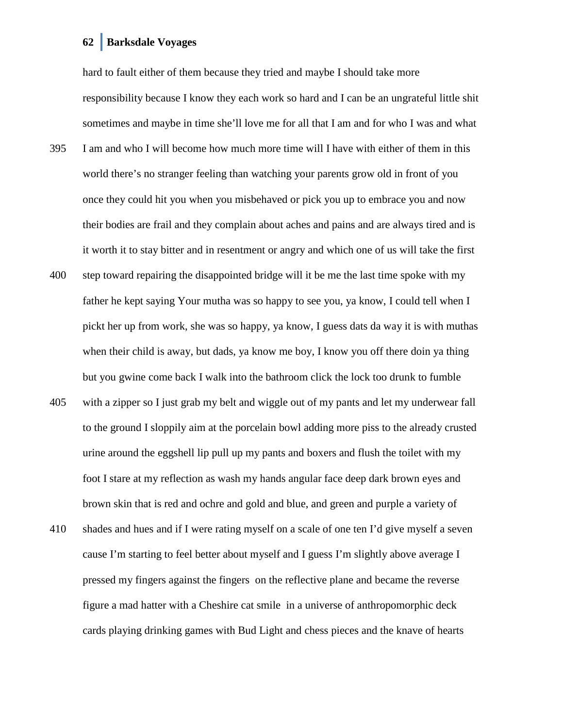hard to fault either of them because they tried and maybe I should take more responsibility because I know they each work so hard and I can be an ungrateful little shit sometimes and maybe in time she'll love me for all that I am and for who I was and what I am and who I will become how much more time will I have with either of them in this world there's no stranger feeling than watching your parents grow old in front of you once they could hit you when you misbehaved or pick you up to embrace you and now their bodies are frail and they complain about aches and pains and are always tired and is it worth it to stay bitter and in resentment or angry and which one of us will take the first step toward repairing the disappointed bridge will it be me the last time spoke with my father he kept saying Your mutha was so happy to see you, ya know, I could tell when I pickt her up from work, she was so happy, ya know, I guess dats da way it is with muthas when their child is away, but dads, ya know me boy, I know you off there doin ya thing but you gwine come back I walk into the bathroom click the lock too drunk to fumble with a zipper so I just grab my belt and wiggle out of my pants and let my underwear fall to the ground I sloppily aim at the porcelain bowl adding more piss to the already crusted urine around the eggshell lip pull up my pants and boxers and flush the toilet with my foot I stare at my reflection as wash my hands angular face deep dark brown eyes and brown skin that is red and ochre and gold and blue, and green and purple a variety of shades and hues and if I were rating myself on a scale of one ten I'd give myself a seven cause I'm starting to feel better about myself and I guess I'm slightly above average I pressed my fingers against the fingers on the reflective plane and became the reverse figure a mad hatter with a Cheshire cat smile in a universe of anthropomorphic deck cards playing drinking games with Bud Light and chess pieces and the knave of hearts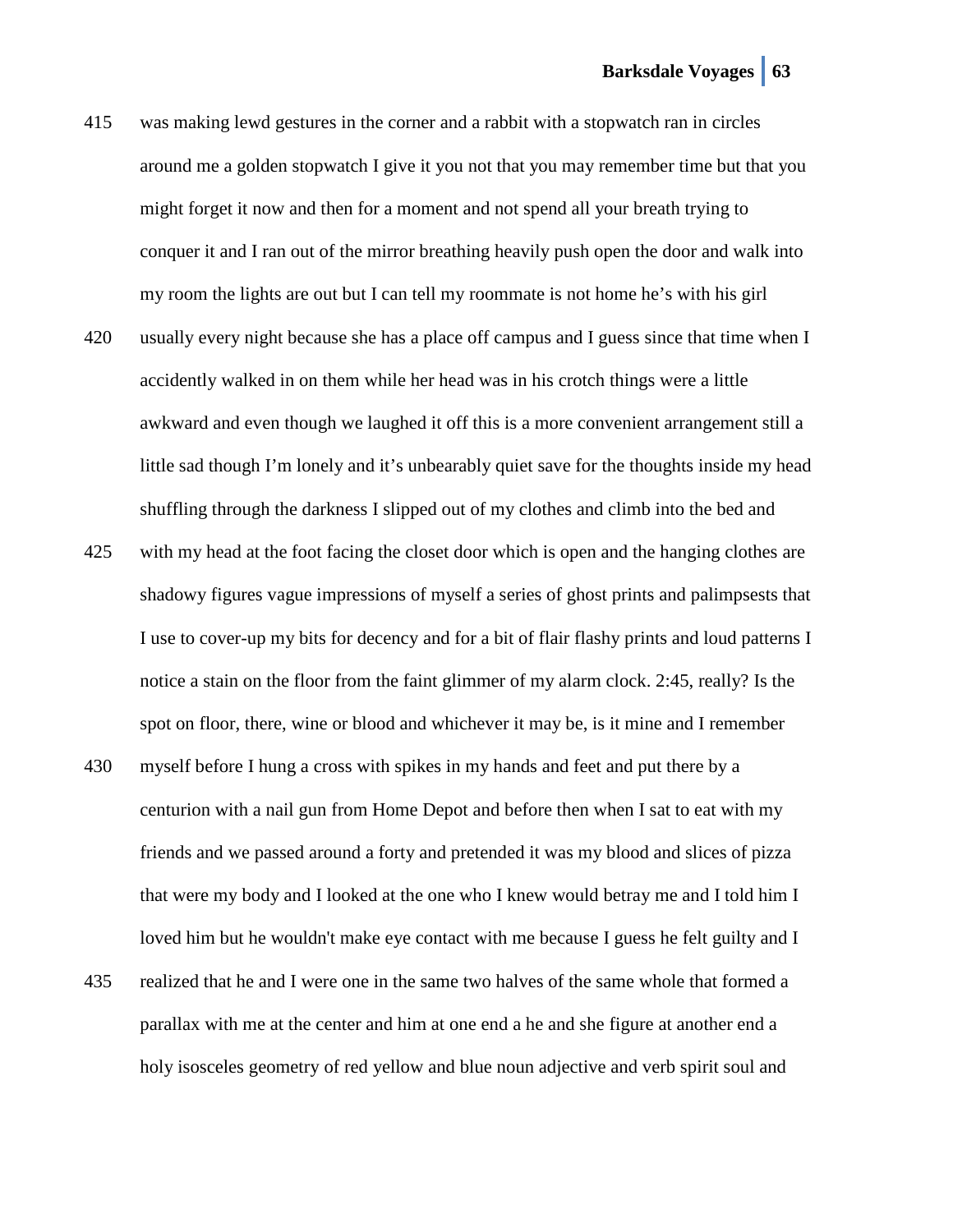415 was making lewd gestures in the corner and a rabbit with a stopwatch ran in circles around me a golden stopwatch I give it you not that you may remember time but that you might forget it now and then for a moment and not spend all your breath trying to conquer it and I ran out of the mirror breathing heavily push open the door and walk into my room the lights are out but I can tell my roommate is not home he's with his girl

420 usually every night because she has a place off campus and I guess since that time when I accidently walked in on them while her head was in his crotch things were a little awkward and even though we laughed it off this is a more convenient arrangement still a little sad though I'm lonely and it's unbearably quiet save for the thoughts inside my head shuffling through the darkness I slipped out of my clothes and climb into the bed and

425 with my head at the foot facing the closet door which is open and the hanging clothes are shadowy figures vague impressions of myself a series of ghost prints and palimpsests that I use to cover-up my bits for decency and for a bit of flair flashy prints and loud patterns I notice a stain on the floor from the faint glimmer of my alarm clock. 2:45, really? Is the spot on floor, there, wine or blood and whichever it may be, is it mine and I remember

430 myself before I hung a cross with spikes in my hands and feet and put there by a centurion with a nail gun from Home Depot and before then when I sat to eat with my friends and we passed around a forty and pretended it was my blood and slices of pizza that were my body and I looked at the one who I knew would betray me and I told him I loved him but he wouldn't make eye contact with me because I guess he felt guilty and I

435 realized that he and I were one in the same two halves of the same whole that formed a parallax with me at the center and him at one end a he and she figure at another end a holy isosceles geometry of red yellow and blue noun adjective and verb spirit soul and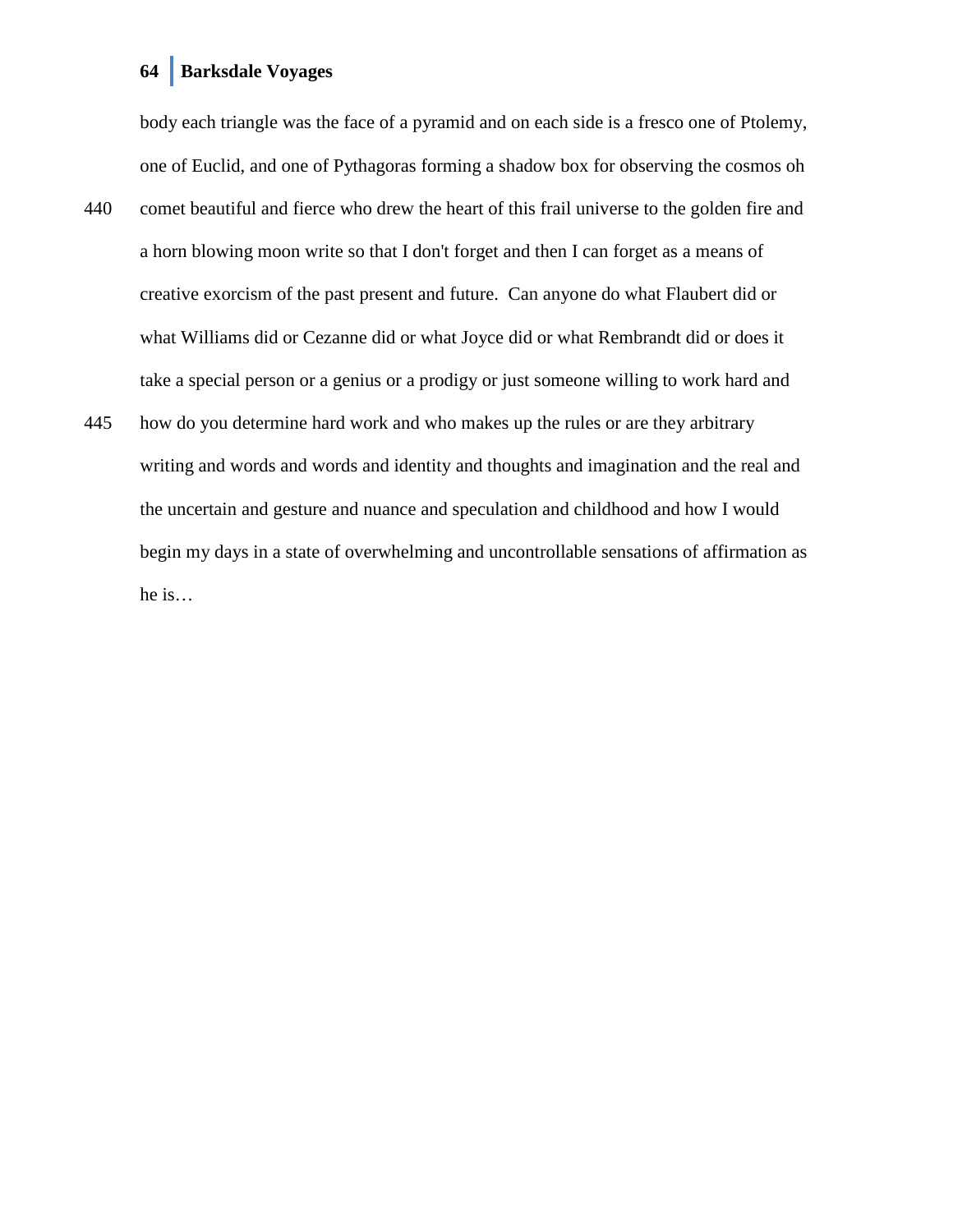body each triangle was the face of a pyramid and on each side is a fresco one of Ptolemy, one of Euclid, and one of Pythagoras forming a shadow box for observing the cosmos oh comet beautiful and fierce who drew the heart of this frail universe to the golden fire and a horn blowing moon write so that I don't forget and then I can forget as a means of creative exorcism of the past present and future. Can anyone do what Flaubert did or what Williams did or Cezanne did or what Joyce did or what Rembrandt did or does it take a special person or a genius or a prodigy or just someone willing to work hard and how do you determine hard work and who makes up the rules or are they arbitrary writing and words and words and identity and thoughts and imagination and the real and the uncertain and gesture and nuance and speculation and childhood and how I would begin my days in a state of overwhelming and uncontrollable sensations of affirmation as he is…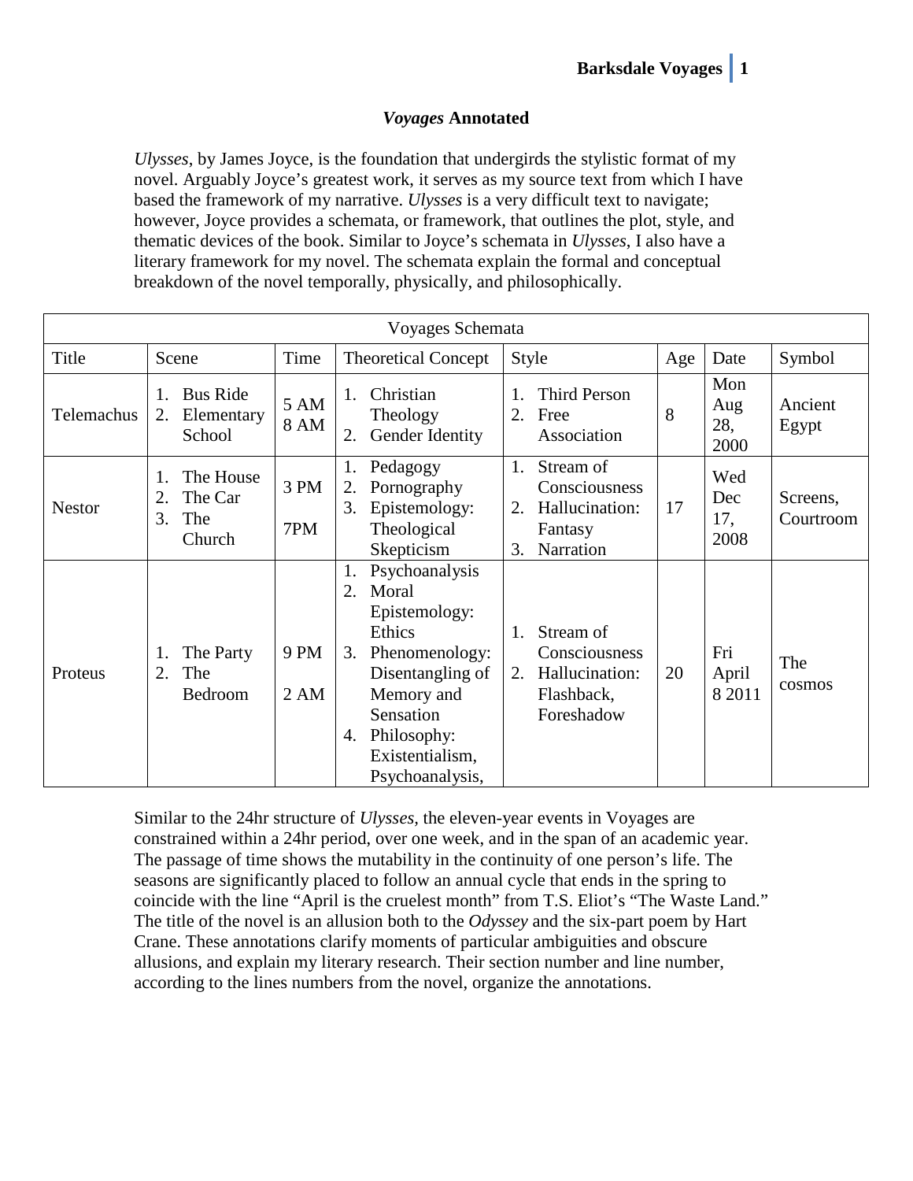# *Voyages* Annotated

*Ulysses*, by James Joyce, is the foundation that undergirds the stylistic format of my novel. Arguably Joyce's greatest work, it serves as my source text from which I have based the framework of my narrative. *Ulysses* is a very difficult text to navigate; however, Joyce provides a schemata, or framework, that outlines the plot, style, and thematic devices of the book. Similar to Joyce's schemata in *Ulysses*, I also have a literary framework for my novel. The schemata explain the formal and conceptual breakdown of the novel temporally, physically, and philosophically.

| Voyages Schemata | | | | | | | |
|---|---|---|---|---|---|---|---|
| Title | Scene | Time | Theoretical Concept | Style | Age | Date | Symbol |
| Telemachus | 1. Bus Ride<br>2. Elementary School | 5 AM<br>8 AM | 1. Christian Theology<br>2. Gender Identity | 1. Third Person<br>2. Free Association | 8 | Mon Aug 28, 2000 | Ancient Egypt |
| Nestor | 1. The House<br>2. The Car<br>3. The Church | 3 PM<br>7PM | 1. Pedagogy<br>2. Pornography<br>3. Epistemology: Theological Skepticism | 1. Stream of Consciousness<br>2. Hallucination: Fantasy<br>3. Narration | 17 | Wed Dec 17, 2008 | Screens, Courtroom |
| Proteus | 1. The Party<br>2. The Bedroom | 9 PM<br>2 AM | 1. Psychoanalysis<br>2. Moral Epistemology: Ethics<br>3. Phenomenology: Disentangling of Memory and Sensation<br>4. Philosophy: Existentialism, Psychoanalysis, | 1. Stream of Consciousness<br>2. Hallucination: Flashback, Foreshadow | 20 | Fri April 8 2011 | The cosmos |

Similar to the 24hr structure of *Ulysses,* the eleven-year events in Voyages are constrained within a 24hr period, over one week, and in the span of an academic year. The passage of time shows the mutability in the continuity of one person's life. The seasons are significantly placed to follow an annual cycle that ends in the spring to coincide with the line "April is the cruelest month" from T.S. Eliot's "The Waste Land." The title of the novel is an allusion both to the *Odyssey* and the six-part poem by Hart Crane. These annotations clarify moments of particular ambiguities and obscure allusions, and explain my literary research. Their section number and line number, according to the lines numbers from the novel, organize the annotations.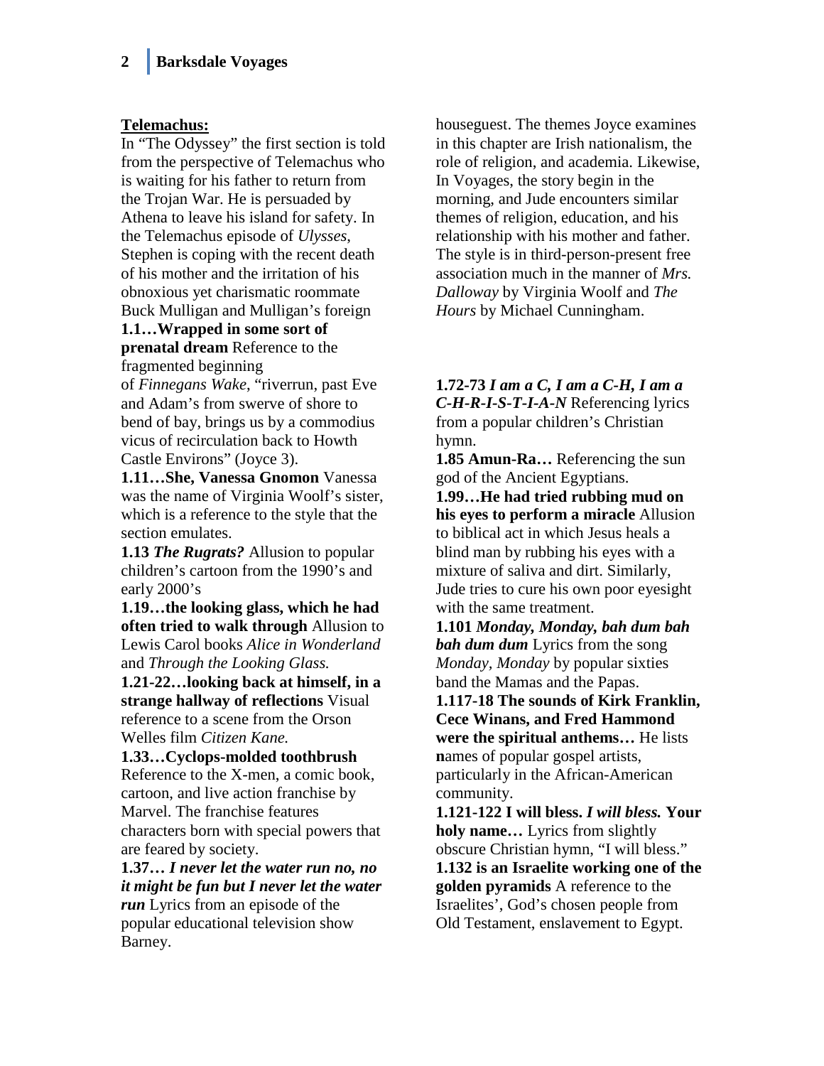**Telemachus:**

In "The Odyssey" the first section is told from the perspective of Telemachus who is waiting for his father to return from the Trojan War. He is persuaded by Athena to leave his island for safety. In the Telemachus episode of *Ulysses*, Stephen is coping with the recent death of his mother and the irritation of his obnoxious yet charismatic roommate Buck Mulligan and Mulligan's foreign houseguest. The themes Joyce examines in this chapter are Irish nationalism, the role of religion, and academia. Likewise, In Voyages, the story begin in the morning, and Jude encounters similar themes of religion, education, and his relationship with his mother and father. The style is in third-person-present free association much in the manner of *Mrs. Dalloway* by Virginia Woolf and *The Hours* by Michael Cunningham.

**1.1…Wrapped in some sort of prenatal dream** Reference to the fragmented beginning of *Finnegans Wake*, "riverrun, past Eve and Adam's from swerve of shore to bend of bay, brings us by a commodius vicus of recirculation back to Howth Castle Environs" (Joyce 3).

**1.11…She, Vanessa Gnomon** Vanessa was the name of Virginia Woolf's sister, which is a reference to the style that the section emulates.

**1.13 *The Rugrats?*** Allusion to popular children's cartoon from the 1990's and early 2000's

**1.19…the looking glass, which he had often tried to walk through** Allusion to Lewis Carol books *Alice in Wonderland* and *Through the Looking Glass.*

**1.21-22…looking back at himself, in a strange hallway of reflections** Visual reference to a scene from the Orson Welles film *Citizen Kane.*

**1.33…Cyclops-molded toothbrush** Reference to the X-men, a comic book, cartoon, and live action franchise by Marvel. The franchise features characters born with special powers that are feared by society.

**1.37… *I never let the water run no, no it might be fun but I never let the water run*** Lyrics from an episode of the popular educational television show Barney.

**1.72-73 *I am a C, I am a C-H, I am a C-H-R-I-S-T-I-A-N*** Referencing lyrics from a popular children's Christian hymn.

**1.85 Amun-Ra…** Referencing the sun god of the Ancient Egyptians.

**1.99…He had tried rubbing mud on his eyes to perform a miracle** Allusion to biblical act in which Jesus heals a blind man by rubbing his eyes with a mixture of saliva and dirt. Similarly, Jude tries to cure his own poor eyesight with the same treatment.

**1.101 *Monday, Monday, bah dum bah bah dum dum*** Lyrics from the song *Monday, Monday* by popular sixties band the Mamas and the Papas.

**1.117-18 The sounds of Kirk Franklin, Cece Winans, and Fred Hammond were the spiritual anthems…** He lists names of popular gospel artists, particularly in the African-American community.

**1.121-122 I will bless. *I will bless.* Your holy name…** Lyrics from slightly obscure Christian hymn, "I will bless."

**1.132 is an Israelite working one of the golden pyramids** A reference to the Israelites', God's chosen people from Old Testament, enslavement to Egypt.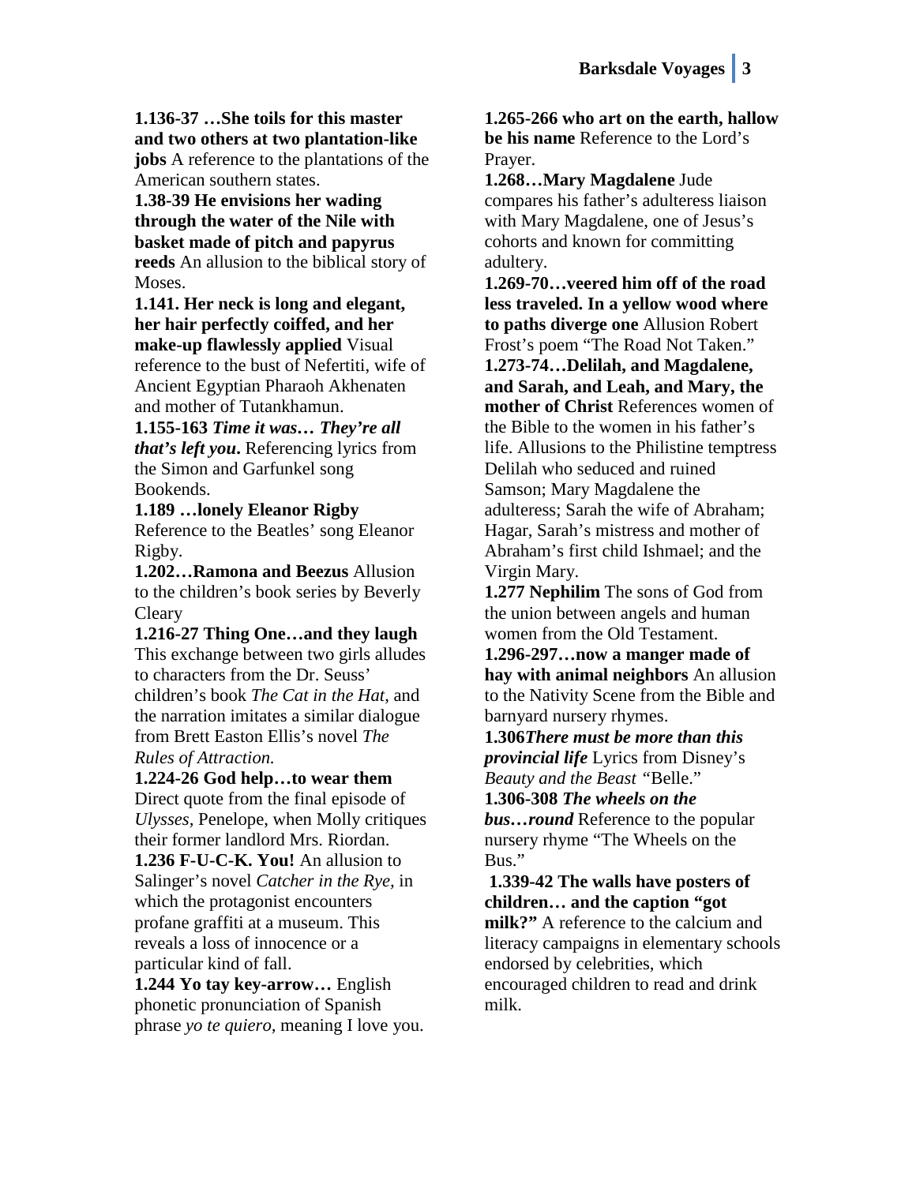**1.136-37 …She toils for this master and two others at two plantation-like jobs** A reference to the plantations of the American southern states.

**1.38-39 He envisions her wading through the water of the Nile with basket made of pitch and papyrus reeds** An allusion to the biblical story of Moses.

**1.141. Her neck is long and elegant, her hair perfectly coiffed, and her make-up flawlessly applied** Visual reference to the bust of Nefertiti, wife of Ancient Egyptian Pharaoh Akhenaten and mother of Tutankhamun.

**1.155-163** ***Time it was… They're all that's left you*****.** Referencing lyrics from the Simon and Garfunkel song Bookends.

**1.189 …lonely Eleanor Rigby** Reference to the Beatles' song Eleanor Rigby.

**1.202…Ramona and Beezus** Allusion to the children's book series by Beverly Cleary

**1.216-27 Thing One…and they laugh** This exchange between two girls alludes to characters from the Dr. Seuss' children's book *The Cat in the Hat,* and the narration imitates a similar dialogue from Brett Easton Ellis's novel *The Rules of Attraction.*

**1.224-26 God help…to wear them** Direct quote from the final episode of *Ulysses,* Penelope, when Molly critiques their former landlord Mrs. Riordan.

**1.236 F-U-C-K. You!** An allusion to Salinger's novel *Catcher in the Rye,* in which the protagonist encounters profane graffiti at a museum. This reveals a loss of innocence or a particular kind of fall.

**1.244 Yo tay key-arrow…** English phonetic pronunciation of Spanish phrase *yo te quiero,* meaning I love you.

**1.265-266 who art on the earth, hallow be his name** Reference to the Lord's Prayer.

**1.268…Mary Magdalene** Jude compares his father's adulteress liaison with Mary Magdalene, one of Jesus's cohorts and known for committing adultery.

**1.269-70…veered him off of the road less traveled. In a yellow wood where to paths diverge one** Allusion Robert Frost's poem "The Road Not Taken."

**1.273-74…Delilah, and Magdalene, and Sarah, and Leah, and Mary, the mother of Christ** References women of the Bible to the women in his father's life. Allusions to the Philistine temptress Delilah who seduced and ruined Samson; Mary Magdalene the adulteress; Sarah the wife of Abraham; Hagar, Sarah's mistress and mother of Abraham's first child Ishmael; and the Virgin Mary.

**1.277 Nephilim** The sons of God from the union between angels and human women from the Old Testament.

**1.296-297…now a manger made of hay with animal neighbors** An allusion to the Nativity Scene from the Bible and barnyard nursery rhymes.

**1.306*****There must be more than this provincial life*** Lyrics from Disney's *Beauty and the Beast "*Belle."

**1.306-308** ***The wheels on the bus…round*** Reference to the popular nursery rhyme "The Wheels on the Bus."

**1.339-42 The walls have posters of children… and the caption "got milk?"** A reference to the calcium and literacy campaigns in elementary schools endorsed by celebrities, which encouraged children to read and drink milk.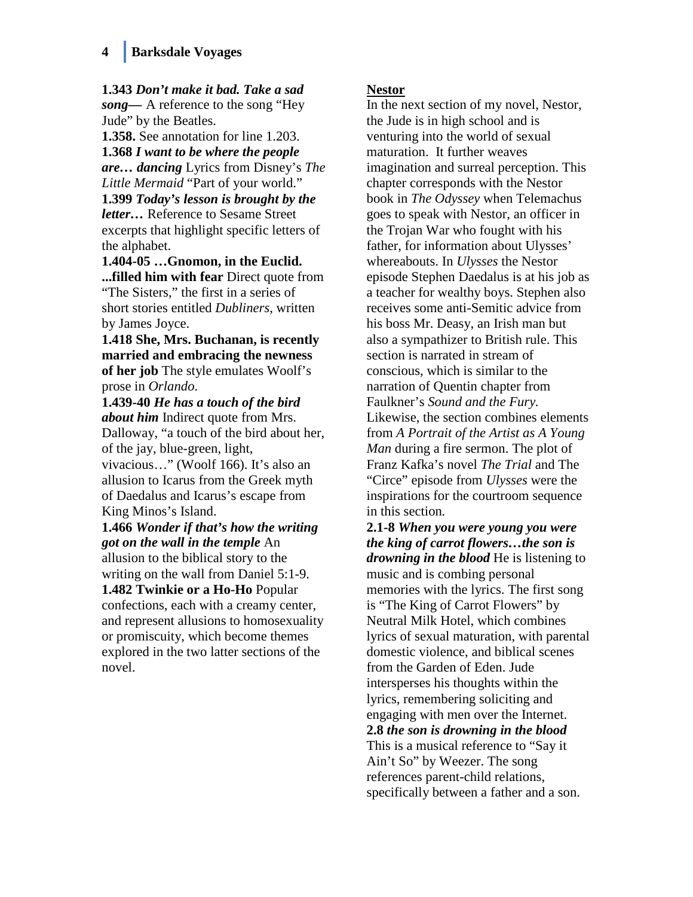**1.343** ***Don't make it bad. Take a sad song—*** A reference to the song "Hey Jude" by the Beatles.

**1.358.** See annotation for line 1.203.

**1.368** ***I want to be where the people are… dancing*** Lyrics from Disney's *The Little Mermaid* "Part of your world."

**1.399** ***Today's lesson is brought by the letter…*** Reference to Sesame Street excerpts that highlight specific letters of the alphabet.

**1.404-05 …Gnomon, in the Euclid. ...filled him with fear** Direct quote from "The Sisters," the first in a series of short stories entitled *Dubliners*, written by James Joyce.

**1.418 She, Mrs. Buchanan, is recently married and embracing the newness of her job** The style emulates Woolf's prose in *Orlando*.

**1.439-40** ***He has a touch of the bird about him*** Indirect quote from Mrs. Dalloway, "a touch of the bird about her, of the jay, blue-green, light, vivacious…" (Woolf 166). It's also an allusion to Icarus from the Greek myth of Daedalus and Icarus's escape from King Minos's Island.

**1.466** ***Wonder if that's how the writing got on the wall in the temple*** An allusion to the biblical story to the writing on the wall from Daniel 5:1-9.

**1.482 Twinkie or a Ho-Ho** Popular confections, each with a creamy center, and represent allusions to homosexuality or promiscuity, which become themes explored in the two latter sections of the novel.

## Nestor

In the next section of my novel, Nestor, the Jude is in high school and is venturing into the world of sexual maturation. It further weaves imagination and surreal perception. This chapter corresponds with the Nestor book in *The Odyssey* when Telemachus goes to speak with Nestor, an officer in the Trojan War who fought with his father, for information about Ulysses' whereabouts. In *Ulysses* the Nestor episode Stephen Daedalus is at his job as a teacher for wealthy boys. Stephen also receives some anti-Semitic advice from his boss Mr. Deasy, an Irish man but also a sympathizer to British rule. This section is narrated in stream of conscious, which is similar to the narration of Quentin chapter from Faulkner's *Sound and the Fury*. Likewise, the section combines elements from *A Portrait of the Artist as A Young Man* during a fire sermon. The plot of Franz Kafka's novel *The Trial* and The "Circe" episode from *Ulysses* were the inspirations for the courtroom sequence in this section.

**2.1-8** ***When you were young you were the king of carrot flowers…the son is drowning in the blood*** He is listening to music and is combing personal memories with the lyrics. The first song is "The King of Carrot Flowers" by Neutral Milk Hotel, which combines lyrics of sexual maturation, with parental domestic violence, and biblical scenes from the Garden of Eden. Jude intersperses his thoughts within the lyrics, remembering soliciting and engaging with men over the Internet.

**2.8** ***the son is drowning in the blood*** This is a musical reference to "Say it Ain't So" by Weezer. The song references parent-child relations, specifically between a father and a son.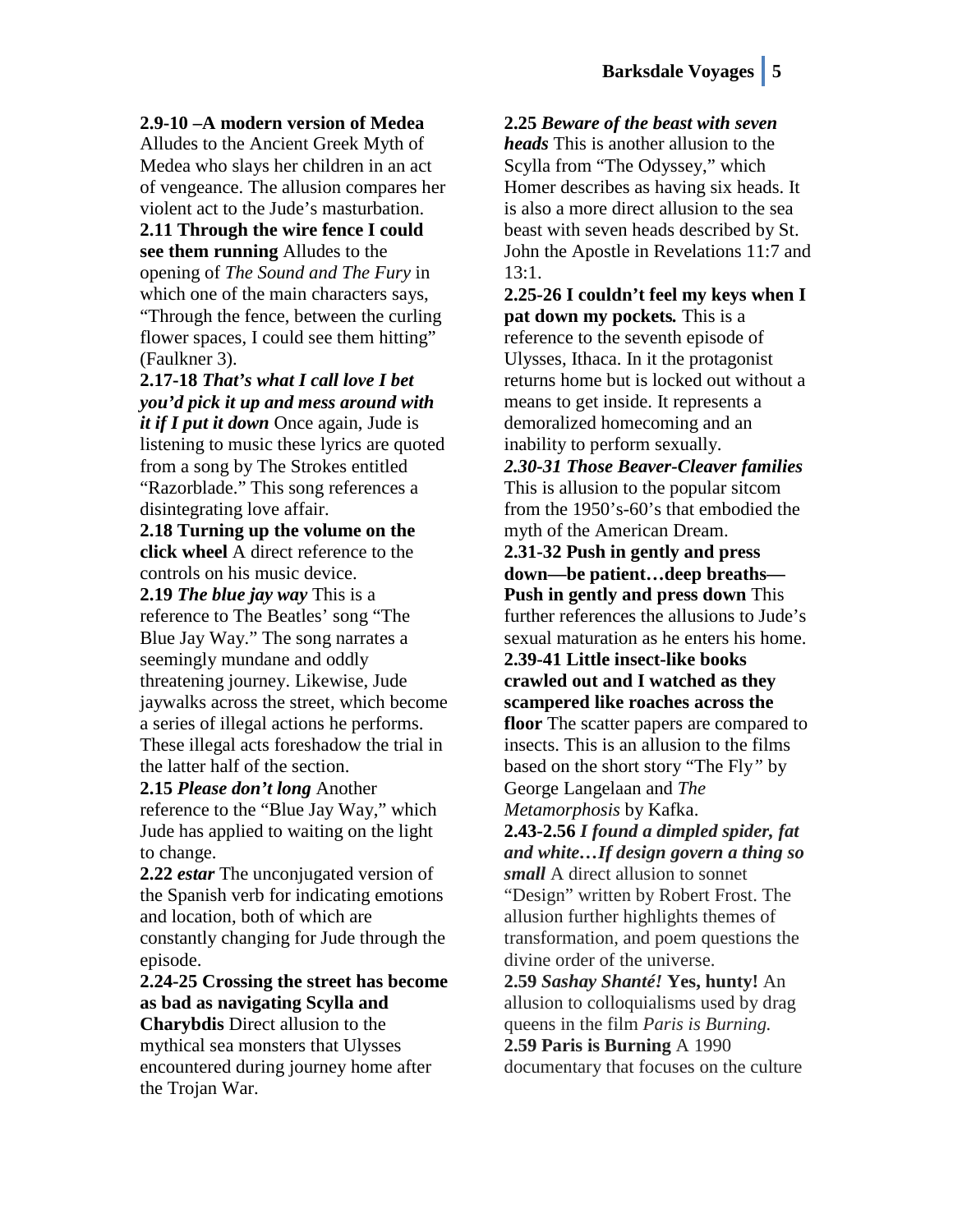**2.9-10 –A modern version of Medea** Alludes to the Ancient Greek Myth of Medea who slays her children in an act of vengeance. The allusion compares her violent act to the Jude's masturbation.

**2.11 Through the wire fence I could see them running** Alludes to the opening of *The Sound and The Fury* in which one of the main characters says, "Through the fence, between the curling flower spaces, I could see them hitting" (Faulkner 3).

**2.17-18** ***That's what I call love I bet you'd pick it up and mess around with it if I put it down*** Once again, Jude is listening to music these lyrics are quoted from a song by The Strokes entitled "Razorblade." This song references a disintegrating love affair.

**2.18 Turning up the volume on the click wheel** A direct reference to the controls on his music device.

**2.19** ***The blue jay way*** This is a reference to The Beatles' song "The Blue Jay Way." The song narrates a seemingly mundane and oddly threatening journey. Likewise, Jude jaywalks across the street, which become a series of illegal actions he performs. These illegal acts foreshadow the trial in the latter half of the section.

**2.15** ***Please don't long*** Another reference to the "Blue Jay Way," which Jude has applied to waiting on the light to change.

**2.22** ***estar*** The unconjugated version of the Spanish verb for indicating emotions and location, both of which are constantly changing for Jude through the episode.

**2.24-25 Crossing the street has become as bad as navigating Scylla and Charybdis** Direct allusion to the mythical sea monsters that Ulysses encountered during journey home after the Trojan War.

**2.25** ***Beware of the beast with seven heads*** This is another allusion to the Scylla from "The Odyssey," which Homer describes as having six heads. It is also a more direct allusion to the sea beast with seven heads described by St. John the Apostle in Revelations 11:7 and 13:1.

**2.25-26 I couldn't feel my keys when I pat down my pockets***.* This is a reference to the seventh episode of Ulysses, Ithaca. In it the protagonist returns home but is locked out without a means to get inside. It represents a demoralized homecoming and an inability to perform sexually.

***2.30-31 Those Beaver-Cleaver families*** This is allusion to the popular sitcom from the 1950's-60's that embodied the myth of the American Dream.

**2.31-32 Push in gently and press down—be patient…deep breaths—Push in gently and press down** This further references the allusions to Jude's sexual maturation as he enters his home.

**2.39-41 Little insect-like books crawled out and I watched as they scampered like roaches across the floor** The scatter papers are compared to insects. This is an allusion to the films based on the short story "The Fly" by George Langelaan and *The Metamorphosis* by Kafka.

**2.43-2.56** ***I found a dimpled spider, fat and white…If design govern a thing so small*** A direct allusion to sonnet "Design" written by Robert Frost. The allusion further highlights themes of transformation, and poem questions the divine order of the universe.

**2.59** ***Sashay Shanté!*** **Yes, hunty!** An allusion to colloquialisms used by drag queens in the film *Paris is Burning.*

**2.59 Paris is Burning** A 1990 documentary that focuses on the culture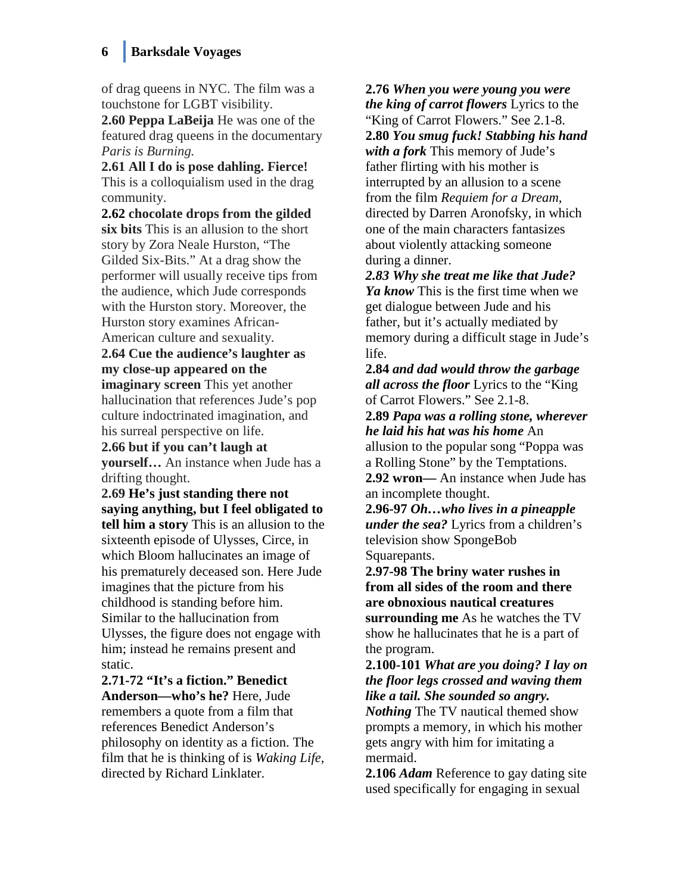of drag queens in NYC. The film was a touchstone for LGBT visibility.

**2.60 Peppa LaBeija** He was one of the featured drag queens in the documentary *Paris is Burning.*

**2.61 All I do is pose dahling. Fierce!** This is a colloquialism used in the drag community.

**2.62 chocolate drops from the gilded six bits** This is an allusion to the short story by Zora Neale Hurston, "The Gilded Six-Bits." At a drag show the performer will usually receive tips from the audience, which Jude corresponds with the Hurston story. Moreover, the Hurston story examines African-American culture and sexuality.

**2.64 Cue the audience's laughter as my close-up appeared on the imaginary screen** This yet another hallucination that references Jude's pop culture indoctrinated imagination, and his surreal perspective on life.

**2.66 but if you can't laugh at yourself…** An instance when Jude has a drifting thought.

**2.69 He's just standing there not saying anything, but I feel obligated to tell him a story** This is an allusion to the sixteenth episode of Ulysses, Circe, in which Bloom hallucinates an image of his prematurely deceased son. Here Jude imagines that the picture from his childhood is standing before him. Similar to the hallucination from Ulysses, the figure does not engage with him; instead he remains present and static.

**2.71-72 "It's a fiction." Benedict Anderson—who's he?** Here, Jude remembers a quote from a film that references Benedict Anderson's philosophy on identity as a fiction. The film that he is thinking of is *Waking Life,* directed by Richard Linklater.

**2.76** ***When you were young you were the king of carrot flowers*** Lyrics to the "King of Carrot Flowers." See 2.1-8.

**2.80** ***You smug fuck! Stabbing his hand with a fork*** This memory of Jude's father flirting with his mother is interrupted by an allusion to a scene from the film *Requiem for a Dream,* directed by Darren Aronofsky, in which one of the main characters fantasizes about violently attacking someone during a dinner.

***2.83 Why she treat me like that Jude? Ya know*** This is the first time when we get dialogue between Jude and his father, but it's actually mediated by memory during a difficult stage in Jude's life.

**2.84** ***and dad would throw the garbage all across the floor*** Lyrics to the "King of Carrot Flowers." See 2.1-8.

**2.89** ***Papa was a rolling stone, wherever he laid his hat was his home*** An allusion to the popular song "Poppa was a Rolling Stone" by the Temptations.

**2.92 wron—** An instance when Jude has an incomplete thought.

**2.96-97** ***Oh…who lives in a pineapple under the sea?*** Lyrics from a children's television show SpongeBob Squarepants.

**2.97-98 The briny water rushes in from all sides of the room and there are obnoxious nautical creatures surrounding me** As he watches the TV show he hallucinates that he is a part of the program.

**2.100-101** ***What are you doing? I lay on the floor legs crossed and waving them like a tail. She sounded so angry. Nothing*** The TV nautical themed show prompts a memory, in which his mother gets angry with him for imitating a mermaid.

**2.106** ***Adam*** Reference to gay dating site used specifically for engaging in sexual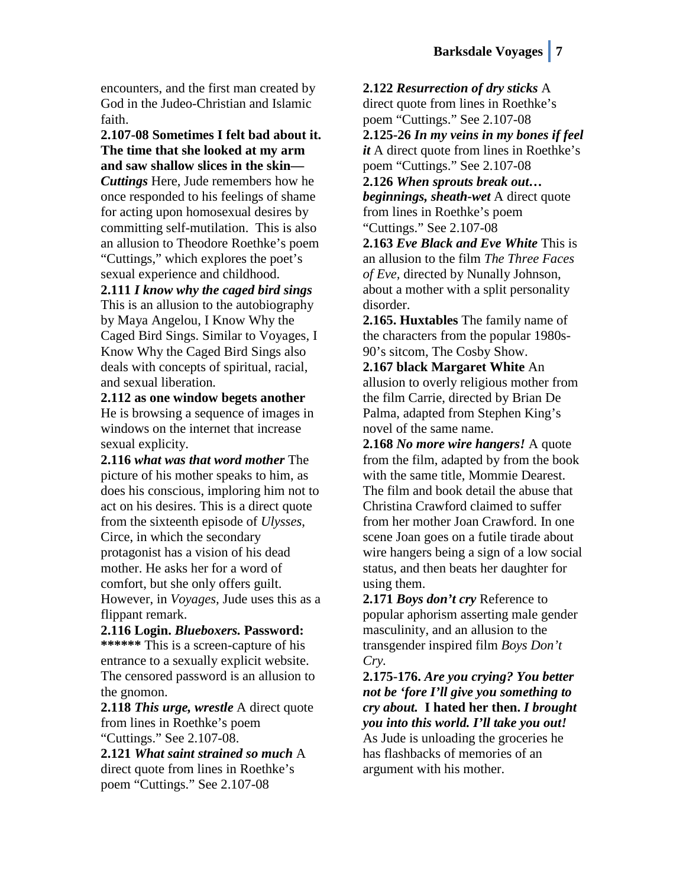encounters, and the first man created by God in the Judeo-Christian and Islamic faith.

**2.107-08 Sometimes I felt bad about it. The time that she looked at my arm and saw shallow slices in the skin—*Cuttings*** Here, Jude remembers how he once responded to his feelings of shame for acting upon homosexual desires by committing self-mutilation. This is also an allusion to Theodore Roethke's poem "Cuttings," which explores the poet's sexual experience and childhood.

**2.111 *I know why the caged bird sings*** This is an allusion to the autobiography by Maya Angelou, I Know Why the Caged Bird Sings. Similar to Voyages, I Know Why the Caged Bird Sings also deals with concepts of spiritual, racial, and sexual liberation.

**2.112 as one window begets another** He is browsing a sequence of images in windows on the internet that increase sexual explicity.

**2.116 *what was that word mother*** The picture of his mother speaks to him, as does his conscious, imploring him not to act on his desires. This is a direct quote from the sixteenth episode of *Ulysses*, Circe, in which the secondary protagonist has a vision of his dead mother. He asks her for a word of comfort, but she only offers guilt. However, in *Voyages*, Jude uses this as a flippant remark.

**2.116 Login. *Blueboxers.* Password: \*\*\*\*\*\*** This is a screen-capture of his entrance to a sexually explicit website. The censored password is an allusion to the gnomon.

**2.118 *This urge, wrestle*** A direct quote from lines in Roethke's poem "Cuttings." See 2.107-08.

**2.121 *What saint strained so much*** A direct quote from lines in Roethke's poem "Cuttings." See 2.107-08

**2.122 *Resurrection of dry sticks*** A direct quote from lines in Roethke's poem "Cuttings." See 2.107-08

**2.125-26 *In my veins in my bones if feel it*** A direct quote from lines in Roethke's poem "Cuttings." See 2.107-08

**2.126 *When sprouts break out… beginnings, sheath-wet*** A direct quote from lines in Roethke's poem "Cuttings." See 2.107-08

**2.163 *Eve Black and Eve White*** This is an allusion to the film *The Three Faces of Eve*, directed by Nunally Johnson, about a mother with a split personality disorder.

**2.165. Huxtables** The family name of the characters from the popular 1980s-90's sitcom, The Cosby Show.

**2.167 black Margaret White** An allusion to overly religious mother from the film Carrie, directed by Brian De Palma, adapted from Stephen King's novel of the same name.

**2.168 *No more wire hangers!*** A quote from the film, adapted by from the book with the same title, Mommie Dearest. The film and book detail the abuse that Christina Crawford claimed to suffer from her mother Joan Crawford. In one scene Joan goes on a futile tirade about wire hangers being a sign of a low social status, and then beats her daughter for using them.

**2.171 *Boys don't cry*** Reference to popular aphorism asserting male gender masculinity, and an allusion to the transgender inspired film *Boys Don't Cry*.

**2.175-176. *Are you crying? You better not be 'fore I'll give you something to cry about.* I hated her then. *I brought you into this world. I'll take you out!*** As Jude is unloading the groceries he has flashbacks of memories of an argument with his mother.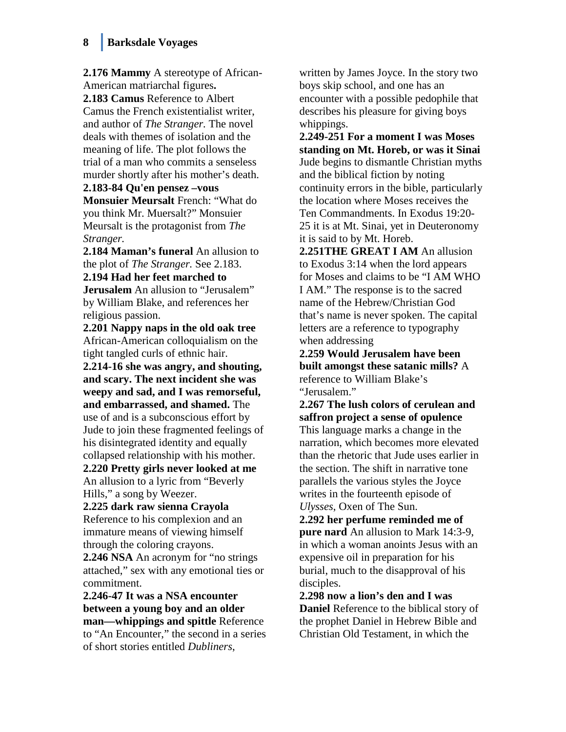**2.176 Mammy** A stereotype of African-American matriarchal figures**.**

**2.183 Camus** Reference to Albert Camus the French existentialist writer, and author of *The Stranger.* The novel deals with themes of isolation and the meaning of life. The plot follows the trial of a man who commits a senseless murder shortly after his mother's death.

**2.183-84 Qu'en pensez –vous Monsuier Meursalt** French: "What do you think Mr. Muersalt?" Monsuier Meursalt is the protagonist from *The Stranger.*

**2.184 Maman's funeral** An allusion to the plot of *The Stranger.* See 2.183.

**2.194 Had her feet marched to Jerusalem** An allusion to "Jerusalem" by William Blake, and references her religious passion.

**2.201 Nappy naps in the old oak tree** African-American colloquialism on the tight tangled curls of ethnic hair.

**2.214-16 she was angry, and shouting, and scary. The next incident she was weepy and sad, and I was remorseful, and embarrassed, and shamed.** The use of and is a subconscious effort by Jude to join these fragmented feelings of his disintegrated identity and equally collapsed relationship with his mother.

**2.220 Pretty girls never looked at me** An allusion to a lyric from "Beverly Hills," a song by Weezer.

**2.225 dark raw sienna Crayola** Reference to his complexion and an immature means of viewing himself through the coloring crayons.

**2.246 NSA** An acronym for "no strings attached," sex with any emotional ties or commitment.

**2.246-47 It was a NSA encounter between a young boy and an older man—whippings and spittle** Reference to "An Encounter," the second in a series of short stories entitled *Dubliners*, written by James Joyce. In the story two boys skip school, and one has an encounter with a possible pedophile that describes his pleasure for giving boys whippings.

**2.249-251 For a moment I was Moses standing on Mt. Horeb, or was it Sinai** Jude begins to dismantle Christian myths and the biblical fiction by noting continuity errors in the bible, particularly the location where Moses receives the Ten Commandments. In Exodus 19:20-25 it is at Mt. Sinai, yet in Deuteronomy it is said to by Mt. Horeb.

**2.251THE GREAT I AM** An allusion to Exodus 3:14 when the lord appears for Moses and claims to be "I AM WHO I AM." The response is to the sacred name of the Hebrew/Christian God that's name is never spoken. The capital letters are a reference to typography when addressing

**2.259 Would Jerusalem have been built amongst these satanic mills?** A reference to William Blake's "Jerusalem."

**2.267 The lush colors of cerulean and saffron project a sense of opulence** This language marks a change in the narration, which becomes more elevated than the rhetoric that Jude uses earlier in the section. The shift in narrative tone parallels the various styles the Joyce writes in the fourteenth episode of *Ulysses*, Oxen of The Sun.

**2.292 her perfume reminded me of pure nard** An allusion to Mark 14:3-9, in which a woman anoints Jesus with an expensive oil in preparation for his burial, much to the disapproval of his disciples.

**2.298 now a lion's den and I was Daniel** Reference to the biblical story of the prophet Daniel in Hebrew Bible and Christian Old Testament, in which the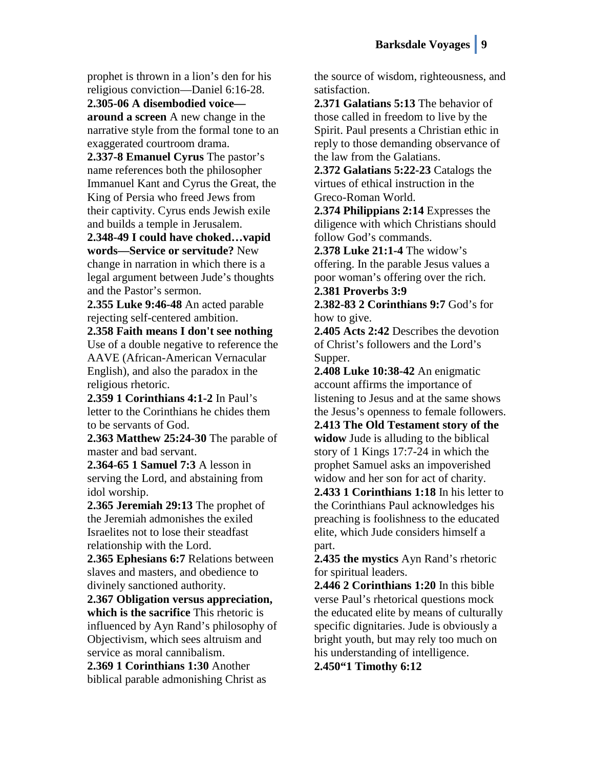prophet is thrown in a lion's den for his religious conviction—Daniel 6:16-28.

**2.305-06 A disembodied voice—around a screen** A new change in the narrative style from the formal tone to an exaggerated courtroom drama.

**2.337-8 Emanuel Cyrus** The pastor's name references both the philosopher Immanuel Kant and Cyrus the Great, the King of Persia who freed Jews from their captivity. Cyrus ends Jewish exile and builds a temple in Jerusalem.

**2.348-49 I could have choked…vapid words—Service or servitude?** New change in narration in which there is a legal argument between Jude's thoughts and the Pastor's sermon.

**2.355 Luke 9:46-48** An acted parable rejecting self-centered ambition.

**2.358 Faith means I don't see nothing** Use of a double negative to reference the AAVE (African-American Vernacular English), and also the paradox in the religious rhetoric.

**2.359 1 Corinthians 4:1-2** In Paul's letter to the Corinthians he chides them to be servants of God.

**2.363 Matthew 25:24-30** The parable of master and bad servant.

**2.364-65 1 Samuel 7:3** A lesson in serving the Lord, and abstaining from idol worship.

**2.365 Jeremiah 29:13** The prophet of the Jeremiah admonishes the exiled Israelites not to lose their steadfast relationship with the Lord.

**2.365 Ephesians 6:7** Relations between slaves and masters, and obedience to divinely sanctioned authority.

**2.367 Obligation versus appreciation, which is the sacrifice** This rhetoric is influenced by Ayn Rand's philosophy of Objectivism, which sees altruism and service as moral cannibalism.

**2.369 1 Corinthians 1:30** Another biblical parable admonishing Christ as the source of wisdom, righteousness, and satisfaction.

**2.371 Galatians 5:13** The behavior of those called in freedom to live by the Spirit. Paul presents a Christian ethic in reply to those demanding observance of the law from the Galatians.

**2.372 Galatians 5:22-23** Catalogs the virtues of ethical instruction in the Greco-Roman World.

**2.374 Philippians 2:14** Expresses the diligence with which Christians should follow God's commands.

**2.378 Luke 21:1-4** The widow's offering. In the parable Jesus values a poor woman's offering over the rich.

**2.381 Proverbs 3:9**

**2.382-83 2 Corinthians 9:7** God's for how to give.

**2.405 Acts 2:42** Describes the devotion of Christ's followers and the Lord's Supper.

**2.408 Luke 10:38-42** An enigmatic account affirms the importance of listening to Jesus and at the same shows the Jesus's openness to female followers.

**2.413 The Old Testament story of the widow** Jude is alluding to the biblical story of 1 Kings 17:7-24 in which the prophet Samuel asks an impoverished widow and her son for act of charity.

**2.433 1 Corinthians 1:18** In his letter to the Corinthians Paul acknowledges his preaching is foolishness to the educated elite, which Jude considers himself a part.

**2.435 the mystics** Ayn Rand's rhetoric for spiritual leaders.

**2.446 2 Corinthians 1:20** In this bible verse Paul's rhetorical questions mock the educated elite by means of culturally specific dignitaries. Jude is obviously a bright youth, but may rely too much on his understanding of intelligence.

**2.450"1 Timothy 6:12**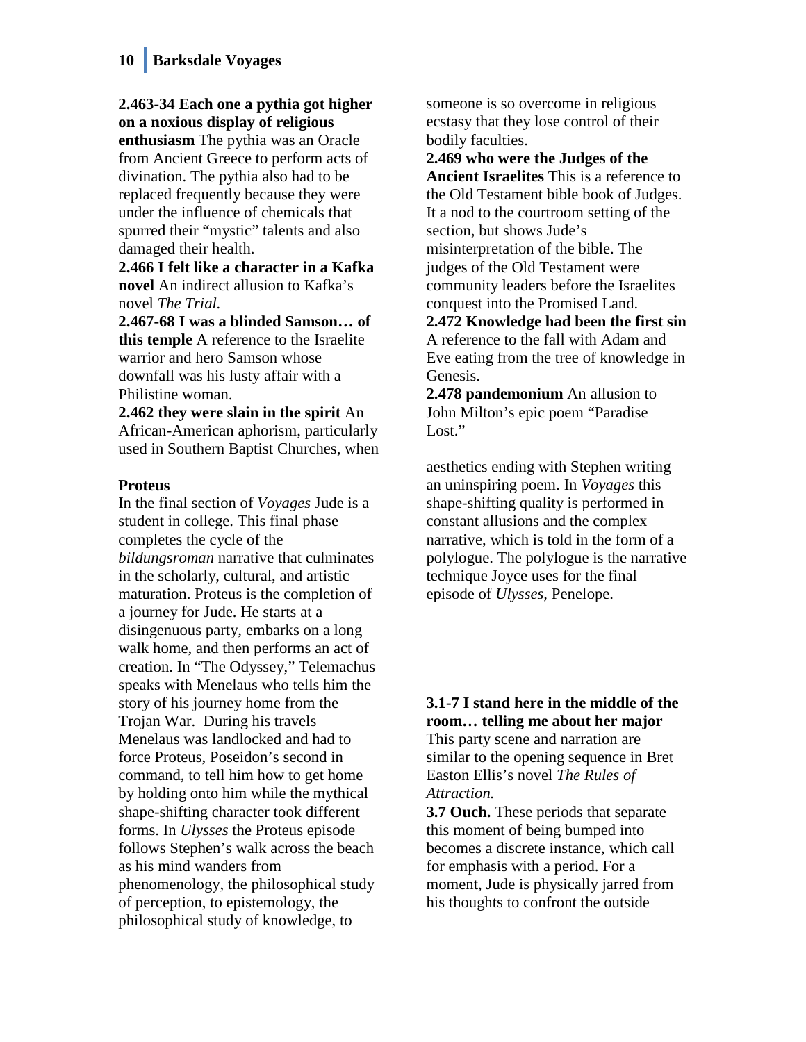**2.463-34 Each one a pythia got higher on a noxious display of religious enthusiasm** The pythia was an Oracle from Ancient Greece to perform acts of divination. The pythia also had to be replaced frequently because they were under the influence of chemicals that spurred their "mystic" talents and also damaged their health.

**2.466 I felt like a character in a Kafka novel** An indirect allusion to Kafka's novel *The Trial.*

**2.467-68 I was a blinded Samson… of this temple** A reference to the Israelite warrior and hero Samson whose downfall was his lusty affair with a Philistine woman.

**2.462 they were slain in the spirit** An African-American aphorism, particularly used in Southern Baptist Churches, when someone is so overcome in religious ecstasy that they lose control of their bodily faculties.

**2.469 who were the Judges of the Ancient Israelites** This is a reference to the Old Testament bible book of Judges. It a nod to the courtroom setting of the section, but shows Jude's misinterpretation of the bible. The judges of the Old Testament were community leaders before the Israelites conquest into the Promised Land.

**2.472 Knowledge had been the first sin** A reference to the fall with Adam and Eve eating from the tree of knowledge in Genesis.

**2.478 pandemonium** An allusion to John Milton's epic poem "Paradise Lost."

**Proteus**

In the final section of *Voyages* Jude is a student in college. This final phase completes the cycle of the *bildungsroman* narrative that culminates in the scholarly, cultural, and artistic maturation. Proteus is the completion of a journey for Jude. He starts at a disingenuous party, embarks on a long walk home, and then performs an act of creation. In "The Odyssey," Telemachus speaks with Menelaus who tells him the story of his journey home from the Trojan War. During his travels Menelaus was landlocked and had to force Proteus, Poseidon's second in command, to tell him how to get home by holding onto him while the mythical shape-shifting character took different forms. In *Ulysses* the Proteus episode follows Stephen's walk across the beach as his mind wanders from phenomenology, the philosophical study of perception, to epistemology, the philosophical study of knowledge, to aesthetics ending with Stephen writing an uninspiring poem. In *Voyages* this shape-shifting quality is performed in constant allusions and the complex narrative, which is told in the form of a polylogue. The polylogue is the narrative technique Joyce uses for the final episode of *Ulysses*, Penelope.

**3.1-7 I stand here in the middle of the room… telling me about her major** This party scene and narration are similar to the opening sequence in Bret Easton Ellis's novel *The Rules of Attraction.*

**3.7 Ouch.** These periods that separate this moment of being bumped into becomes a discrete instance, which call for emphasis with a period. For a moment, Jude is physically jarred from his thoughts to confront the outside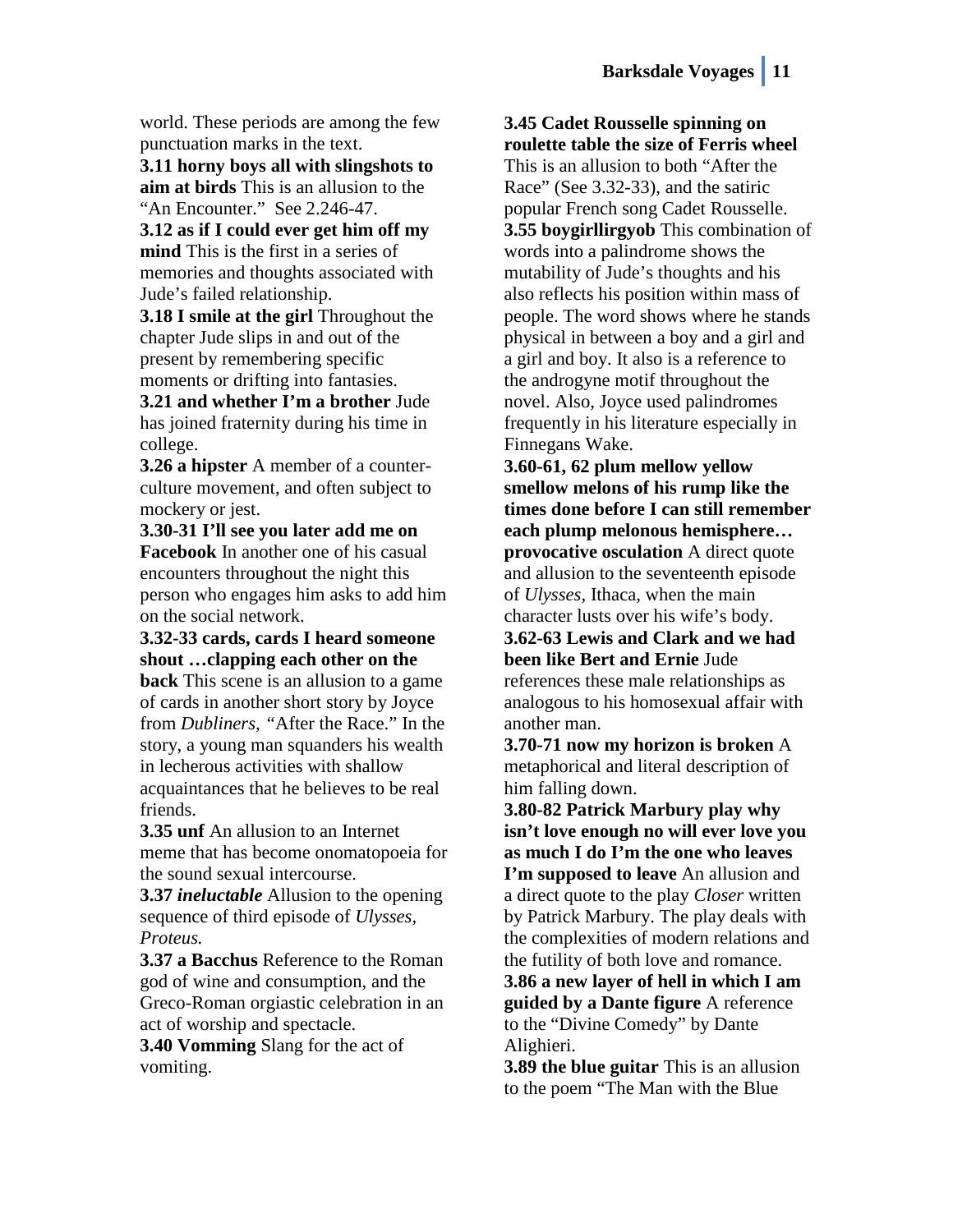world. These periods are among the few punctuation marks in the text.

**3.11 horny boys all with slingshots to aim at birds** This is an allusion to the "An Encounter." See 2.246-47.

**3.12 as if I could ever get him off my mind** This is the first in a series of memories and thoughts associated with Jude's failed relationship.

**3.18 I smile at the girl** Throughout the chapter Jude slips in and out of the present by remembering specific moments or drifting into fantasies.

**3.21 and whether I'm a brother** Jude has joined fraternity during his time in college.

**3.26 a hipster** A member of a counter-culture movement, and often subject to mockery or jest.

**3.30-31 I'll see you later add me on Facebook** In another one of his casual encounters throughout the night this person who engages him asks to add him on the social network.

**3.32-33 cards, cards I heard someone shout …clapping each other on the back** This scene is an allusion to a game of cards in another short story by Joyce from *Dubliners, "*After the Race." In the story, a young man squanders his wealth in lecherous activities with shallow acquaintances that he believes to be real friends.

**3.35 unf** An allusion to an Internet meme that has become onomatopoeia for the sound sexual intercourse.

**3.37 *ineluctable*** Allusion to the opening sequence of third episode of *Ulysses, Proteus.*

**3.37 a Bacchus** Reference to the Roman god of wine and consumption, and the Greco-Roman orgiastic celebration in an act of worship and spectacle.

**3.40 Vomming** Slang for the act of vomiting.

**3.45 Cadet Rousselle spinning on roulette table the size of Ferris wheel** This is an allusion to both "After the Race" (See 3.32-33), and the satiric popular French song Cadet Rousselle.

**3.55 boygirllirgyob** This combination of words into a palindrome shows the mutability of Jude's thoughts and his also reflects his position within mass of people. The word shows where he stands physical in between a boy and a girl and a girl and boy. It also is a reference to the androgyne motif throughout the novel. Also, Joyce used palindromes frequently in his literature especially in Finnegans Wake.

**3.60-61, 62 plum mellow yellow smellow melons of his rump like the times done before I can still remember each plump melonous hemisphere… provocative osculation** A direct quote and allusion to the seventeenth episode of *Ulysses*, Ithaca, when the main character lusts over his wife's body.

**3.62-63 Lewis and Clark and we had been like Bert and Ernie** Jude references these male relationships as analogous to his homosexual affair with another man.

**3.70-71 now my horizon is broken** A metaphorical and literal description of him falling down.

**3.80-82 Patrick Marbury play why isn't love enough no will ever love you as much I do I'm the one who leaves I'm supposed to leave** An allusion and a direct quote to the play *Closer* written by Patrick Marbury. The play deals with the complexities of modern relations and the futility of both love and romance.

**3.86 a new layer of hell in which I am guided by a Dante figure** A reference to the "Divine Comedy" by Dante Alighieri.

**3.89 the blue guitar** This is an allusion to the poem "The Man with the Blue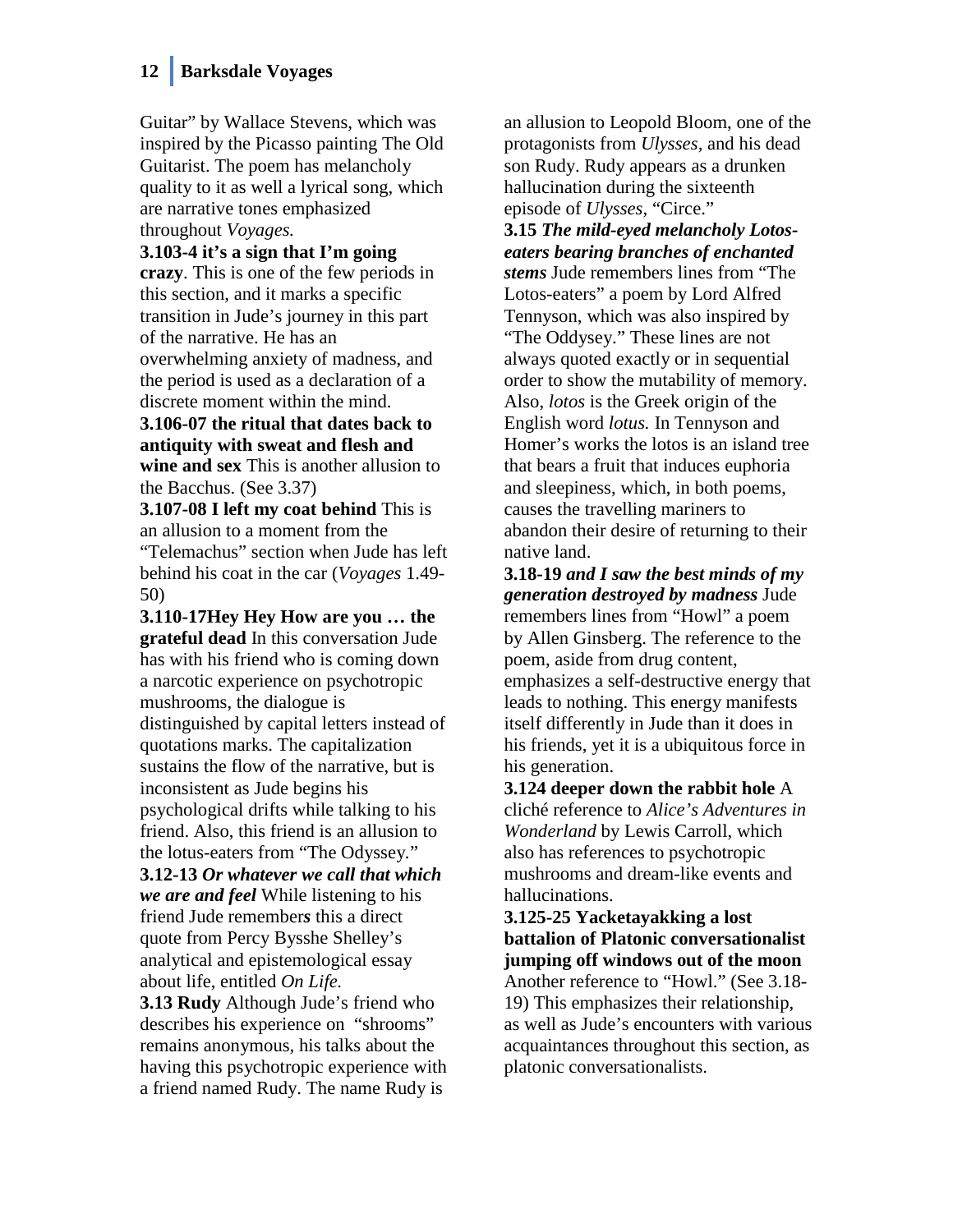Guitar" by Wallace Stevens, which was inspired by the Picasso painting The Old Guitarist. The poem has melancholy quality to it as well a lyrical song, which are narrative tones emphasized throughout *Voyages.*

**3.103-4 it's a sign that I'm going crazy**. This is one of the few periods in this section, and it marks a specific transition in Jude's journey in this part of the narrative. He has an overwhelming anxiety of madness, and the period is used as a declaration of a discrete moment within the mind.

**3.106-07 the ritual that dates back to antiquity with sweat and flesh and wine and sex** This is another allusion to the Bacchus. (See 3.37)

**3.107-08 I left my coat behind** This is an allusion to a moment from the "Telemachus" section when Jude has left behind his coat in the car (*Voyages* 1.49-50)

**3.110-17Hey Hey How are you … the grateful dead** In this conversation Jude has with his friend who is coming down a narcotic experience on psychotropic mushrooms, the dialogue is distinguished by capital letters instead of quotations marks. The capitalization sustains the flow of the narrative, but is inconsistent as Jude begins his psychological drifts while talking to his friend. Also, this friend is an allusion to the lotus-eaters from "The Odyssey."

**3.12-13 *Or whatever we call that which we are and feel*** While listening to his friend Jude remember***s*** this a direct quote from Percy Bysshe Shelley's analytical and epistemological essay about life, entitled *On Life.*

**3.13 Rudy** Although Jude's friend who describes his experience on "shrooms" remains anonymous, his talks about the having this psychotropic experience with a friend named Rudy. The name Rudy is an allusion to Leopold Bloom, one of the protagonists from *Ulysses,* and his dead son Rudy. Rudy appears as a drunken hallucination during the sixteenth episode of *Ulysses*, "Circe."

**3.15 *The mild-eyed melancholy Lotos-eaters bearing branches of enchanted stems*** Jude remembers lines from "The Lotos-eaters" a poem by Lord Alfred Tennyson, which was also inspired by "The Oddysey." These lines are not always quoted exactly or in sequential order to show the mutability of memory. Also, *lotos* is the Greek origin of the English word *lotus.* In Tennyson and Homer's works the lotos is an island tree that bears a fruit that induces euphoria and sleepiness, which, in both poems, causes the travelling mariners to abandon their desire of returning to their native land.

**3.18-19 *and I saw the best minds of my generation destroyed by madness*** Jude remembers lines from "Howl" a poem by Allen Ginsberg. The reference to the poem, aside from drug content, emphasizes a self-destructive energy that leads to nothing. This energy manifests itself differently in Jude than it does in his friends, yet it is a ubiquitous force in his generation.

**3.124 deeper down the rabbit hole** A cliché reference to *Alice's Adventures in Wonderland* by Lewis Carroll, which also has references to psychotropic mushrooms and dream-like events and hallucinations.

**3.125-25 Yacketayakking a lost battalion of Platonic conversationalist jumping off windows out of the moon** Another reference to "Howl." (See 3.18-19) This emphasizes their relationship, as well as Jude's encounters with various acquaintances throughout this section, as platonic conversationalists.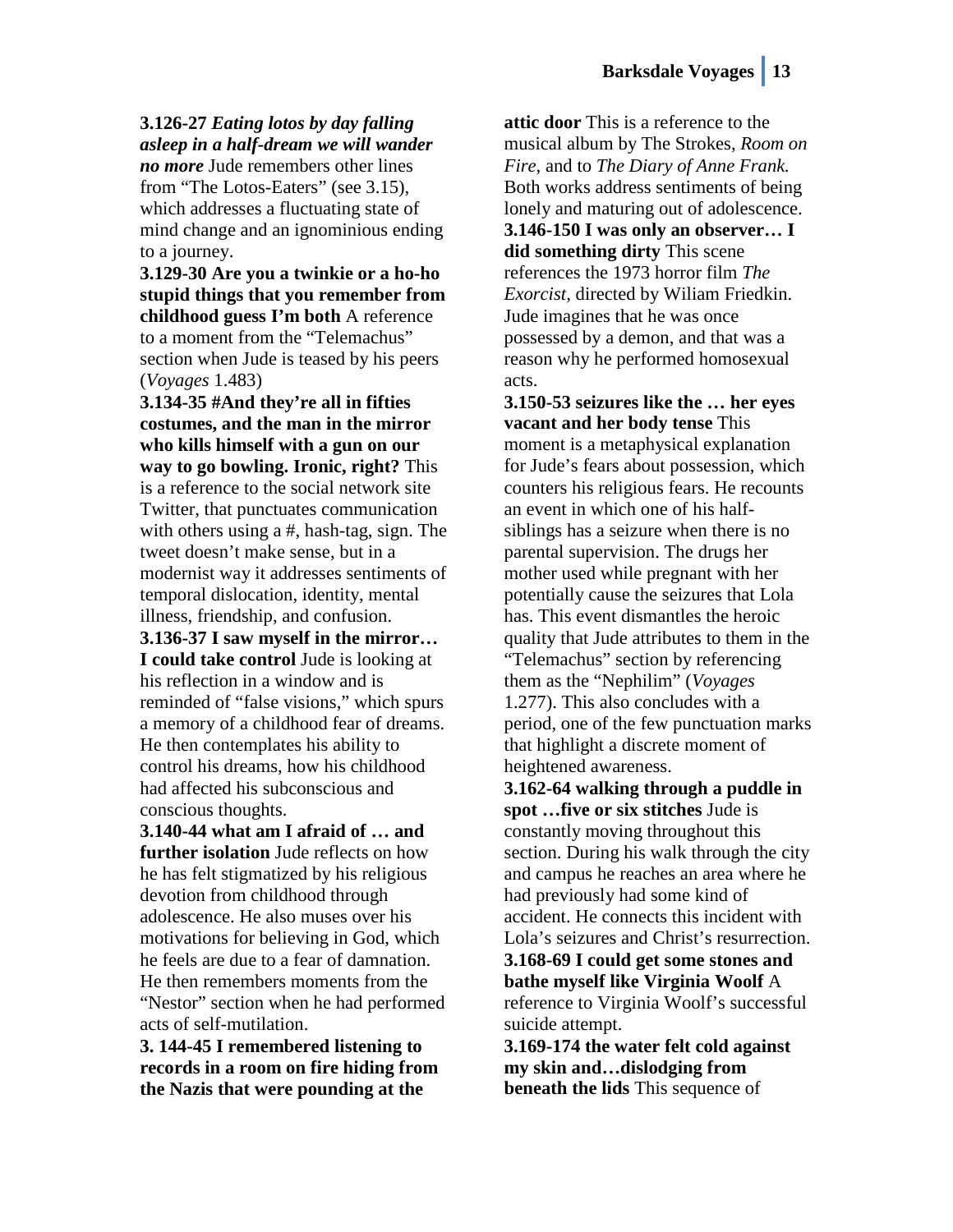**3.126-27** ***Eating lotos by day falling asleep in a half-dream we will wander no more*** Jude remembers other lines from "The Lotos-Eaters" (see 3.15), which addresses a fluctuating state of mind change and an ignominious ending to a journey.

**3.129-30 Are you a twinkie or a ho-ho stupid things that you remember from childhood guess I'm both** A reference to a moment from the "Telemachus" section when Jude is teased by his peers (*Voyages* 1.483)

**3.134-35 #And they're all in fifties costumes, and the man in the mirror who kills himself with a gun on our way to go bowling. Ironic, right?** This is a reference to the social network site Twitter, that punctuates communication with others using a #, hash-tag, sign. The tweet doesn't make sense, but in a modernist way it addresses sentiments of temporal dislocation, identity, mental illness, friendship, and confusion.

**3.136-37 I saw myself in the mirror… I could take control** Jude is looking at his reflection in a window and is reminded of "false visions," which spurs a memory of a childhood fear of dreams. He then contemplates his ability to control his dreams, how his childhood had affected his subconscious and conscious thoughts.

**3.140-44 what am I afraid of … and further isolation** Jude reflects on how he has felt stigmatized by his religious devotion from childhood through adolescence. He also muses over his motivations for believing in God, which he feels are due to a fear of damnation. He then remembers moments from the "Nestor" section when he had performed acts of self-mutilation.

**3. 144-45 I remembered listening to records in a room on fire hiding from the Nazis that were pounding at the attic door** This is a reference to the musical album by The Strokes, *Room on Fire*, and to *The Diary of Anne Frank.* Both works address sentiments of being lonely and maturing out of adolescence.

**3.146-150 I was only an observer… I did something dirty** This scene references the 1973 horror film *The Exorcist,* directed by Wiliam Friedkin. Jude imagines that he was once possessed by a demon, and that was a reason why he performed homosexual acts.

**3.150-53 seizures like the … her eyes vacant and her body tense** This moment is a metaphysical explanation for Jude's fears about possession, which counters his religious fears. He recounts an event in which one of his half-siblings has a seizure when there is no parental supervision. The drugs her mother used while pregnant with her potentially cause the seizures that Lola has. This event dismantles the heroic quality that Jude attributes to them in the "Telemachus" section by referencing them as the "Nephilim" (*Voyages* 1.277). This also concludes with a period, one of the few punctuation marks that highlight a discrete moment of heightened awareness.

**3.162-64 walking through a puddle in spot …five or six stitches** Jude is constantly moving throughout this section. During his walk through the city and campus he reaches an area where he had previously had some kind of accident. He connects this incident with Lola's seizures and Christ's resurrection.

**3.168-69 I could get some stones and bathe myself like Virginia Woolf** A reference to Virginia Woolf's successful suicide attempt.

**3.169-174 the water felt cold against my skin and…dislodging from beneath the lids** This sequence of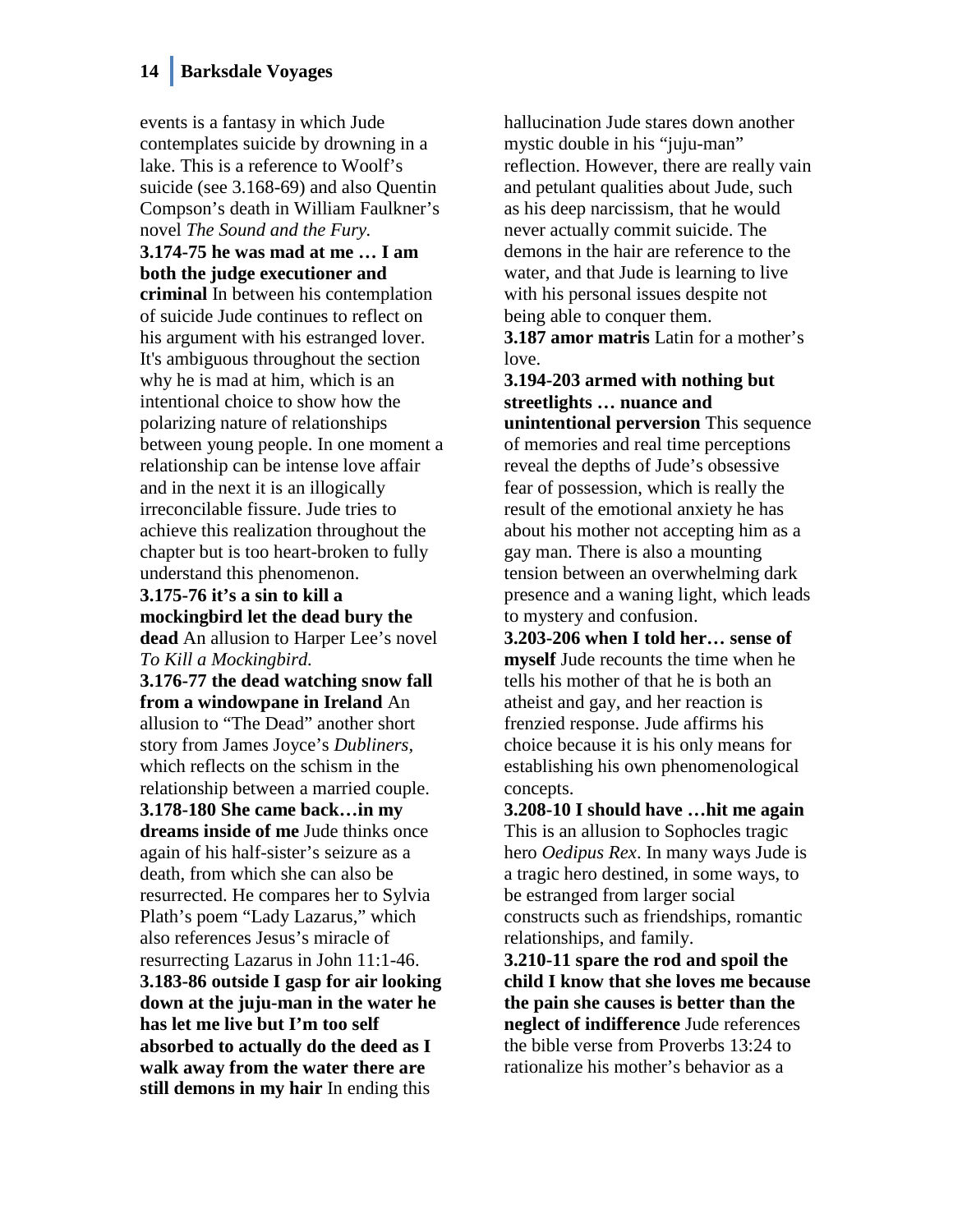events is a fantasy in which Jude contemplates suicide by drowning in a lake. This is a reference to Woolf's suicide (see 3.168-69) and also Quentin Compson's death in William Faulkner's novel *The Sound and the Fury.*

**3.174-75 he was mad at me … I am both the judge executioner and criminal** In between his contemplation of suicide Jude continues to reflect on his argument with his estranged lover. It's ambiguous throughout the section why he is mad at him, which is an intentional choice to show how the polarizing nature of relationships between young people. In one moment a relationship can be intense love affair and in the next it is an illogically irreconcilable fissure. Jude tries to achieve this realization throughout the chapter but is too heart-broken to fully understand this phenomenon.

**3.175-76 it's a sin to kill a mockingbird let the dead bury the dead** An allusion to Harper Lee's novel *To Kill a Mockingbird.*

**3.176-77 the dead watching snow fall from a windowpane in Ireland** An allusion to "The Dead" another short story from James Joyce's *Dubliners,* which reflects on the schism in the relationship between a married couple.

**3.178-180 She came back…in my dreams inside of me** Jude thinks once again of his half-sister's seizure as a death, from which she can also be resurrected. He compares her to Sylvia Plath's poem "Lady Lazarus," which also references Jesus's miracle of resurrecting Lazarus in John 11:1-46.

**3.183-86 outside I gasp for air looking down at the juju-man in the water he has let me live but I'm too self absorbed to actually do the deed as I walk away from the water there are still demons in my hair** In ending this hallucination Jude stares down another mystic double in his "juju-man" reflection. However, there are really vain and petulant qualities about Jude, such as his deep narcissism, that he would never actually commit suicide. The demons in the hair are reference to the water, and that Jude is learning to live with his personal issues despite not being able to conquer them.

**3.187 amor matris** Latin for a mother's love.

**3.194-203 armed with nothing but streetlights … nuance and unintentional perversion** This sequence of memories and real time perceptions reveal the depths of Jude's obsessive fear of possession, which is really the result of the emotional anxiety he has about his mother not accepting him as a gay man. There is also a mounting tension between an overwhelming dark presence and a waning light, which leads to mystery and confusion.

**3.203-206 when I told her… sense of myself** Jude recounts the time when he tells his mother of that he is both an atheist and gay, and her reaction is frenzied response. Jude affirms his choice because it is his only means for establishing his own phenomenological concepts.

**3.208-10 I should have …hit me again** This is an allusion to Sophocles tragic hero *Oedipus Rex*. In many ways Jude is a tragic hero destined, in some ways, to be estranged from larger social constructs such as friendships, romantic relationships, and family.

**3.210-11 spare the rod and spoil the child I know that she loves me because the pain she causes is better than the neglect of indifference** Jude references the bible verse from Proverbs 13:24 to rationalize his mother's behavior as a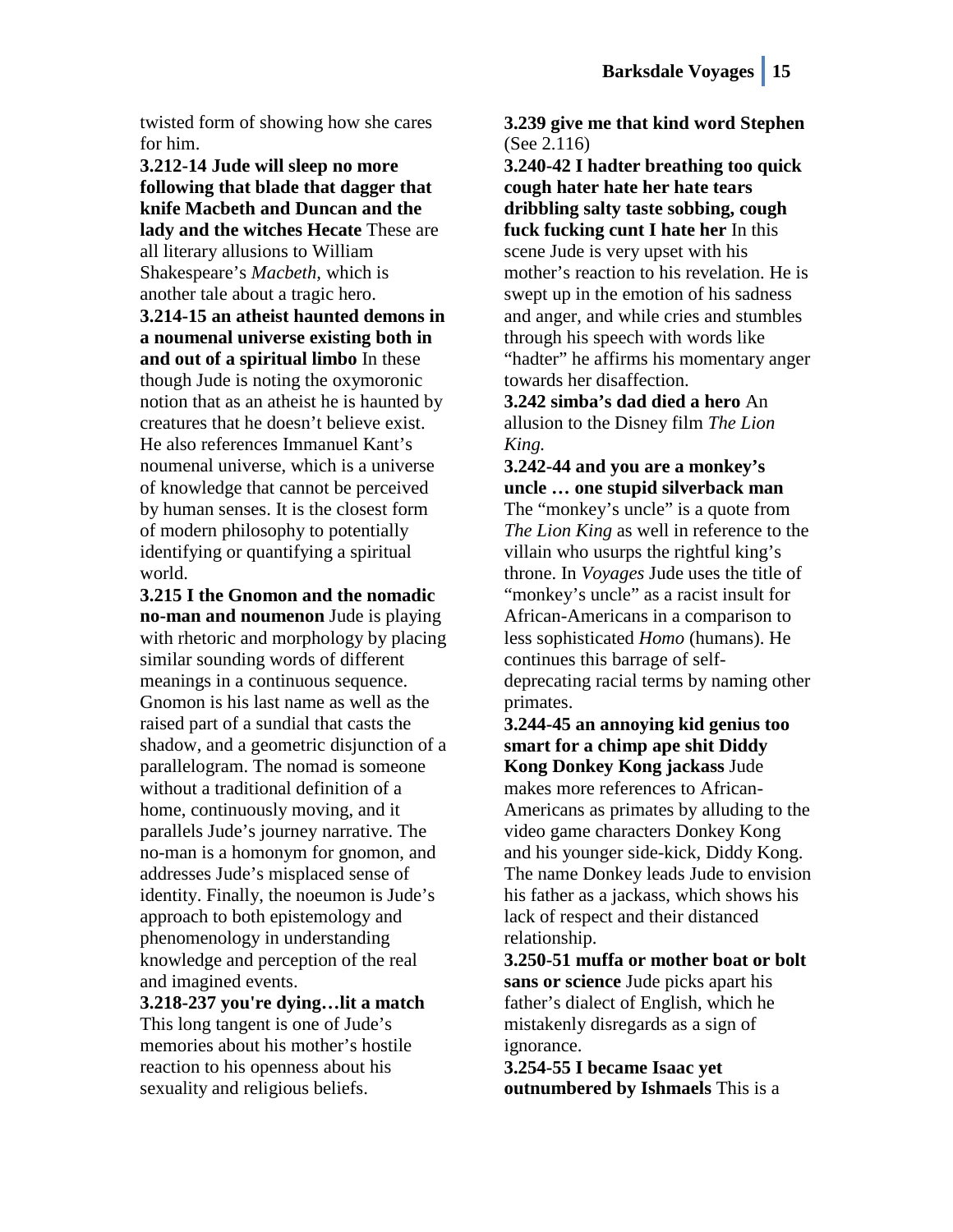twisted form of showing how she cares for him.

**3.212-14 Jude will sleep no more following that blade that dagger that knife Macbeth and Duncan and the lady and the witches Hecate** These are all literary allusions to William Shakespeare's *Macbeth,* which is another tale about a tragic hero.

**3.214-15 an atheist haunted demons in a noumenal universe existing both in and out of a spiritual limbo** In these though Jude is noting the oxymoronic notion that as an atheist he is haunted by creatures that he doesn't believe exist. He also references Immanuel Kant's noumenal universe, which is a universe of knowledge that cannot be perceived by human senses. It is the closest form of modern philosophy to potentially identifying or quantifying a spiritual world.

**3.215 I the Gnomon and the nomadic no-man and noumenon** Jude is playing with rhetoric and morphology by placing similar sounding words of different meanings in a continuous sequence. Gnomon is his last name as well as the raised part of a sundial that casts the shadow, and a geometric disjunction of a parallelogram. The nomad is someone without a traditional definition of a home, continuously moving, and it parallels Jude's journey narrative. The no-man is a homonym for gnomon, and addresses Jude's misplaced sense of identity. Finally, the noeumon is Jude's approach to both epistemology and phenomenology in understanding knowledge and perception of the real and imagined events.

**3.218-237 you're dying…lit a match** This long tangent is one of Jude's memories about his mother's hostile reaction to his openness about his sexuality and religious beliefs.

**3.239 give me that kind word Stephen** (See 2.116)

**3.240-42 I hadter breathing too quick cough hater hate her hate tears dribbling salty taste sobbing, cough fuck fucking cunt I hate her** In this scene Jude is very upset with his mother's reaction to his revelation. He is swept up in the emotion of his sadness and anger, and while cries and stumbles through his speech with words like "hadter" he affirms his momentary anger towards her disaffection.

**3.242 simba's dad died a hero** An allusion to the Disney film *The Lion King.*

**3.242-44 and you are a monkey's uncle … one stupid silverback man** The "monkey's uncle" is a quote from *The Lion King* as well in reference to the villain who usurps the rightful king's throne. In *Voyages* Jude uses the title of "monkey's uncle" as a racist insult for African-Americans in a comparison to less sophisticated *Homo* (humans). He continues this barrage of self-deprecating racial terms by naming other primates.

**3.244-45 an annoying kid genius too smart for a chimp ape shit Diddy Kong Donkey Kong jackass** Jude makes more references to African-Americans as primates by alluding to the video game characters Donkey Kong and his younger side-kick, Diddy Kong. The name Donkey leads Jude to envision his father as a jackass, which shows his lack of respect and their distanced relationship.

**3.250-51 muffa or mother boat or bolt sans or science** Jude picks apart his father's dialect of English, which he mistakenly disregards as a sign of ignorance.

**3.254-55 I became Isaac yet outnumbered by Ishmaels** This is a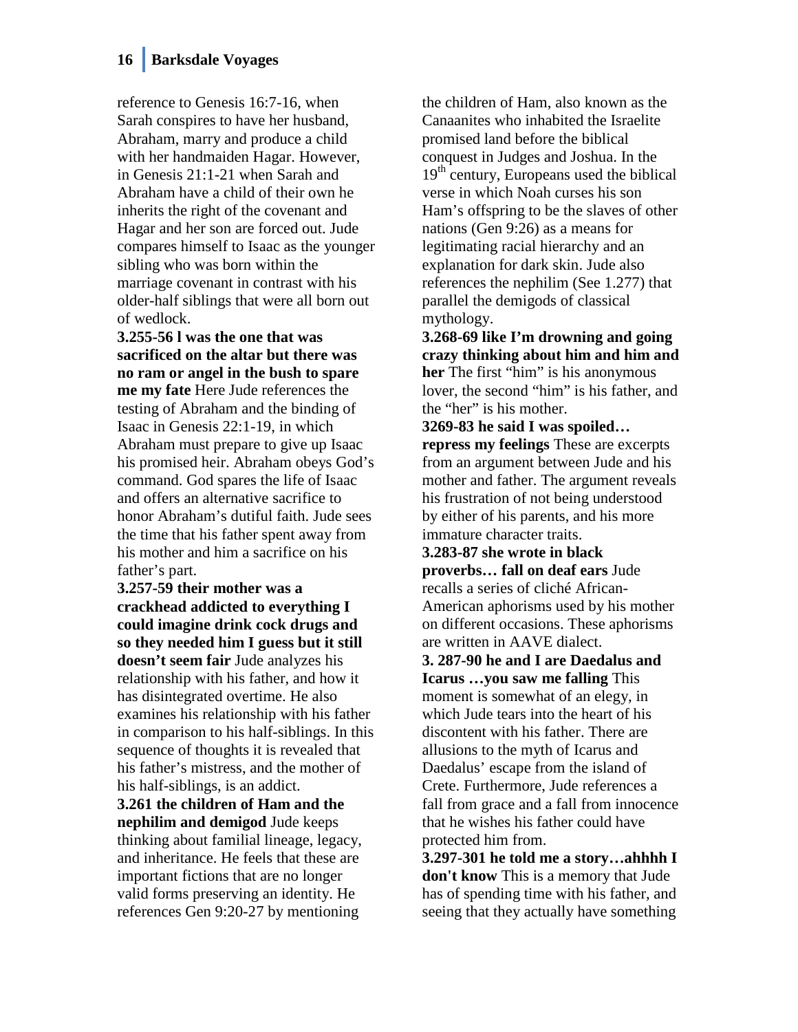reference to Genesis 16:7-16, when Sarah conspires to have her husband, Abraham, marry and produce a child with her handmaiden Hagar. However, in Genesis 21:1-21 when Sarah and Abraham have a child of their own he inherits the right of the covenant and Hagar and her son are forced out. Jude compares himself to Isaac as the younger sibling who was born within the marriage covenant in contrast with his older-half siblings that were all born out of wedlock.

**3.255-56 l was the one that was sacrificed on the altar but there was no ram or angel in the bush to spare me my fate** Here Jude references the testing of Abraham and the binding of Isaac in Genesis 22:1-19, in which Abraham must prepare to give up Isaac his promised heir. Abraham obeys God's command. God spares the life of Isaac and offers an alternative sacrifice to honor Abraham's dutiful faith. Jude sees the time that his father spent away from his mother and him a sacrifice on his father's part.

**3.257-59 their mother was a crackhead addicted to everything I could imagine drink cock drugs and so they needed him I guess but it still doesn't seem fair** Jude analyzes his relationship with his father, and how it has disintegrated overtime. He also examines his relationship with his father in comparison to his half-siblings. In this sequence of thoughts it is revealed that his father's mistress, and the mother of his half-siblings, is an addict.

**3.261 the children of Ham and the nephilim and demigod** Jude keeps thinking about familial lineage, legacy, and inheritance. He feels that these are important fictions that are no longer valid forms preserving an identity. He references Gen 9:20-27 by mentioning the children of Ham, also known as the Canaanites who inhabited the Israelite promised land before the biblical conquest in Judges and Joshua. In the 19th century, Europeans used the biblical verse in which Noah curses his son Ham's offspring to be the slaves of other nations (Gen 9:26) as a means for legitimating racial hierarchy and an explanation for dark skin. Jude also references the nephilim (See 1.277) that parallel the demigods of classical mythology.

**3.268-69 like I'm drowning and going crazy thinking about him and him and her** The first "him" is his anonymous lover, the second "him" is his father, and the "her" is his mother.

**3269-83 he said I was spoiled… repress my feelings** These are excerpts from an argument between Jude and his mother and father. The argument reveals his frustration of not being understood by either of his parents, and his more immature character traits.

**3.283-87 she wrote in black proverbs… fall on deaf ears** Jude recalls a series of cliché African-American aphorisms used by his mother on different occasions. These aphorisms are written in AAVE dialect.

**3. 287-90 he and I are Daedalus and Icarus …you saw me falling** This moment is somewhat of an elegy, in which Jude tears into the heart of his discontent with his father. There are allusions to the myth of Icarus and Daedalus' escape from the island of Crete. Furthermore, Jude references a fall from grace and a fall from innocence that he wishes his father could have protected him from.

**3.297-301 he told me a story…ahhhh I don't know** This is a memory that Jude has of spending time with his father, and seeing that they actually have something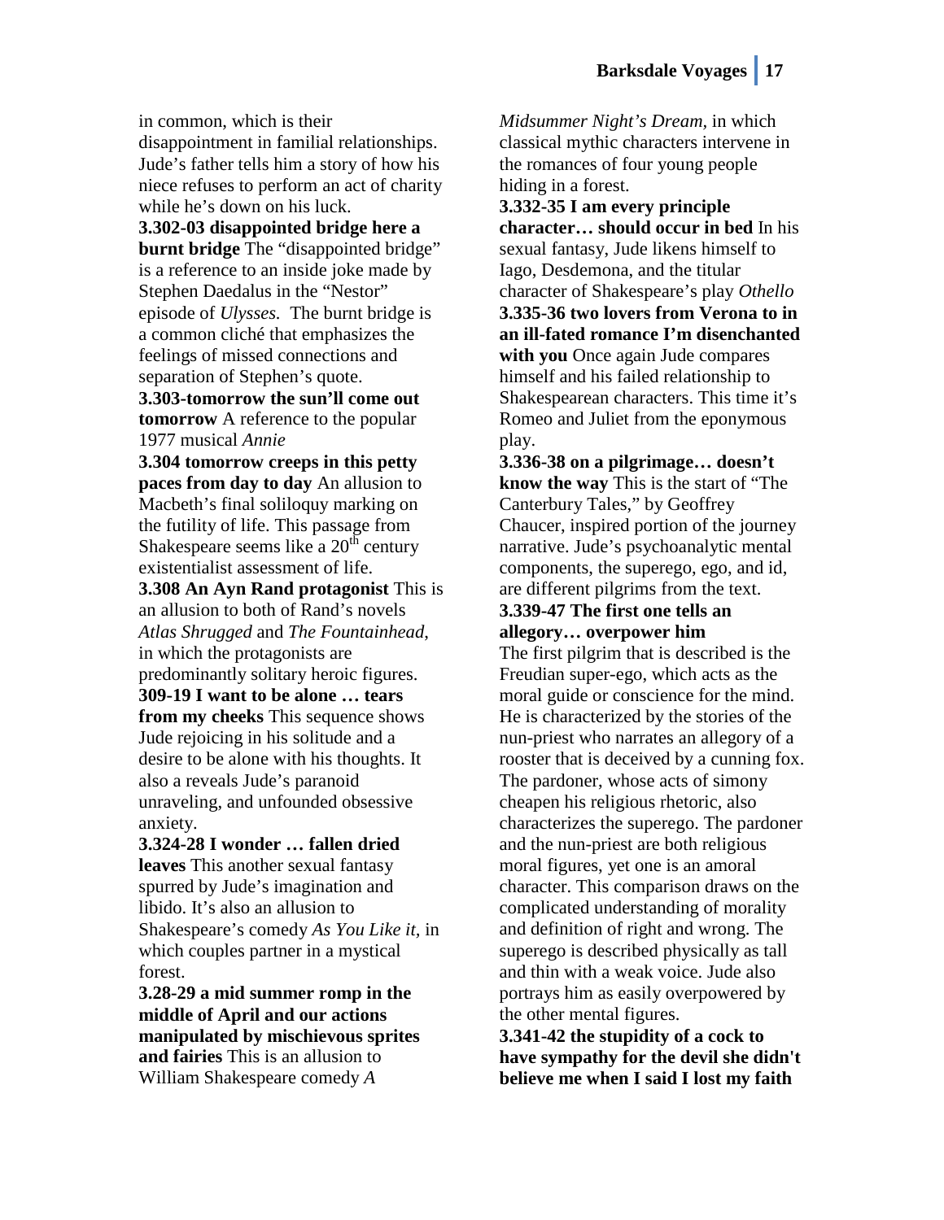in common, which is their disappointment in familial relationships. Jude's father tells him a story of how his niece refuses to perform an act of charity while he's down on his luck.

**3.302-03 disappointed bridge here a burnt bridge** The "disappointed bridge" is a reference to an inside joke made by Stephen Daedalus in the "Nestor" episode of *Ulysses.* The burnt bridge is a common cliché that emphasizes the feelings of missed connections and separation of Stephen's quote.

**3.303-tomorrow the sun'll come out tomorrow** A reference to the popular 1977 musical *Annie*

**3.304 tomorrow creeps in this petty paces from day to day** An allusion to Macbeth's final soliloquy marking on the futility of life. This passage from Shakespeare seems like a 20th century existentialist assessment of life.

**3.308 An Ayn Rand protagonist** This is an allusion to both of Rand's novels *Atlas Shrugged* and *The Fountainhead,* in which the protagonists are predominantly solitary heroic figures.

**309-19 I want to be alone … tears from my cheeks** This sequence shows Jude rejoicing in his solitude and a desire to be alone with his thoughts. It also a reveals Jude's paranoid unraveling, and unfounded obsessive anxiety.

**3.324-28 I wonder … fallen dried leaves** This another sexual fantasy spurred by Jude's imagination and libido. It's also an allusion to Shakespeare's comedy *As You Like it,* in which couples partner in a mystical forest.

**3.28-29 a mid summer romp in the middle of April and our actions manipulated by mischievous sprites and fairies** This is an allusion to William Shakespeare comedy *A Midsummer Night's Dream*, in which classical mythic characters intervene in the romances of four young people hiding in a forest.

**3.332-35 I am every principle character… should occur in bed** In his sexual fantasy, Jude likens himself to Iago, Desdemona, and the titular character of Shakespeare's play *Othello*

**3.335-36 two lovers from Verona to in an ill-fated romance I'm disenchanted with you** Once again Jude compares himself and his failed relationship to Shakespearean characters. This time it's Romeo and Juliet from the eponymous play.

**3.336-38 on a pilgrimage… doesn't know the way** This is the start of "The Canterbury Tales," by Geoffrey Chaucer, inspired portion of the journey narrative. Jude's psychoanalytic mental components, the superego, ego, and id, are different pilgrims from the text.

**3.339-47 The first one tells an allegory… overpower him**

The first pilgrim that is described is the Freudian super-ego, which acts as the moral guide or conscience for the mind. He is characterized by the stories of the nun-priest who narrates an allegory of a rooster that is deceived by a cunning fox. The pardoner, whose acts of simony cheapen his religious rhetoric, also characterizes the superego. The pardoner and the nun-priest are both religious moral figures, yet one is an amoral character. This comparison draws on the complicated understanding of morality and definition of right and wrong. The superego is described physically as tall and thin with a weak voice. Jude also portrays him as easily overpowered by the other mental figures.

**3.341-42 the stupidity of a cock to have sympathy for the devil she didn't believe me when I said I lost my faith**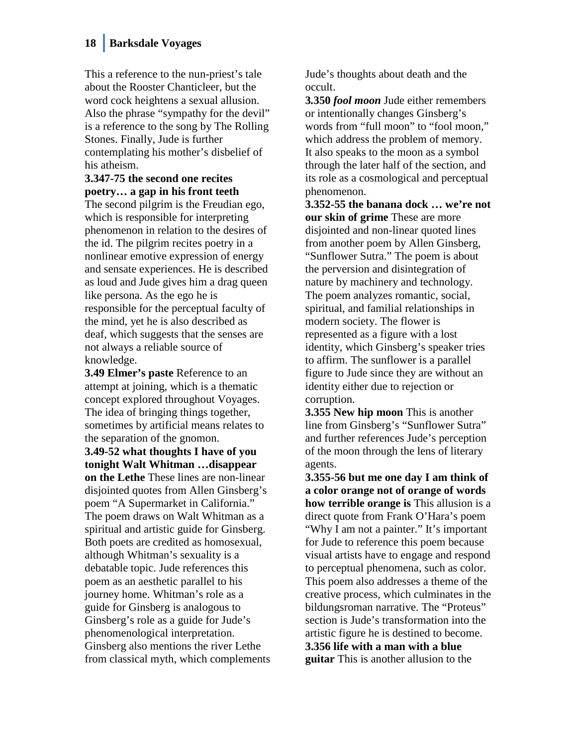This a reference to the nun-priest's tale about the Rooster Chanticleer, but the word cock heightens a sexual allusion. Also the phrase "sympathy for the devil" is a reference to the song by The Rolling Stones. Finally, Jude is further contemplating his mother's disbelief of his atheism.

**3.347-75 the second one recites poetry… a gap in his front teeth** The second pilgrim is the Freudian ego, which is responsible for interpreting phenomenon in relation to the desires of the id. The pilgrim recites poetry in a nonlinear emotive expression of energy and sensate experiences. He is described as loud and Jude gives him a drag queen like persona. As the ego he is responsible for the perceptual faculty of the mind, yet he is also described as deaf, which suggests that the senses are not always a reliable source of knowledge.

**3.49 Elmer's paste** Reference to an attempt at joining, which is a thematic concept explored throughout Voyages. The idea of bringing things together, sometimes by artificial means relates to the separation of the gnomon.

**3.49-52 what thoughts I have of you tonight Walt Whitman …disappear on the Lethe** These lines are non-linear disjointed quotes from Allen Ginsberg's poem "A Supermarket in California." The poem draws on Walt Whitman as a spiritual and artistic guide for Ginsberg. Both poets are credited as homosexual, although Whitman's sexuality is a debatable topic. Jude references this poem as an aesthetic parallel to his journey home. Whitman's role as a guide for Ginsberg is analogous to Ginsberg's role as a guide for Jude's phenomenological interpretation. Ginsberg also mentions the river Lethe from classical myth, which complements Jude's thoughts about death and the occult.

**3.350 *fool moon*** Jude either remembers or intentionally changes Ginsberg's words from "full moon" to "fool moon," which address the problem of memory. It also speaks to the moon as a symbol through the later half of the section, and its role as a cosmological and perceptual phenomenon.

**3.352-55 the banana dock … we're not our skin of grime** These are more disjointed and non-linear quoted lines from another poem by Allen Ginsberg, "Sunflower Sutra." The poem is about the perversion and disintegration of nature by machinery and technology. The poem analyzes romantic, social, spiritual, and familial relationships in modern society. The flower is represented as a figure with a lost identity, which Ginsberg's speaker tries to affirm. The sunflower is a parallel figure to Jude since they are without an identity either due to rejection or corruption.

**3.355 New hip moon** This is another line from Ginsberg's "Sunflower Sutra" and further references Jude's perception of the moon through the lens of literary agents.

**3.355-56 but me one day I am think of a color orange not of orange of words how terrible orange is** This allusion is a direct quote from Frank O'Hara's poem "Why I am not a painter." It's important for Jude to reference this poem because visual artists have to engage and respond to perceptual phenomena, such as color. This poem also addresses a theme of the creative process, which culminates in the bildungsroman narrative. The "Proteus" section is Jude's transformation into the artistic figure he is destined to become.

**3.356 life with a man with a blue guitar** This is another allusion to the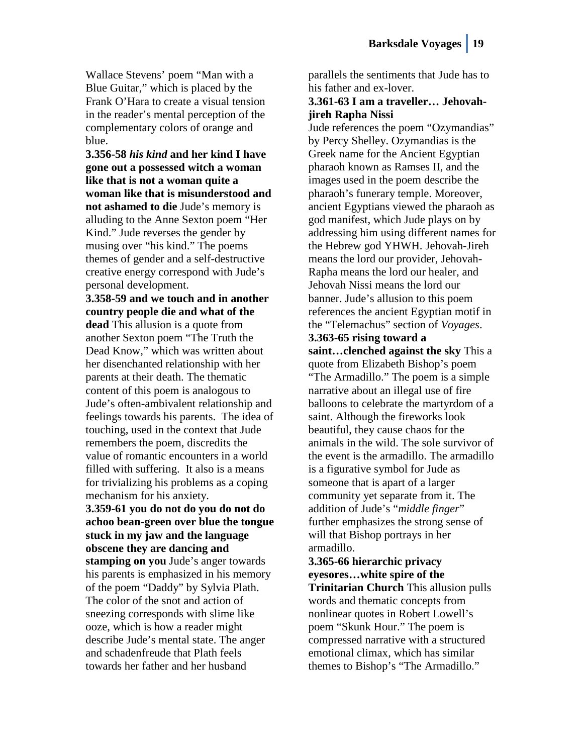Wallace Stevens' poem "Man with a Blue Guitar," which is placed by the Frank O'Hara to create a visual tension in the reader's mental perception of the complementary colors of orange and blue.

**3.356-58 *his kind* and her kind I have gone out a possessed witch a woman like that is not a woman quite a woman like that is misunderstood and not ashamed to die** Jude's memory is alluding to the Anne Sexton poem "Her Kind." Jude reverses the gender by musing over "his kind." The poems themes of gender and a self-destructive creative energy correspond with Jude's personal development.

**3.358-59 and we touch and in another country people die and what of the dead** This allusion is a quote from another Sexton poem "The Truth the Dead Know," which was written about her disenchanted relationship with her parents at their death. The thematic content of this poem is analogous to Jude's often-ambivalent relationship and feelings towards his parents. The idea of touching, used in the context that Jude remembers the poem, discredits the value of romantic encounters in a world filled with suffering. It also is a means for trivializing his problems as a coping mechanism for his anxiety.

**3.359-61 you do not do you do not do achoo bean-green over blue the tongue stuck in my jaw and the language obscene they are dancing and stamping on you** Jude's anger towards his parents is emphasized in his memory of the poem "Daddy" by Sylvia Plath. The color of the snot and action of sneezing corresponds with slime like ooze, which is how a reader might describe Jude's mental state. The anger and schadenfreude that Plath feels towards her father and her husband parallels the sentiments that Jude has to his father and ex-lover.

**3.361-63 I am a traveller… Jehovah-jireh Rapha Nissi**
Jude references the poem "Ozymandias" by Percy Shelley. Ozymandias is the Greek name for the Ancient Egyptian pharaoh known as Ramses II, and the images used in the poem describe the pharaoh's funerary temple. Moreover, ancient Egyptians viewed the pharaoh as god manifest, which Jude plays on by addressing him using different names for the Hebrew god YHWH. Jehovah-Jireh means the lord our provider, Jehovah-Rapha means the lord our healer, and Jehovah Nissi means the lord our banner. Jude's allusion to this poem references the ancient Egyptian motif in the "Telemachus" section of *Voyages*.

**3.363-65 rising toward a saint…clenched against the sky** This a quote from Elizabeth Bishop's poem "The Armadillo." The poem is a simple narrative about an illegal use of fire balloons to celebrate the martyrdom of a saint. Although the fireworks look beautiful, they cause chaos for the animals in the wild. The sole survivor of the event is the armadillo. The armadillo is a figurative symbol for Jude as someone that is apart of a larger community yet separate from it. The addition of Jude's "*middle finger*" further emphasizes the strong sense of will that Bishop portrays in her armadillo.

**3.365-66 hierarchic privacy eyesores…white spire of the Trinitarian Church** This allusion pulls words and thematic concepts from nonlinear quotes in Robert Lowell's poem "Skunk Hour." The poem is compressed narrative with a structured emotional climax, which has similar themes to Bishop's "The Armadillo."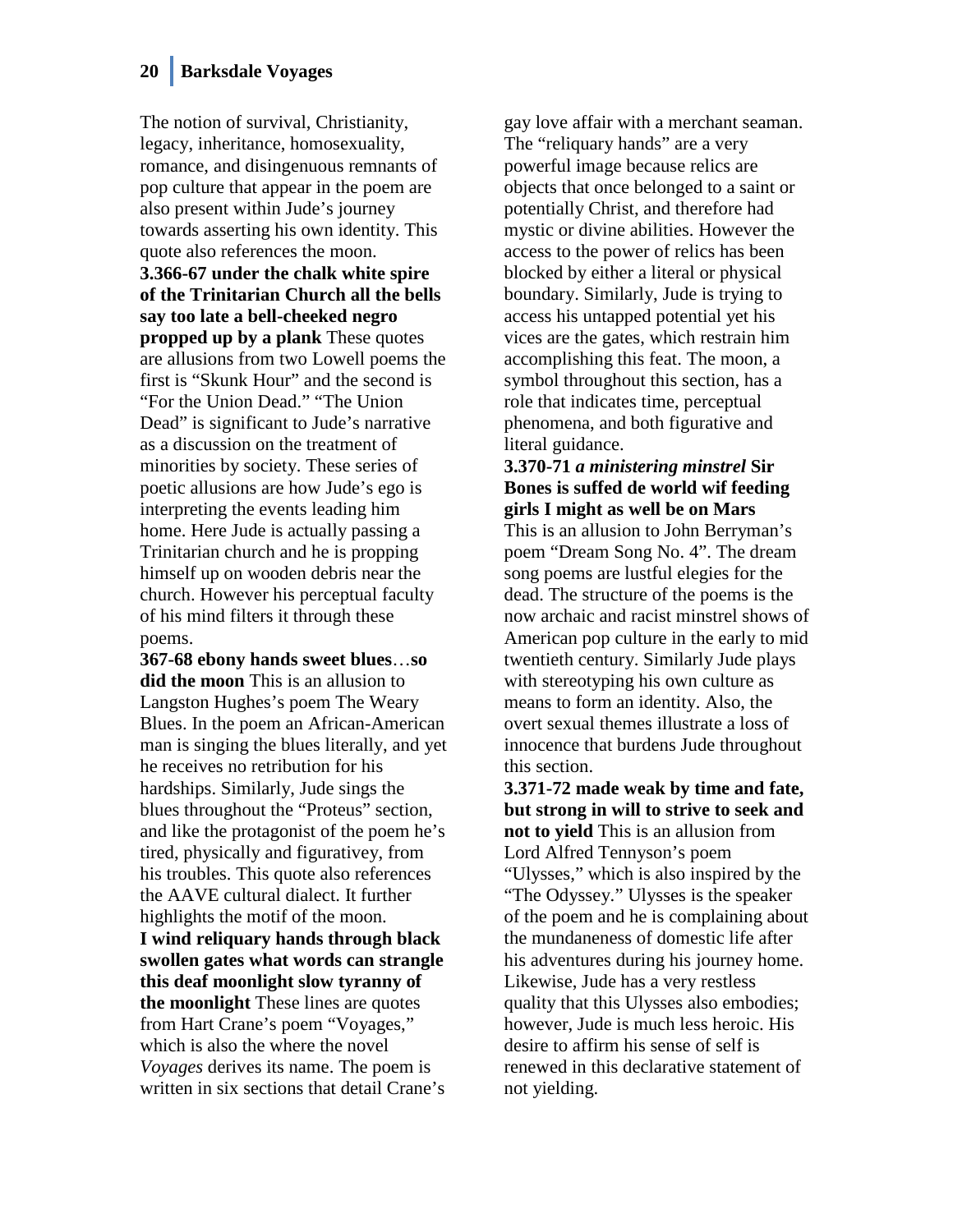The notion of survival, Christianity, legacy, inheritance, homosexuality, romance, and disingenuous remnants of pop culture that appear in the poem are also present within Jude's journey towards asserting his own identity. This quote also references the moon.

**3.366-67 under the chalk white spire of the Trinitarian Church all the bells say too late a bell-cheeked negro propped up by a plank** These quotes are allusions from two Lowell poems the first is "Skunk Hour" and the second is "For the Union Dead." "The Union Dead" is significant to Jude's narrative as a discussion on the treatment of minorities by society. These series of poetic allusions are how Jude's ego is interpreting the events leading him home. Here Jude is actually passing a Trinitarian church and he is propping himself up on wooden debris near the church. However his perceptual faculty of his mind filters it through these poems.

**367-68 ebony hands sweet blues**…**so did the moon** This is an allusion to Langston Hughes's poem The Weary Blues. In the poem an African-American man is singing the blues literally, and yet he receives no retribution for his hardships. Similarly, Jude sings the blues throughout the "Proteus" section, and like the protagonist of the poem he's tired, physically and figurativey, from his troubles. This quote also references the AAVE cultural dialect. It further highlights the motif of the moon.

**I wind reliquary hands through black swollen gates what words can strangle this deaf moonlight slow tyranny of the moonlight** These lines are quotes from Hart Crane's poem "Voyages," which is also the where the novel *Voyages* derives its name. The poem is written in six sections that detail Crane's gay love affair with a merchant seaman. The "reliquary hands" are a very powerful image because relics are objects that once belonged to a saint or potentially Christ, and therefore had mystic or divine abilities. However the access to the power of relics has been blocked by either a literal or physical boundary. Similarly, Jude is trying to access his untapped potential yet his vices are the gates, which restrain him accomplishing this feat. The moon, a symbol throughout this section, has a role that indicates time, perceptual phenomena, and both figurative and literal guidance.

**3.370-71 *a ministering minstrel* Sir Bones is suffed de world wif feeding girls I might as well be on Mars** This is an allusion to John Berryman's poem "Dream Song No. 4". The dream song poems are lustful elegies for the dead. The structure of the poems is the now archaic and racist minstrel shows of American pop culture in the early to mid twentieth century. Similarly Jude plays with stereotyping his own culture as means to form an identity. Also, the overt sexual themes illustrate a loss of innocence that burdens Jude throughout this section.

**3.371-72 made weak by time and fate, but strong in will to strive to seek and not to yield** This is an allusion from Lord Alfred Tennyson's poem "Ulysses," which is also inspired by the "The Odyssey." Ulysses is the speaker of the poem and he is complaining about the mundaneness of domestic life after his adventures during his journey home. Likewise, Jude has a very restless quality that this Ulysses also embodies; however, Jude is much less heroic. His desire to affirm his sense of self is renewed in this declarative statement of not yielding.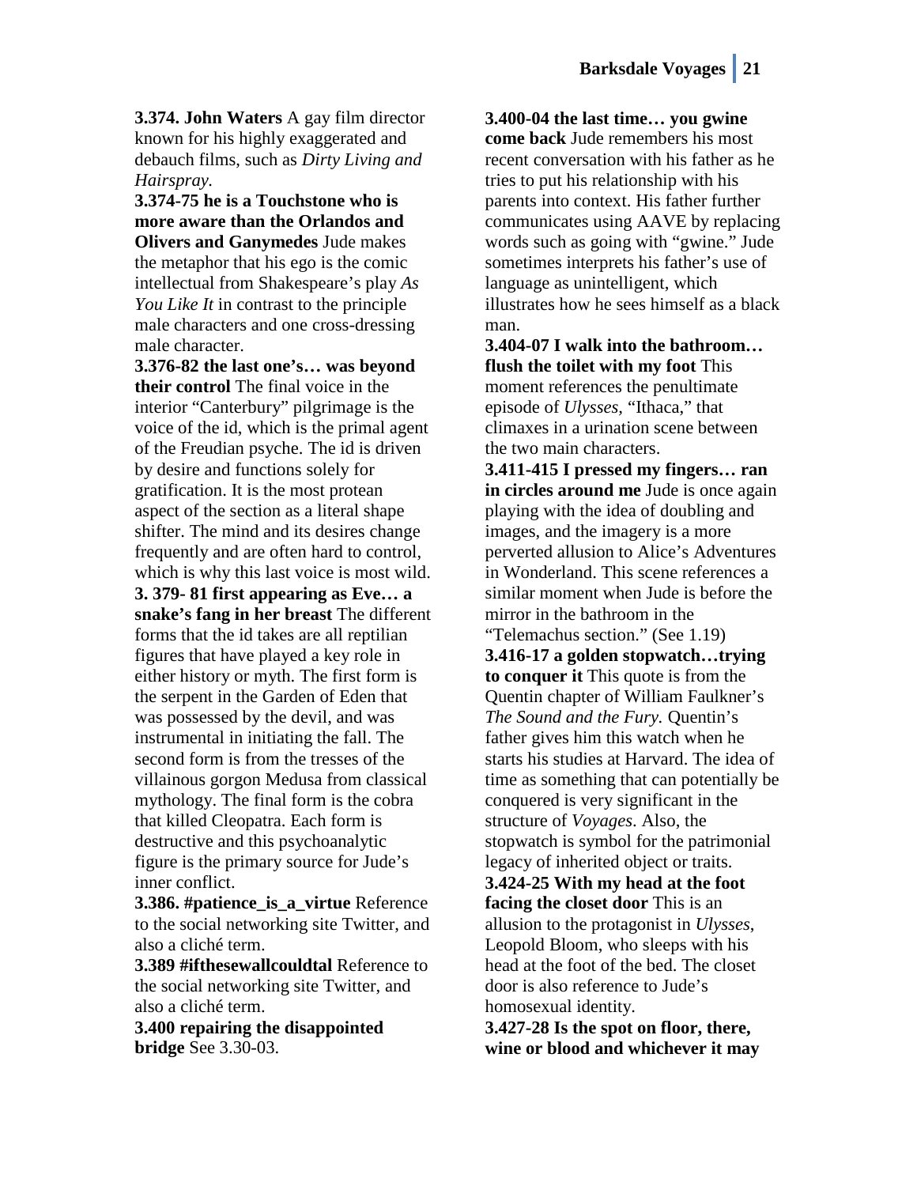**3.374. John Waters** A gay film director known for his highly exaggerated and debauch films, such as *Dirty Living and Hairspray.*

**3.374-75 he is a Touchstone who is more aware than the Orlandos and Olivers and Ganymedes** Jude makes the metaphor that his ego is the comic intellectual from Shakespeare's play *As You Like It* in contrast to the principle male characters and one cross-dressing male character.

**3.376-82 the last one's… was beyond their control** The final voice in the interior "Canterbury" pilgrimage is the voice of the id, which is the primal agent of the Freudian psyche. The id is driven by desire and functions solely for gratification. It is the most protean aspect of the section as a literal shape shifter. The mind and its desires change frequently and are often hard to control, which is why this last voice is most wild.

**3. 379- 81 first appearing as Eve… a snake's fang in her breast** The different forms that the id takes are all reptilian figures that have played a key role in either history or myth. The first form is the serpent in the Garden of Eden that was possessed by the devil, and was instrumental in initiating the fall. The second form is from the tresses of the villainous gorgon Medusa from classical mythology. The final form is the cobra that killed Cleopatra. Each form is destructive and this psychoanalytic figure is the primary source for Jude's inner conflict.

**3.386. #patience_is_a_virtue** Reference to the social networking site Twitter, and also a cliché term.

**3.389 #ifthesewallcouldtal** Reference to the social networking site Twitter, and also a cliché term.

**3.400 repairing the disappointed bridge** See 3.30-03.

**3.400-04 the last time… you gwine come back** Jude remembers his most recent conversation with his father as he tries to put his relationship with his parents into context. His father further communicates using AAVE by replacing words such as going with "gwine." Jude sometimes interprets his father's use of language as unintelligent, which illustrates how he sees himself as a black man.

**3.404-07 I walk into the bathroom… flush the toilet with my foot** This moment references the penultimate episode of *Ulysses,* "Ithaca," that climaxes in a urination scene between the two main characters.

**3.411-415 I pressed my fingers… ran in circles around me** Jude is once again playing with the idea of doubling and images, and the imagery is a more perverted allusion to Alice's Adventures in Wonderland. This scene references a similar moment when Jude is before the mirror in the bathroom in the "Telemachus section." (See 1.19)

**3.416-17 a golden stopwatch…trying to conquer it** This quote is from the Quentin chapter of William Faulkner's *The Sound and the Fury.* Quentin's father gives him this watch when he starts his studies at Harvard. The idea of time as something that can potentially be conquered is very significant in the structure of *Voyages*. Also, the stopwatch is symbol for the patrimonial legacy of inherited object or traits.

**3.424-25 With my head at the foot facing the closet door** This is an allusion to the protagonist in *Ulysses*, Leopold Bloom, who sleeps with his head at the foot of the bed. The closet door is also reference to Jude's homosexual identity.

**3.427-28 Is the spot on floor, there, wine or blood and whichever it may**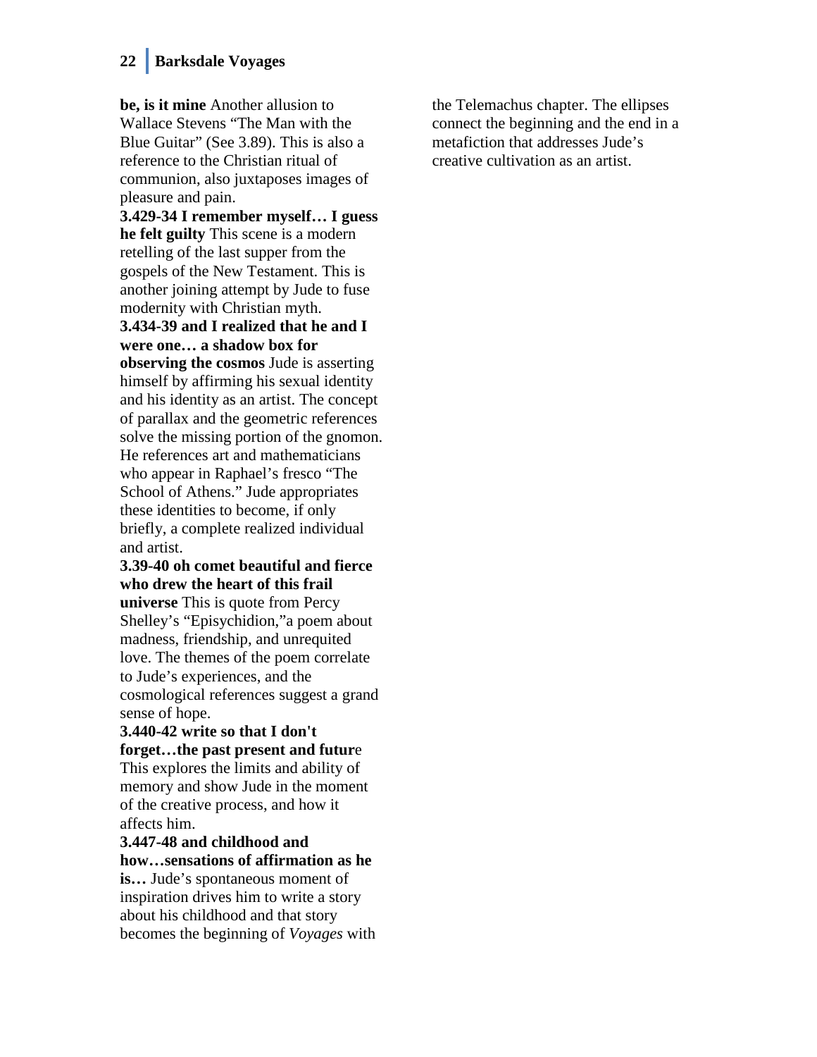**be, is it mine** Another allusion to Wallace Stevens "The Man with the Blue Guitar" (See 3.89). This is also a reference to the Christian ritual of communion, also juxtaposes images of pleasure and pain.

**3.429-34 I remember myself… I guess he felt guilty** This scene is a modern retelling of the last supper from the gospels of the New Testament. This is another joining attempt by Jude to fuse modernity with Christian myth.

**3.434-39 and I realized that he and I were one… a shadow box for observing the cosmos** Jude is asserting himself by affirming his sexual identity and his identity as an artist. The concept of parallax and the geometric references solve the missing portion of the gnomon. He references art and mathematicians who appear in Raphael's fresco "The School of Athens." Jude appropriates these identities to become, if only briefly, a complete realized individual and artist.

**3.39-40 oh comet beautiful and fierce who drew the heart of this frail universe** This is quote from Percy Shelley's "Episychidion,"a poem about madness, friendship, and unrequited love. The themes of the poem correlate to Jude's experiences, and the cosmological references suggest a grand sense of hope.

**3.440-42 write so that I don't forget…the past present and futur**e This explores the limits and ability of memory and show Jude in the moment of the creative process, and how it affects him.

**3.447-48 and childhood and how…sensations of affirmation as he is…** Jude's spontaneous moment of inspiration drives him to write a story about his childhood and that story becomes the beginning of *Voyages* with the Telemachus chapter. The ellipses connect the beginning and the end in a metafiction that addresses Jude's creative cultivation as an artist.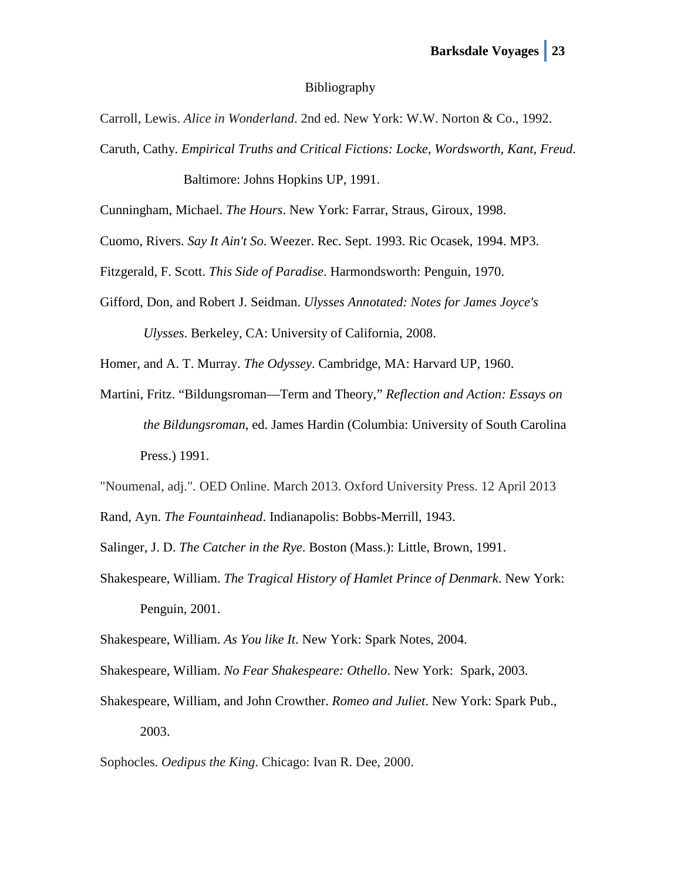# Bibliography

Carroll, Lewis. *Alice in Wonderland*. 2nd ed. New York: W.W. Norton & Co., 1992.

Caruth, Cathy. *Empirical Truths and Critical Fictions: Locke, Wordsworth, Kant, Freud*. Baltimore: Johns Hopkins UP, 1991.

Cunningham, Michael. *The Hours*. New York: Farrar, Straus, Giroux, 1998.

Cuomo, Rivers. *Say It Ain't So*. Weezer. Rec. Sept. 1993. Ric Ocasek, 1994. MP3.

Fitzgerald, F. Scott. *This Side of Paradise*. Harmondsworth: Penguin, 1970.

Gifford, Don, and Robert J. Seidman. *Ulysses Annotated: Notes for James Joyce's Ulysses*. Berkeley, CA: University of California, 2008.

Homer, and A. T. Murray. *The Odyssey*. Cambridge, MA: Harvard UP, 1960.

Martini, Fritz. "Bildungsroman—Term and Theory," *Reflection and Action: Essays on the Bildungsroman*, ed. James Hardin (Columbia: University of South Carolina Press.) 1991.

"Noumenal, adj.". OED Online. March 2013. Oxford University Press. 12 April 2013

Rand, Ayn. *The Fountainhead*. Indianapolis: Bobbs-Merrill, 1943.

Salinger, J. D. *The Catcher in the Rye*. Boston (Mass.): Little, Brown, 1991.

Shakespeare, William. *The Tragical History of Hamlet Prince of Denmark*. New York: Penguin, 2001.

Shakespeare, William. *As You like It*. New York: Spark Notes, 2004.

Shakespeare, William. *No Fear Shakespeare: Othello*. New York: Spark, 2003.

Shakespeare, William, and John Crowther. *Romeo and Juliet*. New York: Spark Pub., 2003.

Sophocles. *Oedipus the King*. Chicago: Ivan R. Dee, 2000.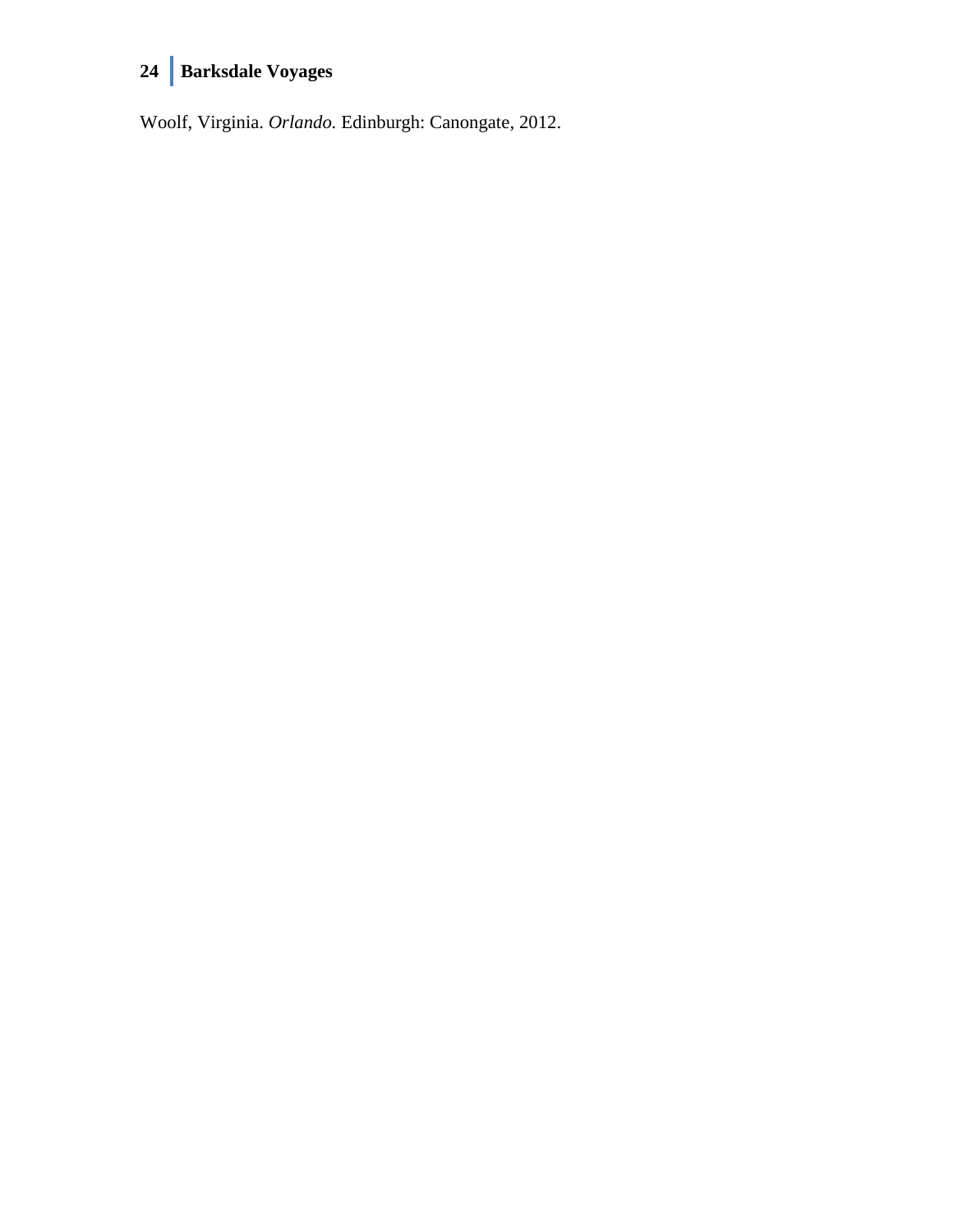Woolf, Virginia. *Orlando.* Edinburgh: Canongate, 2012.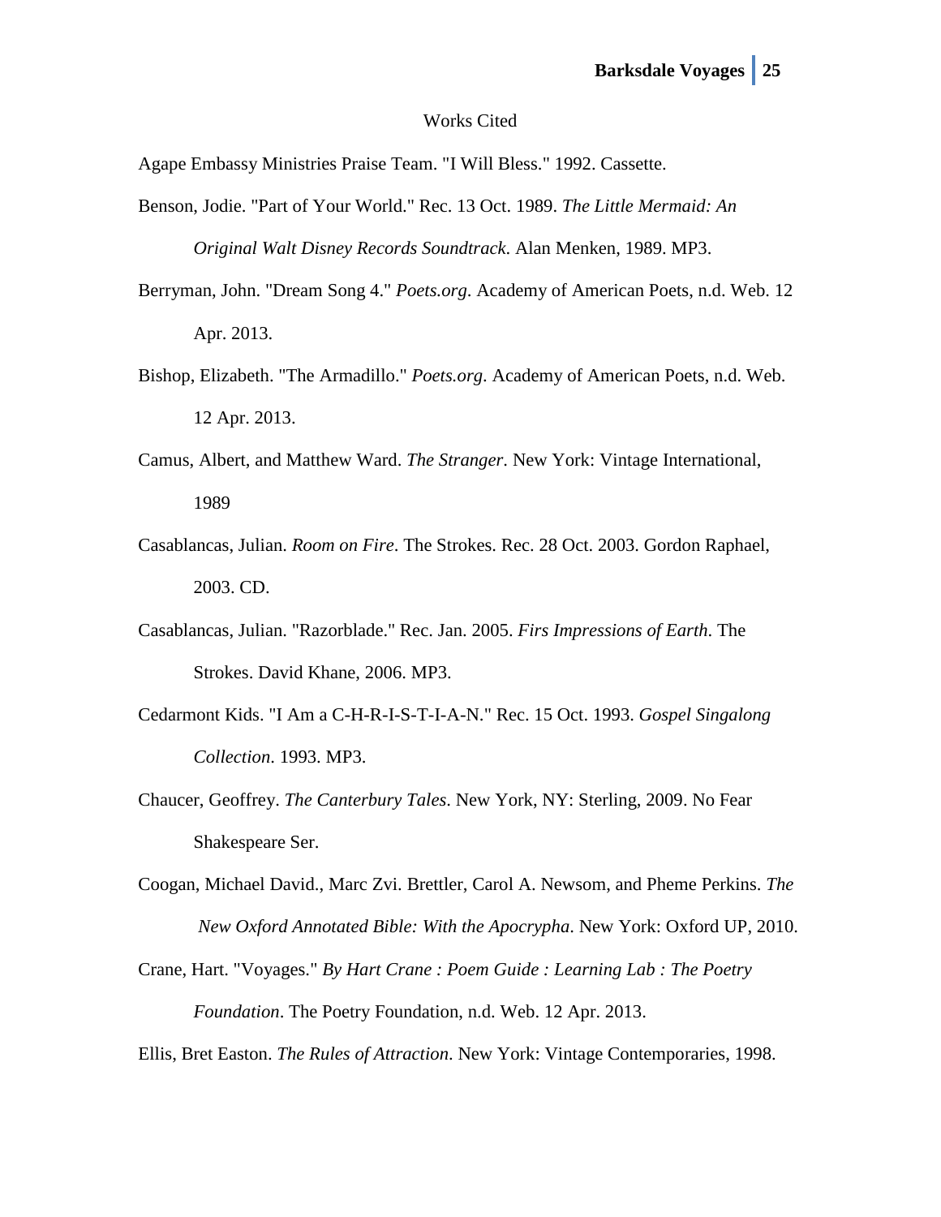Works Cited

Agape Embassy Ministries Praise Team. "I Will Bless." 1992. Cassette.

Benson, Jodie. "Part of Your World." Rec. 13 Oct. 1989. *The Little Mermaid: An Original Walt Disney Records Soundtrack*. Alan Menken, 1989. MP3.

Berryman, John. "Dream Song 4." *Poets.org*. Academy of American Poets, n.d. Web. 12 Apr. 2013.

Bishop, Elizabeth. "The Armadillo." *Poets.org*. Academy of American Poets, n.d. Web. 12 Apr. 2013.

Camus, Albert, and Matthew Ward. *The Stranger*. New York: Vintage International, 1989

Casablancas, Julian. *Room on Fire*. The Strokes. Rec. 28 Oct. 2003. Gordon Raphael, 2003. CD.

Casablancas, Julian. "Razorblade." Rec. Jan. 2005. *Firs Impressions of Earth*. The Strokes. David Khane, 2006. MP3.

Cedarmont Kids. "I Am a C-H-R-I-S-T-I-A-N." Rec. 15 Oct. 1993. *Gospel Singalong Collection*. 1993. MP3.

Chaucer, Geoffrey. *The Canterbury Tales*. New York, NY: Sterling, 2009. No Fear Shakespeare Ser.

Coogan, Michael David., Marc Zvi. Brettler, Carol A. Newsom, and Pheme Perkins. *The New Oxford Annotated Bible: With the Apocrypha*. New York: Oxford UP, 2010.

Crane, Hart. "Voyages." *By Hart Crane : Poem Guide : Learning Lab : The Poetry Foundation*. The Poetry Foundation, n.d. Web. 12 Apr. 2013.

Ellis, Bret Easton. *The Rules of Attraction*. New York: Vintage Contemporaries, 1998.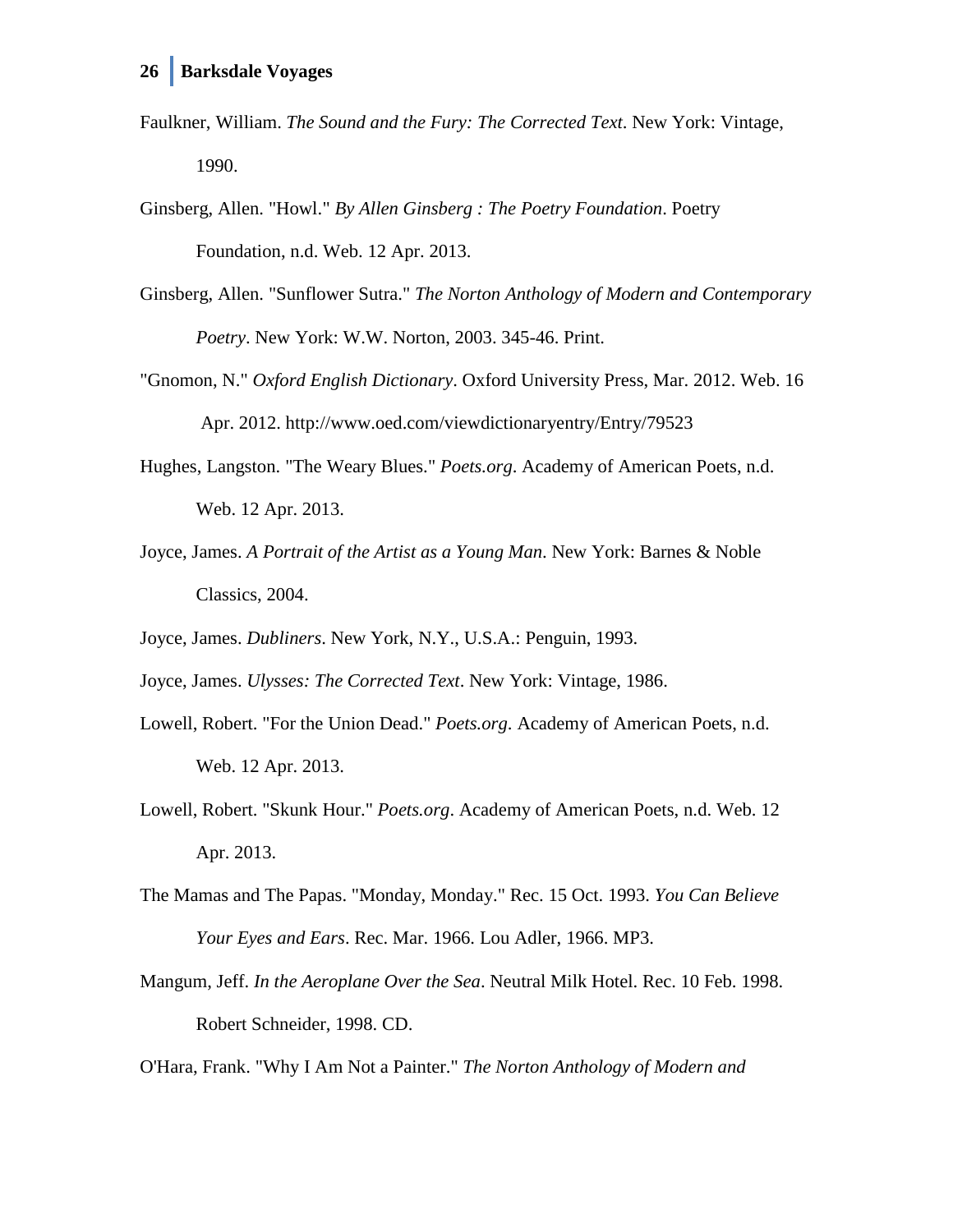Faulkner, William. *The Sound and the Fury: The Corrected Text*. New York: Vintage, 1990.

Ginsberg, Allen. "Howl." *By Allen Ginsberg : The Poetry Foundation*. Poetry Foundation, n.d. Web. 12 Apr. 2013.

Ginsberg, Allen. "Sunflower Sutra." *The Norton Anthology of Modern and Contemporary Poetry*. New York: W.W. Norton, 2003. 345-46. Print.

"Gnomon, N." *Oxford English Dictionary*. Oxford University Press, Mar. 2012. Web. 16 Apr. 2012. http://www.oed.com/viewdictionaryentry/Entry/79523

Hughes, Langston. "The Weary Blues." *Poets.org*. Academy of American Poets, n.d. Web. 12 Apr. 2013.

Joyce, James. *A Portrait of the Artist as a Young Man*. New York: Barnes & Noble Classics, 2004.

Joyce, James. *Dubliners*. New York, N.Y., U.S.A.: Penguin, 1993.

Joyce, James. *Ulysses: The Corrected Text*. New York: Vintage, 1986.

Lowell, Robert. "For the Union Dead." *Poets.org*. Academy of American Poets, n.d. Web. 12 Apr. 2013.

Lowell, Robert. "Skunk Hour." *Poets.org*. Academy of American Poets, n.d. Web. 12 Apr. 2013.

The Mamas and The Papas. "Monday, Monday." Rec. 15 Oct. 1993. *You Can Believe Your Eyes and Ears*. Rec. Mar. 1966. Lou Adler, 1966. MP3.

Mangum, Jeff. *In the Aeroplane Over the Sea*. Neutral Milk Hotel. Rec. 10 Feb. 1998. Robert Schneider, 1998. CD.

O'Hara, Frank. "Why I Am Not a Painter." *The Norton Anthology of Modern and*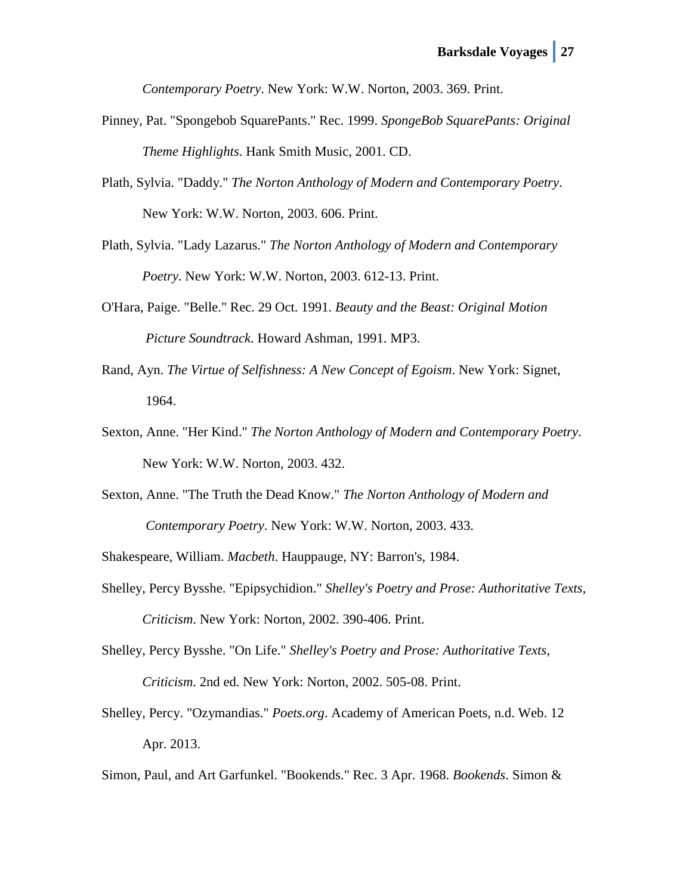*Contemporary Poetry*. New York: W.W. Norton, 2003. 369. Print.

Pinney, Pat. "Spongebob SquarePants." Rec. 1999. *SpongeBob SquarePants: Original Theme Highlights*. Hank Smith Music, 2001. CD.

Plath, Sylvia. "Daddy." *The Norton Anthology of Modern and Contemporary Poetry*. New York: W.W. Norton, 2003. 606. Print.

Plath, Sylvia. "Lady Lazarus." *The Norton Anthology of Modern and Contemporary Poetry*. New York: W.W. Norton, 2003. 612-13. Print.

O'Hara, Paige. "Belle." Rec. 29 Oct. 1991. *Beauty and the Beast: Original Motion Picture Soundtrack*. Howard Ashman, 1991. MP3.

Rand, Ayn. *The Virtue of Selfishness: A New Concept of Egoism*. New York: Signet, 1964.

Sexton, Anne. "Her Kind." *The Norton Anthology of Modern and Contemporary Poetry*. New York: W.W. Norton, 2003. 432.

Sexton, Anne. "The Truth the Dead Know." *The Norton Anthology of Modern and Contemporary Poetry*. New York: W.W. Norton, 2003. 433.

Shakespeare, William. *Macbeth*. Hauppauge, NY: Barron's, 1984.

Shelley, Percy Bysshe. "Epipsychidion." *Shelley's Poetry and Prose: Authoritative Texts, Criticism*. New York: Norton, 2002. 390-406. Print.

Shelley, Percy Bysshe. "On Life." *Shelley's Poetry and Prose: Authoritative Texts, Criticism*. 2nd ed. New York: Norton, 2002. 505-08. Print.

Shelley, Percy. "Ozymandias." *Poets.org*. Academy of American Poets, n.d. Web. 12 Apr. 2013.

Simon, Paul, and Art Garfunkel. "Bookends." Rec. 3 Apr. 1968. *Bookends*. Simon &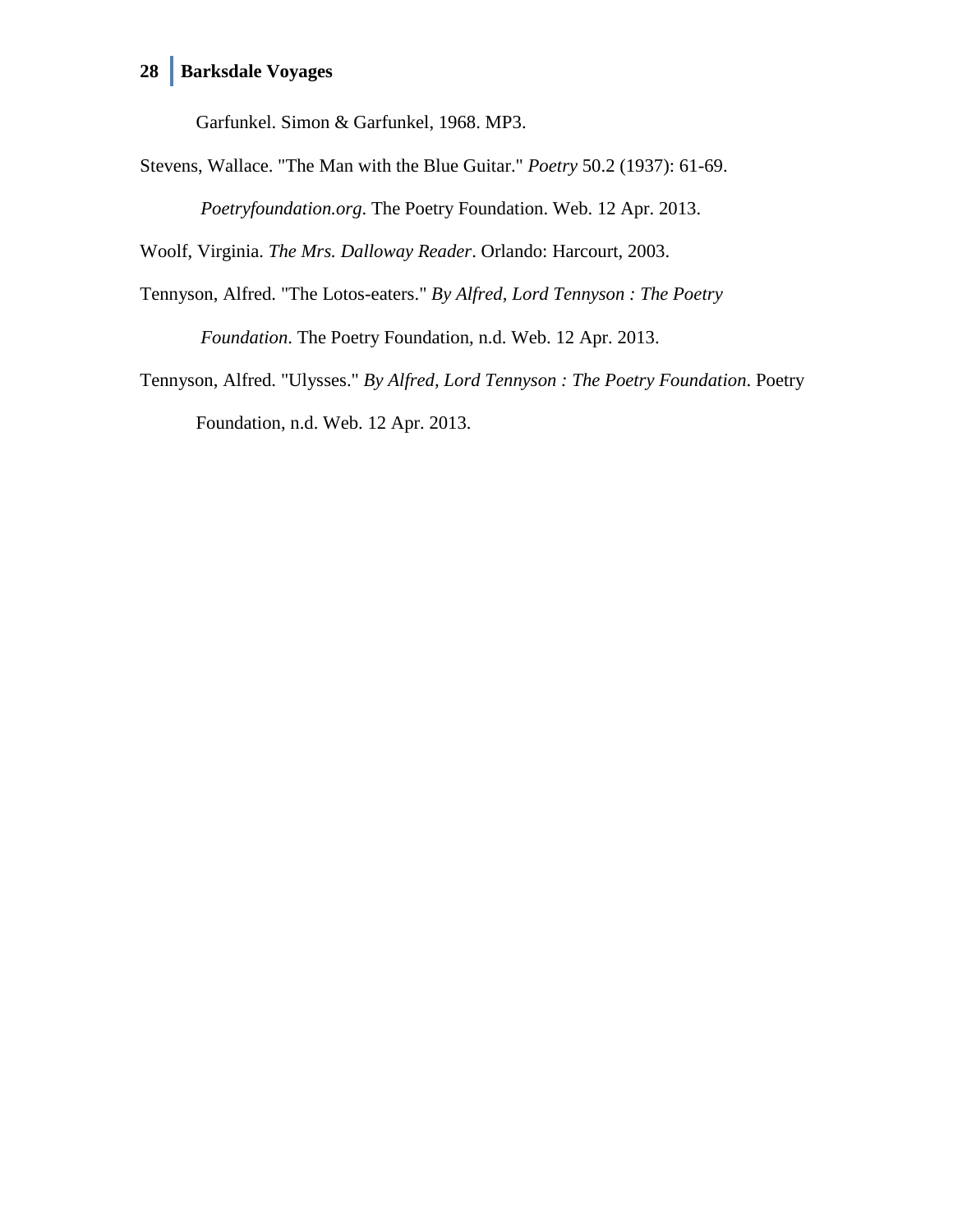Garfunkel. Simon & Garfunkel, 1968. MP3.

Stevens, Wallace. "The Man with the Blue Guitar." *Poetry* 50.2 (1937): 61-69. *Poetryfoundation.org*. The Poetry Foundation. Web. 12 Apr. 2013.

Woolf, Virginia. *The Mrs. Dalloway Reader*. Orlando: Harcourt, 2003.

Tennyson, Alfred. "The Lotos-eaters." *By Alfred, Lord Tennyson : The Poetry Foundation*. The Poetry Foundation, n.d. Web. 12 Apr. 2013.

Tennyson, Alfred. "Ulysses." *By Alfred, Lord Tennyson : The Poetry Foundation*. Poetry Foundation, n.d. Web. 12 Apr. 2013.